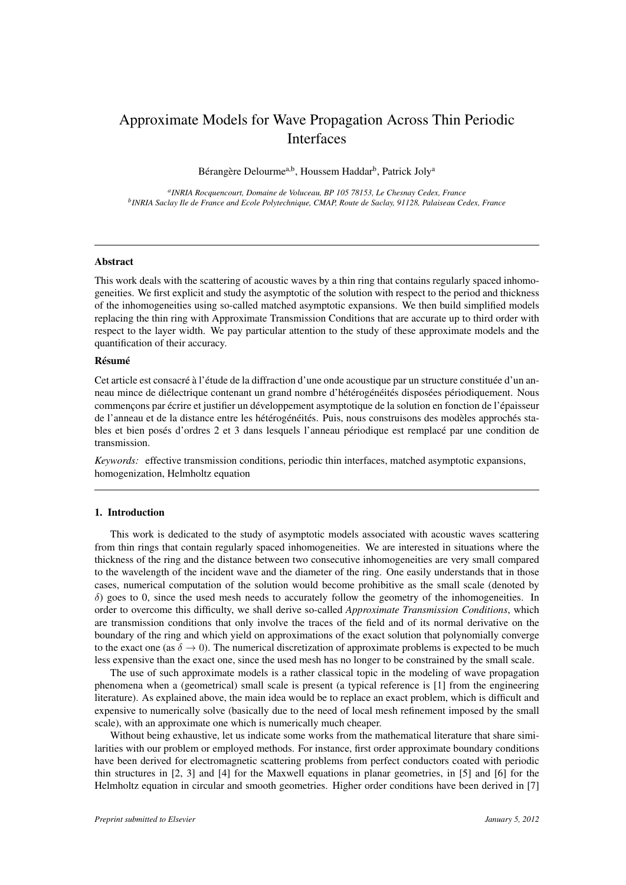# Approximate Models for Wave Propagation Across Thin Periodic Interfaces

Bérangère Delourme[a,b], Houssem Haddar[b], Patrick Joly[a]

[a]*INRIA Rocquencourt, Domaine de Voluceau, BP 105 78153, Le Chesnay Cedex, France*
[b]*INRIA Saclay Ile de France and Ecole Polytechnique, CMAP, Route de Saclay, 91128, Palaiseau Cedex, France*

---

### Abstract

This work deals with the scattering of acoustic waves by a thin ring that contains regularly spaced inhomogeneities. We first explicit and study the asymptotic of the solution with respect to the period and thickness of the inhomogeneities using so-called matched asymptotic expansions. We then build simplified models replacing the thin ring with Approximate Transmission Conditions that are accurate up to third order with respect to the layer width. We pay particular attention to the study of these approximate models and the quantification of their accuracy.

### Résumé

Cet article est consacré à l'étude de la diffraction d'une onde acoustique par un structure constituée d'un anneau mince de diélectrique contenant un grand nombre d'hétérogénéités disposées périodiquement. Nous commençons par écrire et justifier un développement asymptotique de la solution en fonction de l'épaisseur de l'anneau et de la distance entre les hétérogénéités. Puis, nous construisons des modèles approchés stables et bien posés d'ordres 2 et 3 dans lesquels l'anneau périodique est remplacé par une condition de transmission.

*Keywords:* effective transmission conditions, periodic thin interfaces, matched asymptotic expansions, homogenization, Helmholtz equation

---

## 1. Introduction

This work is dedicated to the study of asymptotic models associated with acoustic waves scattering from thin rings that contain regularly spaced inhomogeneities. We are interested in situations where the thickness of the ring and the distance between two consecutive inhomogeneities are very small compared to the wavelength of the incident wave and the diameter of the ring. One easily understands that in those cases, numerical computation of the solution would become prohibitive as the small scale (denoted by $\delta$) goes to 0, since the used mesh needs to accurately follow the geometry of the inhomogeneities. In order to overcome this difficulty, we shall derive so-called *Approximate Transmission Conditions*, which are transmission conditions that only involve the traces of the field and of its normal derivative on the boundary of the ring and which yield on approximations of the exact solution that polynomially converge to the exact one (as $\delta \to 0$). The numerical discretization of approximate problems is expected to be much less expensive than the exact one, since the used mesh has no longer to be constrained by the small scale.

The use of such approximate models is a rather classical topic in the modeling of wave propagation phenomena when a (geometrical) small scale is present (a typical reference is [1] from the engineering literature). As explained above, the main idea would be to replace an exact problem, which is difficult and expensive to numerically solve (basically due to the need of local mesh refinement imposed by the small scale), with an approximate one which is numerically much cheaper.

Without being exhaustive, let us indicate some works from the mathematical literature that share similarities with our problem or employed methods. For instance, first order approximate boundary conditions have been derived for electromagnetic scattering problems from perfect conductors coated with periodic thin structures in [2, 3] and [4] for the Maxwell equations in planar geometries, in [5] and [6] for the Helmholtz equation in circular and smooth geometries. Higher order conditions have been derived in [7]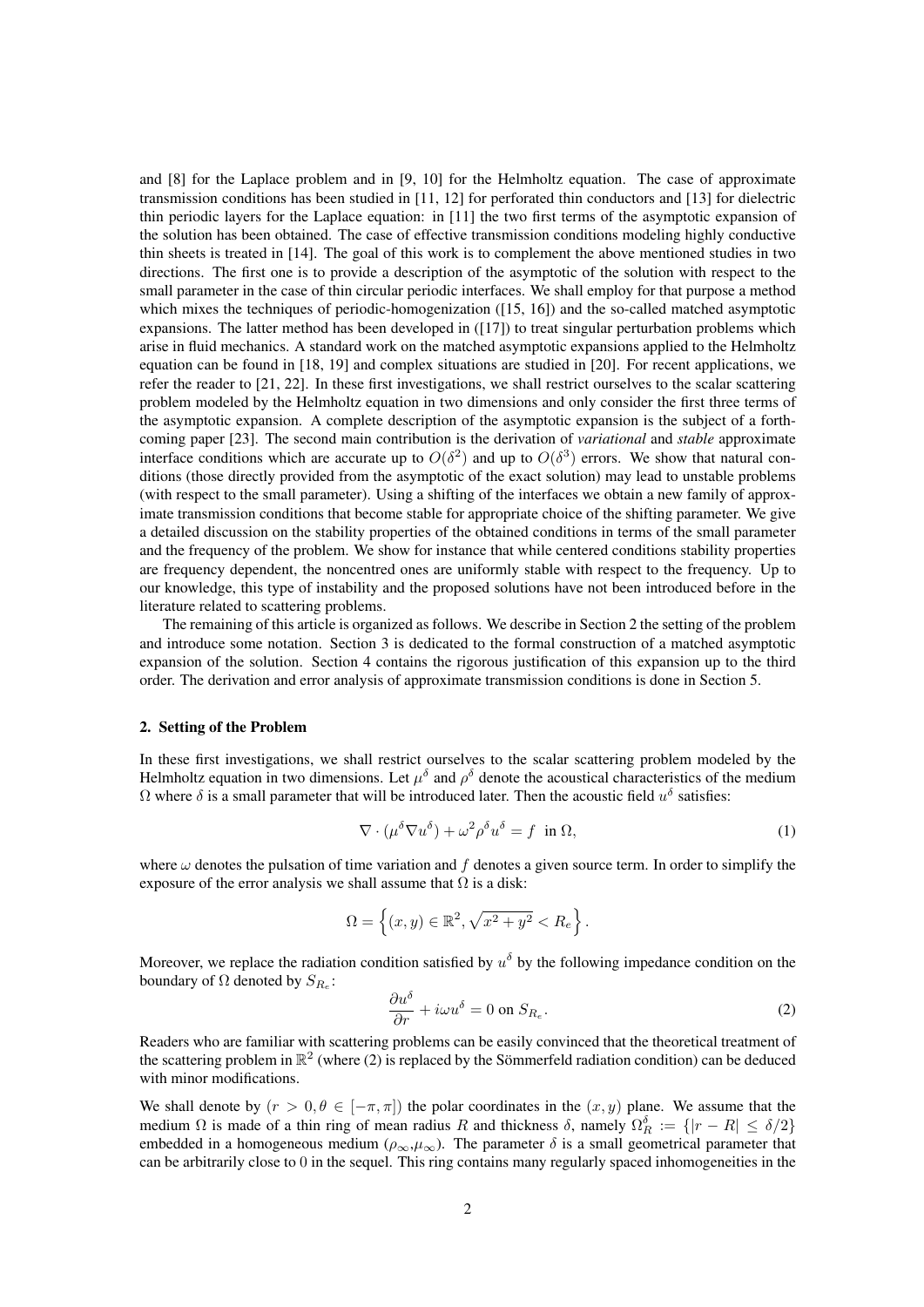and [8] for the Laplace problem and in [9, 10] for the Helmholtz equation. The case of approximate transmission conditions has been studied in [11, 12] for perforated thin conductors and [13] for dielectric thin periodic layers for the Laplace equation: in [11] the two first terms of the asymptotic expansion of the solution has been obtained. The case of effective transmission conditions modeling highly conductive thin sheets is treated in [14]. The goal of this work is to complement the above mentioned studies in two directions. The first one is to provide a description of the asymptotic of the solution with respect to the small parameter in the case of thin circular periodic interfaces. We shall employ for that purpose a method which mixes the techniques of periodic-homogenization ([15, 16]) and the so-called matched asymptotic expansions. The latter method has been developed in ([17]) to treat singular perturbation problems which arise in fluid mechanics. A standard work on the matched asymptotic expansions applied to the Helmholtz equation can be found in [18, 19] and complex situations are studied in [20]. For recent applications, we refer the reader to [21, 22]. In these first investigations, we shall restrict ourselves to the scalar scattering problem modeled by the Helmholtz equation in two dimensions and only consider the first three terms of the asymptotic expansion. A complete description of the asymptotic expansion is the subject of a forthcoming paper [23]. The second main contribution is the derivation of *variational* and *stable* approximate interface conditions which are accurate up to $O(\delta^2)$ and up to $O(\delta^3)$ errors. We show that natural conditions (those directly provided from the asymptotic of the exact solution) may lead to unstable problems (with respect to the small parameter). Using a shifting of the interfaces we obtain a new family of approximate transmission conditions that become stable for appropriate choice of the shifting parameter. We give a detailed discussion on the stability properties of the obtained conditions in terms of the small parameter and the frequency of the problem. We show for instance that while centered conditions stability properties are frequency dependent, the noncentred ones are uniformly stable with respect to the frequency. Up to our knowledge, this type of instability and the proposed solutions have not been introduced before in the literature related to scattering problems.

The remaining of this article is organized as follows. We describe in Section 2 the setting of the problem and introduce some notation. Section 3 is dedicated to the formal construction of a matched asymptotic expansion of the solution. Section 4 contains the rigorous justification of this expansion up to the third order. The derivation and error analysis of approximate transmission conditions is done in Section 5.

## 2. Setting of the Problem

In these first investigations, we shall restrict ourselves to the scalar scattering problem modeled by the Helmholtz equation in two dimensions. Let $\mu^\delta$ and $\rho^\delta$ denote the acoustical characteristics of the medium $\Omega$ where $\delta$ is a small parameter that will be introduced later. Then the acoustic field $u^\delta$ satisfies:

$$\nabla \cdot (\mu^\delta \nabla u^\delta) + \omega^2 \rho^\delta u^\delta = f \ \text{ in } \Omega, \tag{1}$$

where $\omega$ denotes the pulsation of time variation and $f$ denotes a given source term. In order to simplify the exposure of the error analysis we shall assume that $\Omega$ is a disk:

$$\Omega = \left\{ (x, y) \in \mathbb{R}^2, \sqrt{x^2 + y^2} < R_e \right\}.$$

Moreover, we replace the radiation condition satisfied by $u^\delta$ by the following impedance condition on the boundary of $\Omega$ denoted by $S_{R_e}$:

$$\frac{\partial u^\delta}{\partial r} + i\omega u^\delta = 0 \text{ on } S_{R_e}. \tag{2}$$

Readers who are familiar with scattering problems can be easily convinced that the theoretical treatment of the scattering problem in $\mathbb{R}^2$ (where (2) is replaced by the Sömmerfeld radiation condition) can be deduced with minor modifications.

We shall denote by $(r > 0, \theta \in [-\pi, \pi])$ the polar coordinates in the $(x, y)$ plane. We assume that the medium $\Omega$ is made of a thin ring of mean radius $R$ and thickness $\delta$, namely $\Omega_R^\delta := \{|r - R| \leq \delta/2\}$ embedded in a homogeneous medium ($\rho_\infty$,$\mu_\infty$). The parameter $\delta$ is a small geometrical parameter that can be arbitrarily close to 0 in the sequel. This ring contains many regularly spaced inhomogeneities in the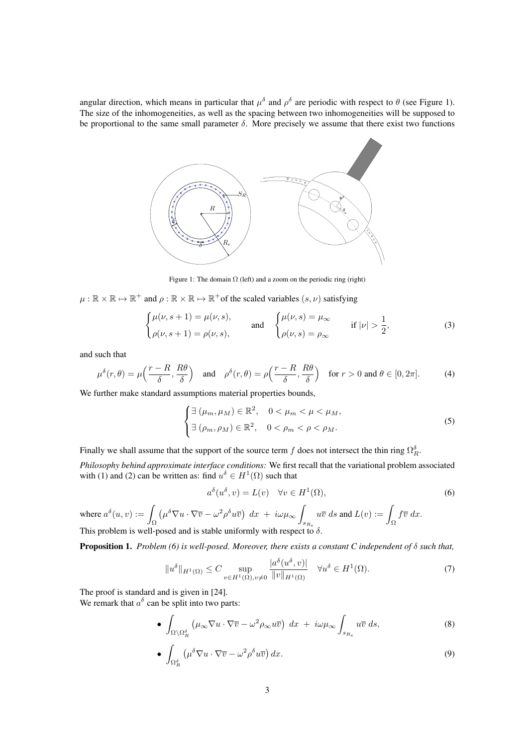angular direction, which means in particular that $\mu^\delta$ and $\rho^\delta$ are periodic with respect to $\theta$ (see Figure 1). The size of the inhomogeneities, as well as the spacing between two inhomogeneities will be supposed to be proportional to the same small parameter $\delta$. More precisely we assume that there exist two functions

Figure 1: The domain $\Omega$ (left) and a zoom on the periodic ring (right)

$\mu : \mathbb{R} \times \mathbb{R} \mapsto \mathbb{R}^+$ and $\rho : \mathbb{R} \times \mathbb{R} \mapsto \mathbb{R}^+$of the scaled variables $(s, \nu)$ satisfying

$$
\begin{cases} \mu(\nu, s+1) = \mu(\nu, s), \\ \rho(\nu, s+1) = \rho(\nu, s), \end{cases} \quad \text{and} \quad \begin{cases} \mu(\nu, s) = \mu_\infty \\ \rho(\nu, s) = \rho_\infty \end{cases} \quad \text{if } |\nu| > \frac{1}{2}, \tag{3}
$$

and such that

$$
\mu^\delta(r, \theta) = \mu\Big(\frac{r-R}{\delta}, \frac{R\theta}{\delta}\Big) \quad \text{and} \quad \rho^\delta(r, \theta) = \rho\Big(\frac{r-R}{\delta}, \frac{R\theta}{\delta}\Big) \quad \text{for } r > 0 \text{ and } \theta \in [0, 2\pi]. \tag{4}
$$

We further make standard assumptions material properties bounds,

$$
\begin{cases} \exists\, (\mu_m, \mu_M) \in \mathbb{R}^2, \quad 0 < \mu_m < \mu < \mu_M, \\ \exists\, (\rho_m, \rho_M) \in \mathbb{R}^2, \quad 0 < \rho_m < \rho < \rho_M. \end{cases} \tag{5}
$$

Finally we shall assume that the support of the source term $f$ does not intersect the thin ring $\Omega_R^\delta$.

*Philosophy behind approximate interface conditions:* We first recall that the variational problem associated with (1) and (2) can be written as: find $u^\delta \in H^1(\Omega)$ such that

$$
a^\delta(u^\delta, v) = L(v) \quad \forall v \in H^1(\Omega), \tag{6}
$$

where $a^\delta(u, v) := \displaystyle\int_\Omega \left(\mu^\delta \nabla u \cdot \nabla \overline{v} - \omega^2 \rho^\delta u \overline{v}\right)\, dx \;+\; i\omega\mu_\infty \int_{s_{R_e}} u\overline{v}\; ds$ and $L(v) := \displaystyle\int_\Omega f\overline{v}\; dx$.
This problem is well-posed and is stable uniformly with respect to $\delta$.

**Proposition 1.** *Problem (6) is well-posed. Moreover, there exists a constant C independent of $\delta$ such that,*

$$
\|u^\delta\|_{H^1(\Omega)} \leq C \sup_{v \in H^1(\Omega), v \neq 0} \frac{|a^\delta(u^\delta, v)|}{\|v\|_{H^1(\Omega)}} \quad \forall u^\delta \in H^1(\Omega). \tag{7}
$$

The proof is standard and is given in [24].
We remark that $a^\delta$ can be split into two parts:

- $$\int_{\Omega \setminus \Omega_R^\delta} \left(\mu_\infty \nabla u \cdot \nabla \overline{v} - \omega^2 \rho_\infty u\overline{v}\right)\, dx \;+\; i\omega\mu_\infty \int_{s_{R_e}} u\overline{v}\; ds, \tag{8}$$

- $$\int_{\Omega_R^\delta} \left(\mu^\delta \nabla u \cdot \nabla \overline{v} - \omega^2 \rho^\delta u\overline{v}\right) dx. \tag{9}$$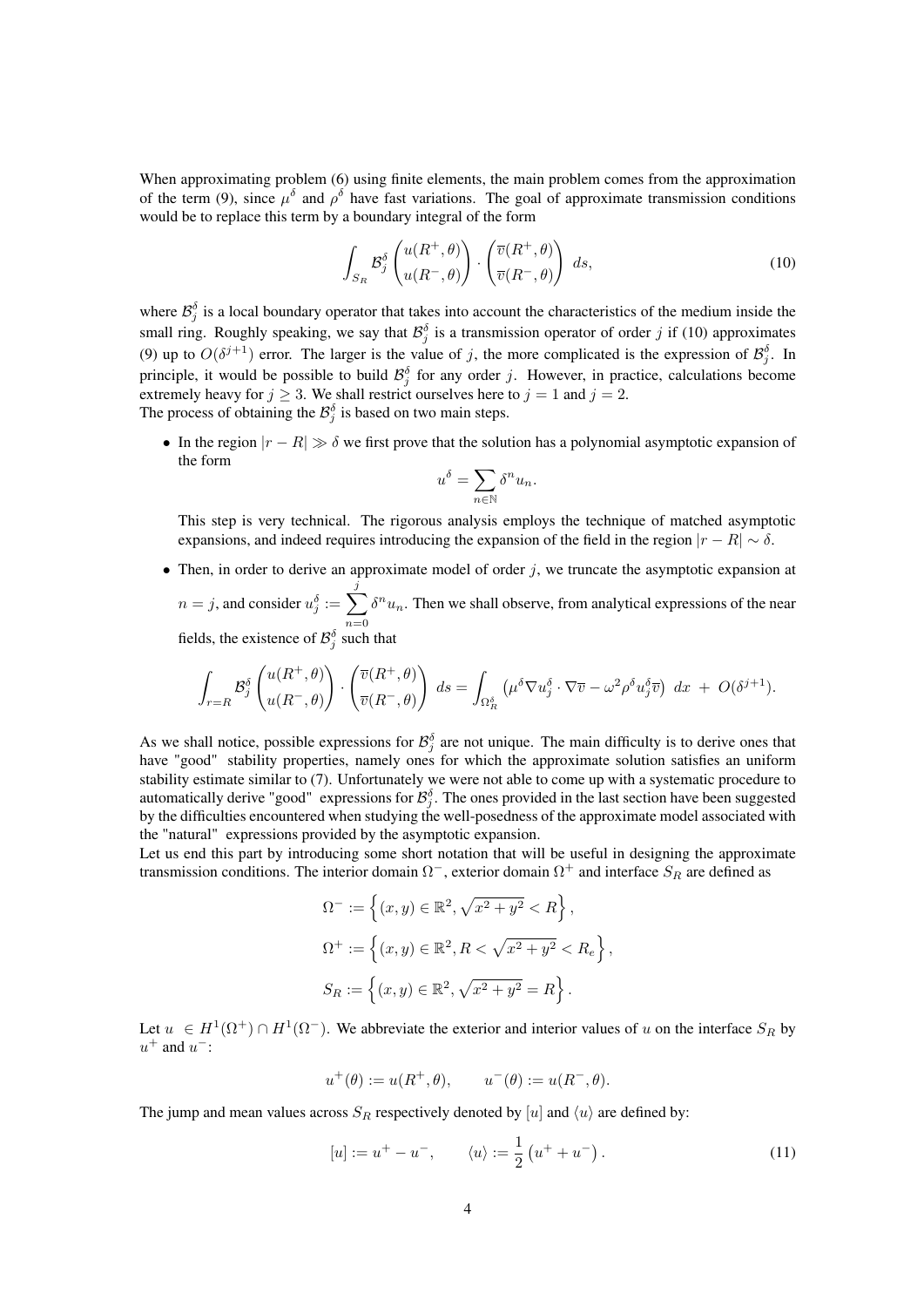When approximating problem (6) using finite elements, the main problem comes from the approximation of the term (9), since $\mu^\delta$ and $\rho^\delta$ have fast variations. The goal of approximate transmission conditions would be to replace this term by a boundary integral of the form

$$\int_{S_R} \mathcal{B}_j^\delta \begin{pmatrix} u(R^+,\theta) \\ u(R^-,\theta) \end{pmatrix} \cdot \begin{pmatrix} \overline{v}(R^+,\theta) \\ \overline{v}(R^-,\theta) \end{pmatrix} \, ds, \tag{10}$$

where $\mathcal{B}_j^\delta$ is a local boundary operator that takes into account the characteristics of the medium inside the small ring. Roughly speaking, we say that $\mathcal{B}_j^\delta$ is a transmission operator of order $j$ if (10) approximates (9) up to $O(\delta^{j+1})$ error. The larger is the value of $j$, the more complicated is the expression of $\mathcal{B}_j^\delta$. In principle, it would be possible to build $\mathcal{B}_j^\delta$ for any order $j$. However, in practice, calculations become extremely heavy for $j \geq 3$. We shall restrict ourselves here to $j = 1$ and $j = 2$.
The process of obtaining the $\mathcal{B}_j^\delta$ is based on two main steps.

- In the region $|r - R| \gg \delta$ we first prove that the solution has a polynomial asymptotic expansion of the form
$$u^\delta = \sum_{n \in \mathbb{N}} \delta^n u_n.$$
This step is very technical. The rigorous analysis employs the technique of matched asymptotic expansions, and indeed requires introducing the expansion of the field in the region $|r - R| \sim \delta$.

- Then, in order to derive an approximate model of order $j$, we truncate the asymptotic expansion at $n = j$, and consider $u_j^\delta := \sum_{n=0}^{j} \delta^n u_n$. Then we shall observe, from analytical expressions of the near fields, the existence of $\mathcal{B}_j^\delta$ such that

$$\int_{r=R} \mathcal{B}_j^\delta \begin{pmatrix} u(R^+,\theta) \\ u(R^-,\theta) \end{pmatrix} \cdot \begin{pmatrix} \overline{v}(R^+,\theta) \\ \overline{v}(R^-,\theta) \end{pmatrix} \, ds = \int_{\Omega_R^\delta} \left( \mu^\delta \nabla u_j^\delta \cdot \nabla \overline{v} - \omega^2 \rho^\delta u_j^\delta \overline{v} \right) \, dx \; + \; O(\delta^{j+1}).$$

As we shall notice, possible expressions for $\mathcal{B}_j^\delta$ are not unique. The main difficulty is to derive ones that have "good" stability properties, namely ones for which the approximate solution satisfies an uniform stability estimate similar to (7). Unfortunately we were not able to come up with a systematic procedure to automatically derive "good" expressions for $\mathcal{B}_j^\delta$. The ones provided in the last section have been suggested by the difficulties encountered when studying the well-posedness of the approximate model associated with the "natural" expressions provided by the asymptotic expansion.
Let us end this part by introducing some short notation that will be useful in designing the approximate transmission conditions. The interior domain $\Omega^-$, exterior domain $\Omega^+$ and interface $S_R$ are defined as

$$\Omega^- := \left\{ (x,y) \in \mathbb{R}^2, \sqrt{x^2+y^2} < R \right\},$$

$$\Omega^+ := \left\{ (x,y) \in \mathbb{R}^2, R < \sqrt{x^2+y^2} < R_e \right\},$$

$$S_R := \left\{ (x,y) \in \mathbb{R}^2, \sqrt{x^2+y^2} = R \right\}.$$

Let $u \in H^1(\Omega^+) \cap H^1(\Omega^-)$. We abbreviate the exterior and interior values of $u$ on the interface $S_R$ by $u^+$ and $u^-$:

$$u^+(\theta) := u(R^+,\theta), \qquad u^-(\theta) := u(R^-,\theta).$$

The jump and mean values across $S_R$ respectively denoted by $[u]$ and $\langle u \rangle$ are defined by:

$$[u] := u^+ - u^-, \qquad \langle u \rangle := \frac{1}{2}\left(u^+ + u^-\right). \tag{11}$$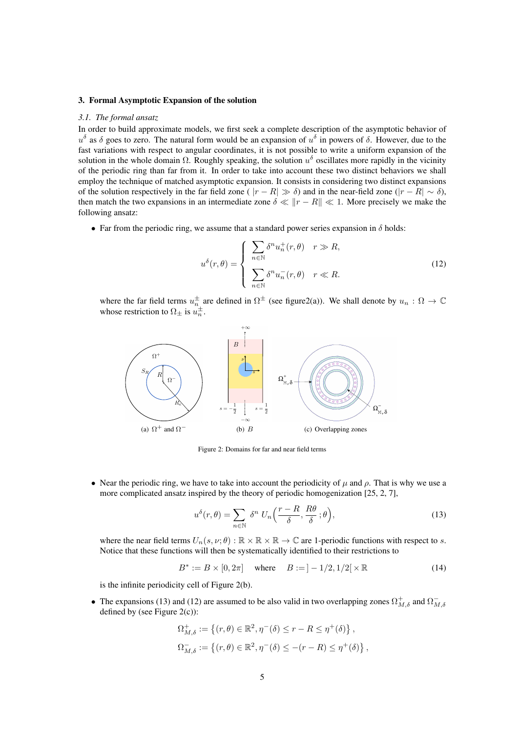### 3. Formal Asymptotic Expansion of the solution

#### *3.1. The formal ansatz*

In order to build approximate models, we first seek a complete description of the asymptotic behavior of $u^\delta$ as $\delta$ goes to zero. The natural form would be an expansion of $u^\delta$ in powers of $\delta$. However, due to the fast variations with respect to angular coordinates, it is not possible to write a uniform expansion of the solution in the whole domain $\Omega$. Roughly speaking, the solution $u^\delta$ oscillates more rapidly in the vicinity of the periodic ring than far from it. In order to take into account these two distinct behaviors we shall employ the technique of matched asymptotic expansion. It consists in considering two distinct expansions of the solution respectively in the far field zone ( $|r - R| \gg \delta$) and in the near-field zone ($|r - R| \sim \delta$), then match the two expansions in an intermediate zone $\delta \ll \|r - R\| \ll 1$. More precisely we make the following ansatz:

- Far from the periodic ring, we assume that a standard power series expansion in $\delta$ holds:

$$
u^\delta(r,\theta) = \begin{cases} \displaystyle\sum_{n\in\mathbb{N}} \delta^n u_n^+(r,\theta) & r \gg R, \\ \displaystyle\sum_{n\in\mathbb{N}} \delta^n u_n^-(r,\theta) & r \ll R. \end{cases} \tag{12}
$$

  where the far field terms $u_n^\pm$ are defined in $\Omega^\pm$ (see figure2(a)). We shall denote by $u_n : \Omega \to \mathbb{C}$ whose restriction to $\Omega_\pm$ is $u_n^\pm$.

(a) $\Omega^+$ and $\Omega^-$ (b) $B$ (c) Overlapping zones

Figure 2: Domains for far and near field terms

- Near the periodic ring, we have to take into account the periodicity of $\mu$ and $\rho$. That is why we use a more complicated ansatz inspired by the theory of periodic homogenization [25, 2, 7],

$$
u^\delta(r,\theta) = \sum_{n\in\mathbb{N}} \delta^n \, U_n\Big(\frac{r-R}{\delta}, \frac{R\theta}{\delta}\,; \theta\Big), \tag{13}
$$

  where the near field terms $U_n(s,\nu;\theta) : \mathbb{R}\times\mathbb{R}\times\mathbb{R} \to \mathbb{C}$ are 1-periodic functions with respect to $s$. Notice that these functions will then be systematically identified to their restrictions to

$$
B^* := B \times [0, 2\pi] \quad \text{where} \quad B := ]-1/2, 1/2[ \times \mathbb{R} \tag{14}
$$

  is the infinite periodicity cell of Figure 2(b).

- The expansions (13) and (12) are assumed to be also valid in two overlapping zones $\Omega^+_{M,\delta}$ and $\Omega^-_{M,\delta}$ defined by (see Figure 2(c)):

$$
\Omega^+_{M,\delta} := \left\{(r,\theta) \in \mathbb{R}^2, \eta^-(\delta) \le r - R \le \eta^+(\delta)\right\},
$$

$$
\Omega^-_{M,\delta} := \left\{(r,\theta) \in \mathbb{R}^2, \eta^-(\delta) \le -(r - R) \le \eta^+(\delta)\right\},
$$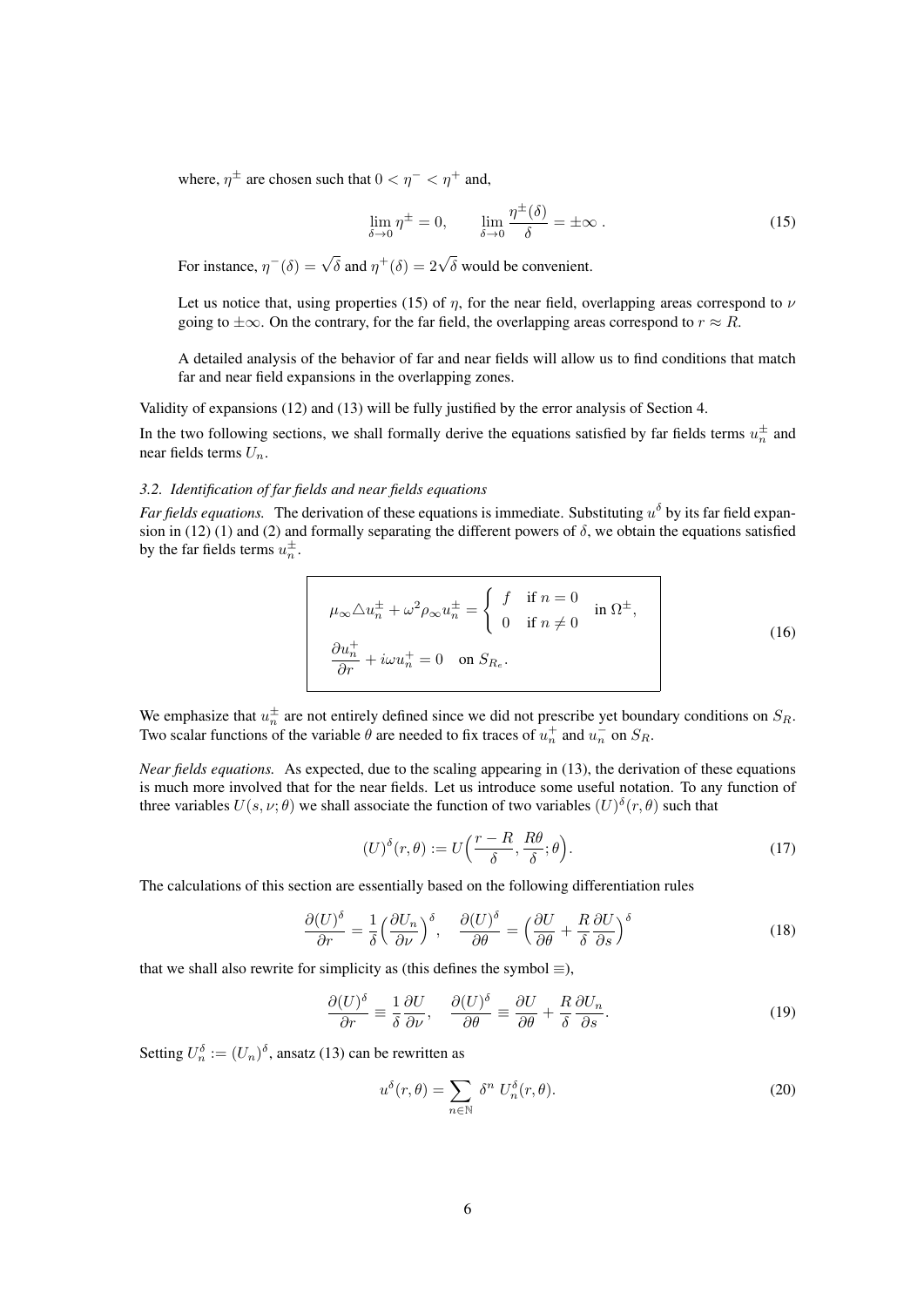where, $\eta^{\pm}$ are chosen such that $0 < \eta^- < \eta^+$ and,

$$
\lim_{\delta \to 0} \eta^{\pm} = 0, \qquad \lim_{\delta \to 0} \frac{\eta^{\pm}(\delta)}{\delta} = \pm\infty \, . \tag{15}
$$

For instance, $\eta^-(\delta) = \sqrt{\delta}$ and $\eta^+(\delta) = 2\sqrt{\delta}$ would be convenient.

Let us notice that, using properties (15) of $\eta$, for the near field, overlapping areas correspond to $\nu$ going to $\pm\infty$. On the contrary, for the far field, the overlapping areas correspond to $r \approx R$.

A detailed analysis of the behavior of far and near fields will allow us to find conditions that match far and near field expansions in the overlapping zones.

Validity of expansions (12) and (13) will be fully justified by the error analysis of Section 4.

In the two following sections, we shall formally derive the equations satisfied by far fields terms $u_n^{\pm}$ and near fields terms $U_n$.

### 3.2. Identification of far fields and near fields equations

*Far fields equations.* The derivation of these equations is immediate. Substituting $u^\delta$ by its far field expansion in (12) (1) and (2) and formally separating the different powers of $\delta$, we obtain the equations satisfied by the far fields terms $u_n^{\pm}$.

$$
\boxed{
\begin{aligned}
&\mu_\infty \triangle u_n^{\pm} + \omega^2 \rho_\infty u_n^{\pm} = \left\{ \begin{array}{ll} f & \text{if } n = 0 \\ 0 & \text{if } n \neq 0 \end{array} \right. \quad \text{in } \Omega^{\pm}, \\
&\frac{\partial u_n^+}{\partial r} + i\omega u_n^+ = 0 \quad \text{on } S_{R_e}.
\end{aligned}
} \tag{16}
$$

We emphasize that $u_n^{\pm}$ are not entirely defined since we did not prescribe yet boundary conditions on $S_R$. Two scalar functions of the variable $\theta$ are needed to fix traces of $u_n^+$ and $u_n^-$ on $S_R$.

*Near fields equations.* As expected, due to the scaling appearing in (13), the derivation of these equations is much more involved that for the near fields. Let us introduce some useful notation. To any function of three variables $U(s, \nu; \theta)$ we shall associate the function of two variables $(U)^\delta(r, \theta)$ such that

$$
(U)^\delta(r, \theta) := U\Big(\frac{r - R}{\delta}, \frac{R\theta}{\delta}; \theta\Big). \tag{17}
$$

The calculations of this section are essentially based on the following differentiation rules

$$
\frac{\partial (U)^\delta}{\partial r} = \frac{1}{\delta} \Big( \frac{\partial U_n}{\partial \nu} \Big)^\delta, \quad \frac{\partial (U)^\delta}{\partial \theta} = \Big( \frac{\partial U}{\partial \theta} + \frac{R}{\delta} \frac{\partial U}{\partial s} \Big)^\delta \tag{18}
$$

that we shall also rewrite for simplicity as (this defines the symbol $\equiv$),

$$
\frac{\partial (U)^\delta}{\partial r} \equiv \frac{1}{\delta} \frac{\partial U}{\partial \nu}, \quad \frac{\partial (U)^\delta}{\partial \theta} \equiv \frac{\partial U}{\partial \theta} + \frac{R}{\delta} \frac{\partial U_n}{\partial s}. \tag{19}
$$

Setting $U_n^\delta := (U_n)^\delta$, ansatz (13) can be rewritten as

$$
u^\delta(r, \theta) = \sum_{n \in \mathbb{N}} \delta^n \, U_n^\delta(r, \theta). \tag{20}
$$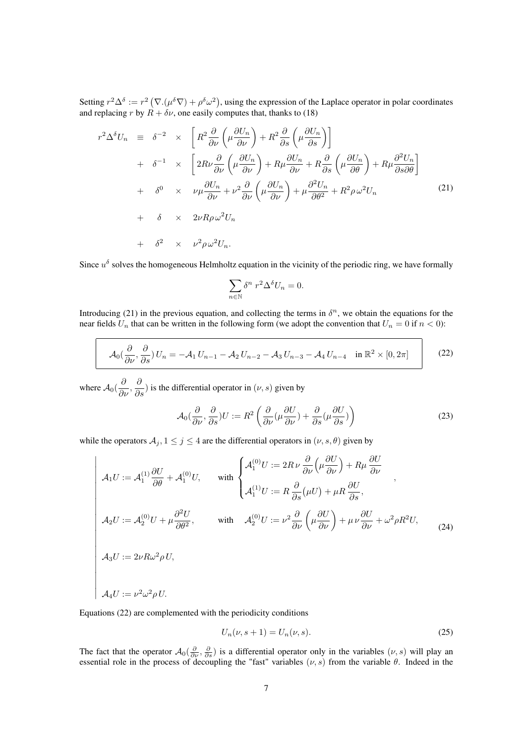Setting $r^2 \Delta^\delta := r^2 \left(\nabla.(\mu^\delta \nabla) + \rho^\delta \omega^2\right)$, using the expression of the Laplace operator in polar coordinates and replacing $r$ by $R + \delta\nu$, one easily computes that, thanks to (18)

$$
\begin{array}{rcl}
r^2 \Delta^\delta U_n & \equiv & \delta^{-2} \quad \times \quad \left[ R^2 \dfrac{\partial}{\partial \nu}\left(\mu \dfrac{\partial U_n}{\partial \nu}\right) + R^2 \dfrac{\partial}{\partial s}\left(\mu \dfrac{\partial U_n}{\partial s}\right) \right] \\[2ex]
& + & \delta^{-1} \quad \times \quad \left[ 2R\nu \dfrac{\partial}{\partial \nu}\left(\mu \dfrac{\partial U_n}{\partial \nu}\right) + R\mu \dfrac{\partial U_n}{\partial \nu} + R \dfrac{\partial}{\partial s}\left(\mu \dfrac{\partial U_n}{\partial \theta}\right) + R\mu \dfrac{\partial^2 U_n}{\partial s \partial \theta} \right] \\[2ex]
& + & \delta^{0} \quad \times \quad \nu \mu \dfrac{\partial U_n}{\partial \nu} + \nu^2 \dfrac{\partial}{\partial \nu}\left(\mu \dfrac{\partial U_n}{\partial \nu}\right) + \mu \dfrac{\partial^2 U_n}{\partial \theta^2} + R^2 \rho\, \omega^2 U_n \\[2ex]
& + & \delta \quad \times \quad 2\nu R \rho\, \omega^2 U_n \\[2ex]
& + & \delta^2 \quad \times \quad \nu^2 \rho\, \omega^2 U_n.
\end{array}
\tag{21}
$$

Since $u^\delta$ solves the homogeneous Helmholtz equation in the vicinity of the periodic ring, we have formally

$$
\sum_{n \in \mathbb{N}} \delta^n \; r^2 \Delta^\delta U_n = 0.
$$

Introducing (21) in the previous equation, and collecting the terms in $\delta^n$, we obtain the equations for the near fields $U_n$ that can be written in the following form (we adopt the convention that $U_n = 0$ if $n < 0$):

$$
\boxed{\mathcal{A}_0\left(\frac{\partial}{\partial \nu}, \frac{\partial}{\partial s}\right) U_n = -\mathcal{A}_1\, U_{n-1} - \mathcal{A}_2\, U_{n-2} - \mathcal{A}_3\, U_{n-3} - \mathcal{A}_4\, U_{n-4} \quad \text{in } \mathbb{R}^2 \times [0, 2\pi]}
\tag{22}
$$

where $\mathcal{A}_0(\frac{\partial}{\partial \nu}, \frac{\partial}{\partial s})$ is the differential operator in $(\nu, s)$ given by

$$
\mathcal{A}_0\left(\frac{\partial}{\partial \nu}, \frac{\partial}{\partial s}\right) U := R^2 \left( \frac{\partial}{\partial \nu}\left(\mu \frac{\partial U}{\partial \nu}\right) + \frac{\partial}{\partial s}\left(\mu \frac{\partial U}{\partial s}\right) \right)
\tag{23}
$$

while the operators $\mathcal{A}_j$, $1 \leq j \leq 4$ are the differential operators in $(\nu, s, \theta)$ given by

$$
\left|
\begin{array}{l}
\mathcal{A}_1 U := \mathcal{A}_1^{(1)} \dfrac{\partial U}{\partial \theta} + \mathcal{A}_1^{(0)} U, \qquad \text{with} \begin{cases} \mathcal{A}_1^{(0)} U := 2R\,\nu\, \dfrac{\partial}{\partial \nu}\Big(\mu \dfrac{\partial U}{\partial \nu}\Big) + R\mu\, \dfrac{\partial U}{\partial \nu} \\[2ex] \mathcal{A}_1^{(1)} U := R\, \dfrac{\partial}{\partial s}\big(\mu U\big) + \mu R\, \dfrac{\partial U}{\partial s}, \end{cases} , \\[6ex]
\mathcal{A}_2 U := \mathcal{A}_2^{(0)} U + \mu \dfrac{\partial^2 U}{\partial \theta^2}, \qquad \text{with} \quad \mathcal{A}_2^{(0)} U := \nu^2 \dfrac{\partial}{\partial \nu}\left(\mu \dfrac{\partial U}{\partial \nu}\right) + \mu\, \nu \dfrac{\partial U}{\partial \nu} + \omega^2 \rho R^2 U, \\[5ex]
\mathcal{A}_3 U := 2\nu R \omega^2 \rho\, U, \\[4ex]
\mathcal{A}_4 U := \nu^2 \omega^2 \rho\, U.
\end{array}
\right.
\tag{24}
$$

Equations (22) are complemented with the periodicity conditions

$$
U_n(\nu, s+1) = U_n(\nu, s).
\tag{25}
$$

The fact that the operator $\mathcal{A}_0(\frac{\partial}{\partial \nu}, \frac{\partial}{\partial s})$ is a differential operator only in the variables $(\nu, s)$ will play an essential role in the process of decoupling the "fast" variables $(\nu, s)$ from the variable $\theta$. Indeed in the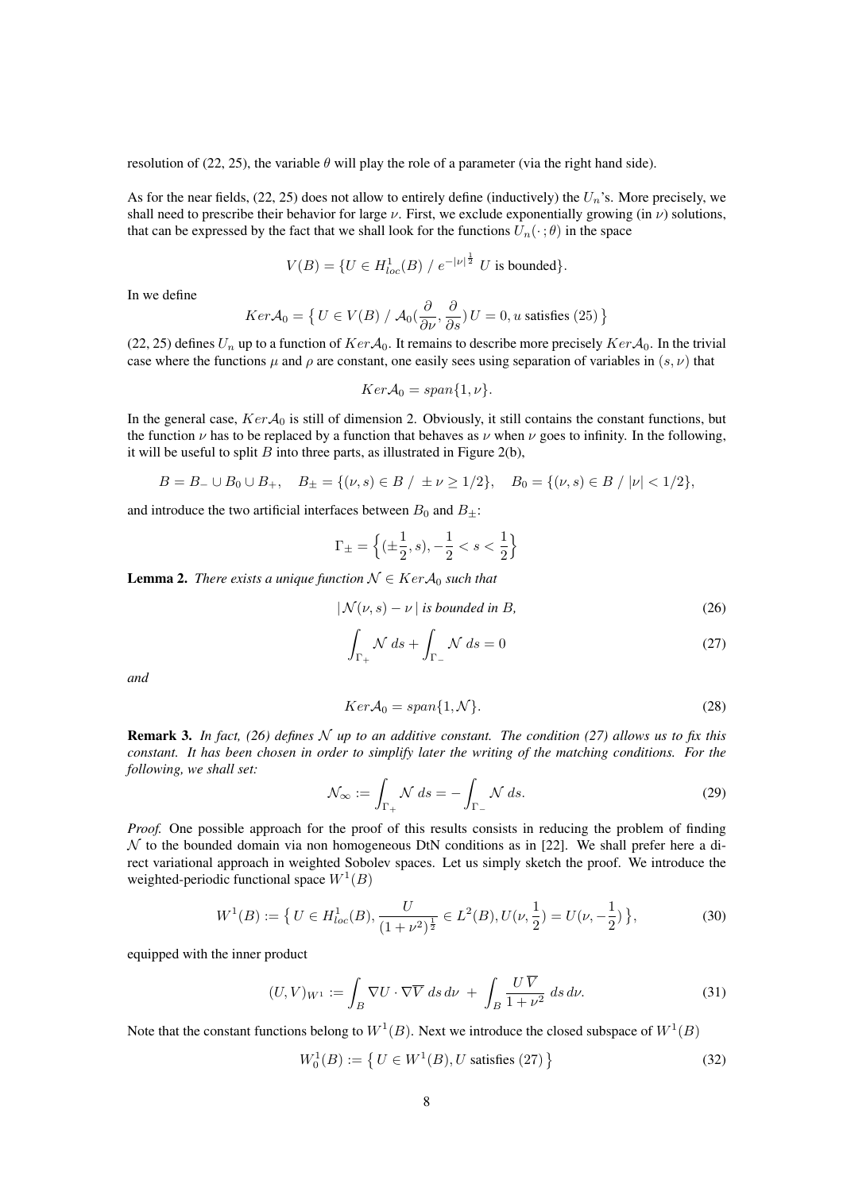resolution of (22, 25), the variable $\theta$ will play the role of a parameter (via the right hand side).

As for the near fields, (22, 25) does not allow to entirely define (inductively) the $U_n$'s. More precisely, we shall need to prescribe their behavior for large $\nu$. First, we exclude exponentially growing (in $\nu$) solutions, that can be expressed by the fact that we shall look for the functions $U_n(\cdot\,;\theta)$ in the space

$$V(B) = \{U \in H^1_{loc}(B) \;/\; e^{-|\nu|^{\frac{1}{2}}}\; U \text{ is bounded}\}.$$

In we define

$$Ker\mathcal{A}_0 = \big\{\, U \in V(B) \;/\; \mathcal{A}_0(\frac{\partial}{\partial \nu}, \frac{\partial}{\partial s})\, U = 0, u \text{ satisfies (25)} \,\big\}$$

(22, 25) defines $U_n$ up to a function of $Ker\mathcal{A}_0$. It remains to describe more precisely $Ker\mathcal{A}_0$. In the trivial case where the functions $\mu$ and $\rho$ are constant, one easily sees using separation of variables in $(s, \nu)$ that

$$Ker\mathcal{A}_0 = span\{1, \nu\}.$$

In the general case, $Ker\mathcal{A}_0$ is still of dimension 2. Obviously, it still contains the constant functions, but the function $\nu$ has to be replaced by a function that behaves as $\nu$ when $\nu$ goes to infinity. In the following, it will be useful to split $B$ into three parts, as illustrated in Figure 2(b),

$$B = B_- \cup B_0 \cup B_+, \quad B_\pm = \{(\nu, s) \in B \;/\; \pm\, \nu \geq 1/2\}, \quad B_0 = \{(\nu, s) \in B \;/\; |\nu| < 1/2\},$$

and introduce the two artificial interfaces between $B_0$ and $B_\pm$:

$$\Gamma_\pm = \Big\{ (\pm\frac{1}{2}, s), -\frac{1}{2} < s < \frac{1}{2} \Big\}$$

**Lemma 2.** *There exists a unique function $\mathcal{N} \in Ker\mathcal{A}_0$ such that*

$$|\,\mathcal{N}(\nu, s) - \nu\,| \text{ is bounded in } B, \tag{26}$$

$$\int_{\Gamma_+} \mathcal{N}\; ds + \int_{\Gamma_-} \mathcal{N}\; ds = 0 \tag{27}$$

*and*

$$Ker\mathcal{A}_0 = span\{1, \mathcal{N}\}. \tag{28}$$

**Remark 3.** *In fact, (26) defines $\mathcal{N}$ up to an additive constant. The condition (27) allows us to fix this constant. It has been chosen in order to simplify later the writing of the matching conditions. For the following, we shall set:*

$$\mathcal{N}_\infty := \int_{\Gamma_+} \mathcal{N}\; ds = -\int_{\Gamma_-} \mathcal{N}\; ds. \tag{29}$$

*Proof.* One possible approach for the proof of this results consists in reducing the problem of finding $\mathcal{N}$ to the bounded domain via non homogeneous DtN conditions as in [22]. We shall prefer here a direct variational approach in weighted Sobolev spaces. Let us simply sketch the proof. We introduce the weighted-periodic functional space $W^1(B)$

$$W^1(B) := \big\{\, U \in H^1_{loc}(B), \frac{U}{(1+\nu^2)^{\frac{1}{2}}} \in L^2(B), U(\nu, \frac{1}{2}) = U(\nu, -\frac{1}{2}) \,\big\}, \tag{30}$$

equipped with the inner product

$$(U, V)_{W^1} := \int_B \nabla U \cdot \nabla \overline{V}\; ds\, d\nu \;+\; \int_B \frac{U\,\overline{V}}{1+\nu^2}\; ds\, d\nu. \tag{31}$$

Note that the constant functions belong to $W^1(B)$. Next we introduce the closed subspace of $W^1(B)$

$$W^1_0(B) := \big\{\, U \in W^1(B), U \text{ satisfies (27)} \,\big\} \tag{32}$$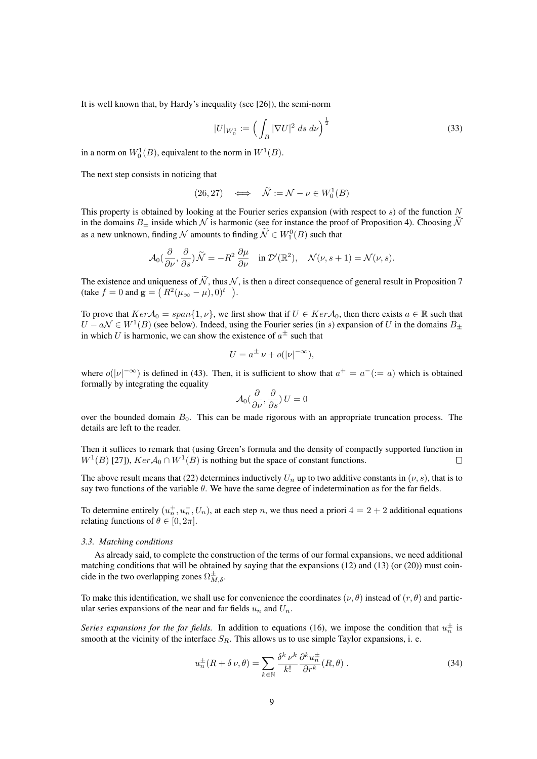It is well known that, by Hardy's inequality (see [26]), the semi-norm

$$|U|_{W_0^1} := \Big( \int_B |\nabla U|^2 \, ds \, d\nu \Big)^{\frac{1}{2}} \tag{33}$$

in a norm on $W_0^1(B)$, equivalent to the norm in $W^1(B)$.

The next step consists in noticing that

$$(26, 27) \quad \Longleftrightarrow \quad \widetilde{\mathcal{N}} := \mathcal{N} - \nu \in W_0^1(B)$$

This property is obtained by looking at the Fourier series expansion (with respect to $s$) of the function $N$ in the domains $B_\pm$ inside which $\mathcal{N}$ is harmonic (see for instance the proof of Proposition 4). Choosing $\widetilde{\mathcal{N}}$ as a new unknown, finding $\mathcal{N}$ amounts to finding $\widetilde{\mathcal{N}} \in W_1^0(B)$ such that

$$\mathcal{A}_0(\frac{\partial}{\partial \nu}, \frac{\partial}{\partial s}) \widetilde{\mathcal{N}} = -R^2 \frac{\partial \mu}{\partial \nu} \quad \text{in } \mathcal{D}'(\mathbb{R}^2), \quad \mathcal{N}(\nu, s+1) = \mathcal{N}(\nu, s).$$

The existence and uniqueness of $\widetilde{\mathcal{N}}$, thus $\mathcal{N}$, is then a direct consequence of general result in Proposition 7 (take $f = 0$ and $\mathbf{g} = \big( R^2(\mu_\infty - \mu), 0)^t \ \big)$.

To prove that $Ker\mathcal{A}_0 = span\{1, \nu\}$, we first show that if $U \in Ker\mathcal{A}_0$, then there exists $a \in \mathbb{R}$ such that $U - a\mathcal{N} \in W^1(B)$ (see below). Indeed, using the Fourier series (in $s$) expansion of $U$ in the domains $B_\pm$ in which $U$ is harmonic, we can show the existence of $a^\pm$ such that

$$U = a^\pm \, \nu + o(|\nu|^{-\infty}),$$

where $o(|\nu|^{-\infty})$ is defined in (43). Then, it is sufficient to show that $a^+ = a^- (:= a)$ which is obtained formally by integrating the equality

$$\mathcal{A}_0(\frac{\partial}{\partial \nu}, \frac{\partial}{\partial s}) \, U = 0$$

over the bounded domain $B_0$. This can be made rigorous with an appropriate truncation process. The details are left to the reader.

Then it suffices to remark that (using Green's formula and the density of compactly supported function in $W^1(B)$ [27]), $Ker\mathcal{A}_0 \cap W^1(B)$ is nothing but the space of constant functions. □

The above result means that (22) determines inductively $U_n$ up to two additive constants in $(\nu, s)$, that is to say two functions of the variable $\theta$. We have the same degree of indetermination as for the far fields.

To determine entirely $(u_n^+, u_n^-, U_n)$, at each step $n$, we thus need a priori $4 = 2 + 2$ additional equations relating functions of $\theta \in [0, 2\pi]$.

### 3.3. Matching conditions

As already said, to complete the construction of the terms of our formal expansions, we need additional matching conditions that will be obtained by saying that the expansions (12) and (13) (or (20)) must coincide in the two overlapping zones $\Omega^\pm_{M,\delta}$.

To make this identification, we shall use for convenience the coordinates $(\nu, \theta)$ instead of $(r, \theta)$ and particular series expansions of the near and far fields $u_n$ and $U_n$.

*Series expansions for the far fields.* In addition to equations (16), we impose the condition that $u_n^\pm$ is smooth at the vicinity of the interface $S_R$. This allows us to use simple Taylor expansions, i. e.

$$u_n^\pm(R + \delta \, \nu, \theta) = \sum_{k \in \mathbb{N}} \frac{\delta^k \, \nu^k}{k!} \frac{\partial^k u_n^\pm}{\partial r^k}(R, \theta) \, . \tag{34}$$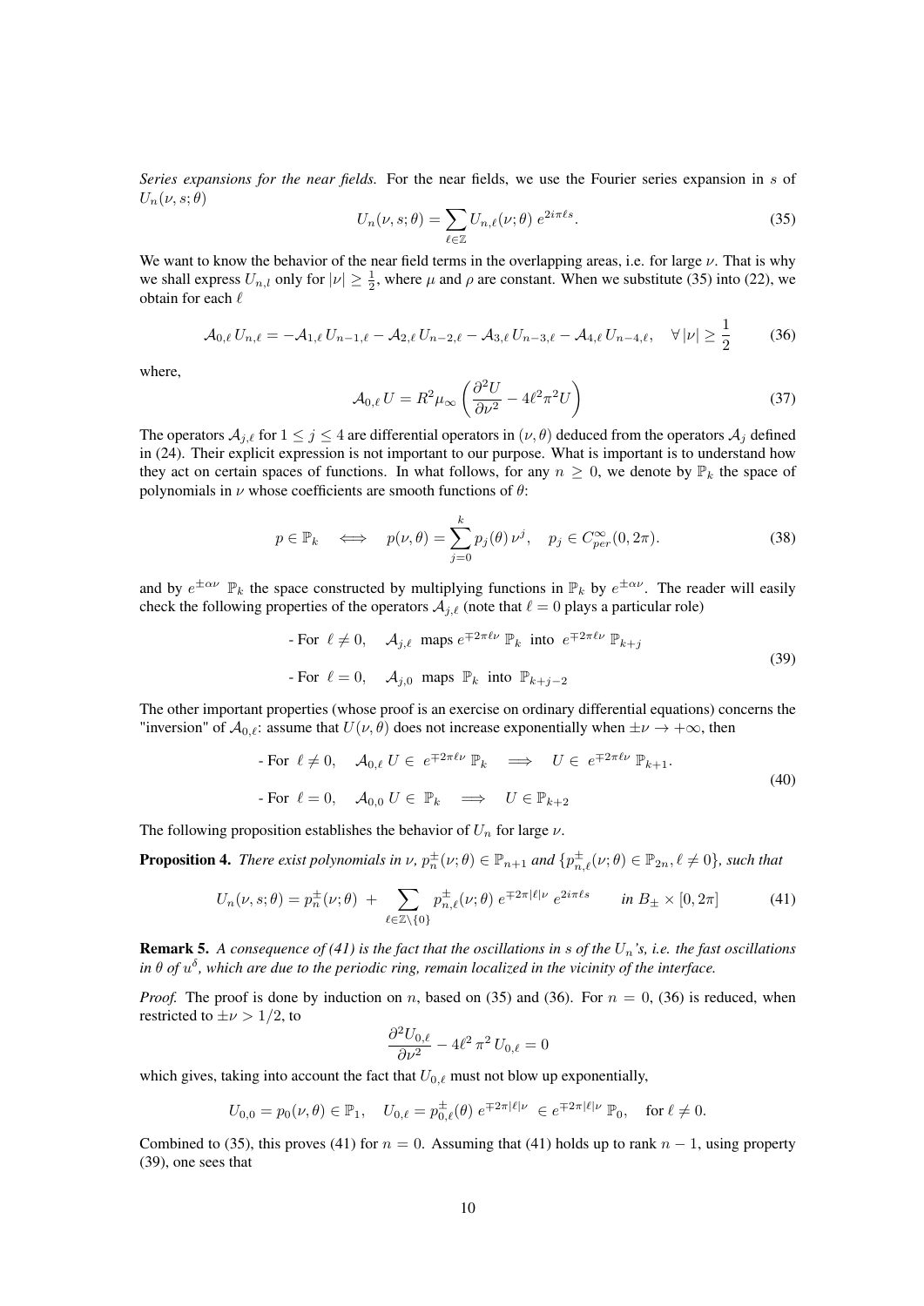*Series expansions for the near fields.* For the near fields, we use the Fourier series expansion in $s$ of $U_n(\nu, s; \theta)$

$$U_n(\nu, s; \theta) = \sum_{\ell \in \mathbb{Z}} U_{n,\ell}(\nu; \theta)\, e^{2i\pi\ell s}. \tag{35}$$

We want to know the behavior of the near field terms in the overlapping areas, i.e. for large $\nu$. That is why we shall express $U_{n,l}$ only for $|\nu| \geq \frac{1}{2}$, where $\mu$ and $\rho$ are constant. When we substitute (35) into (22), we obtain for each $\ell$

$$\mathcal{A}_{0,\ell}\, U_{n,\ell} = -\mathcal{A}_{1,\ell}\, U_{n-1,\ell} - \mathcal{A}_{2,\ell}\, U_{n-2,\ell} - \mathcal{A}_{3,\ell}\, U_{n-3,\ell} - \mathcal{A}_{4,\ell}\, U_{n-4,\ell}, \quad \forall\, |\nu| \geq \frac{1}{2} \tag{36}$$

where,

$$\mathcal{A}_{0,\ell}\, U = R^2 \mu_\infty \left( \frac{\partial^2 U}{\partial \nu^2} - 4\ell^2 \pi^2 U \right) \tag{37}$$

The operators $\mathcal{A}_{j,\ell}$ for $1 \leq j \leq 4$ are differential operators in $(\nu, \theta)$ deduced from the operators $\mathcal{A}_j$ defined in (24). Their explicit expression is not important to our purpose. What is important is to understand how they act on certain spaces of functions. In what follows, for any $n \geq 0$, we denote by $\mathbb{P}_k$ the space of polynomials in $\nu$ whose coefficients are smooth functions of $\theta$:

$$p \in \mathbb{P}_k \quad \Longleftrightarrow \quad p(\nu, \theta) = \sum_{j=0}^{k} p_j(\theta)\, \nu^j, \quad p_j \in C^\infty_{per}(0, 2\pi). \tag{38}$$

and by $e^{\pm\alpha\nu}\ \mathbb{P}_k$ the space constructed by multiplying functions in $\mathbb{P}_k$ by $e^{\pm\alpha\nu}$. The reader will easily check the following properties of the operators $\mathcal{A}_{j,\ell}$ (note that $\ell = 0$ plays a particular role)

$$\begin{aligned}
&\text{- For } \ \ell \neq 0, \quad \mathcal{A}_{j,\ell} \ \text{ maps } e^{\mp 2\pi\ell\nu}\ \mathbb{P}_k \ \text{ into } \ e^{\mp 2\pi\ell\nu}\ \mathbb{P}_{k+j} \\
&\text{- For } \ \ell = 0, \quad \mathcal{A}_{j,0} \ \text{ maps } \ \mathbb{P}_k \ \text{ into } \ \mathbb{P}_{k+j-2}
\end{aligned} \tag{39}$$

The other important properties (whose proof is an exercise on ordinary differential equations) concerns the "inversion" of $\mathcal{A}_{0,\ell}$: assume that $U(\nu, \theta)$ does not increase exponentially when $\pm\nu \to +\infty$, then

$$\begin{aligned}
&\text{- For } \ \ell \neq 0, \quad \mathcal{A}_{0,\ell}\, U \in \ e^{\mp 2\pi\ell\nu}\ \mathbb{P}_k \quad \Longrightarrow \quad U \in \ e^{\mp 2\pi\ell\nu}\ \mathbb{P}_{k+1}. \\
&\text{- For } \ \ell = 0, \quad \mathcal{A}_{0,0}\, U \in \ \mathbb{P}_k \quad \Longrightarrow \quad U \in \mathbb{P}_{k+2}
\end{aligned} \tag{40}$$

The following proposition establishes the behavior of $U_n$ for large $\nu$.

**Proposition 4.** *There exist polynomials in $\nu$, $p_n^\pm(\nu; \theta) \in \mathbb{P}_{n+1}$ and $\{p_{n,\ell}^\pm(\nu; \theta) \in \mathbb{P}_{2n}, \ell \neq 0\}$, such that*

$$U_n(\nu, s; \theta) = p_n^\pm(\nu; \theta) \ + \sum_{\ell \in \mathbb{Z}\setminus\{0\}} p_{n,\ell}^\pm(\nu; \theta)\, e^{\mp 2\pi|\ell|\nu}\, e^{2i\pi\ell s} \qquad \text{in } B_\pm \times [0, 2\pi] \tag{41}$$

**Remark 5.** *A consequence of (41) is the fact that the oscillations in $s$ of the $U_n$'s, i.e. the fast oscillations in $\theta$ of $u^\delta$, which are due to the periodic ring, remain localized in the vicinity of the interface.*

*Proof.* The proof is done by induction on $n$, based on (35) and (36). For $n = 0$, (36) is reduced, when restricted to $\pm\nu > 1/2$, to

$$\frac{\partial^2 U_{0,\ell}}{\partial \nu^2} - 4\ell^2\, \pi^2\, U_{0,\ell} = 0$$

which gives, taking into account the fact that $U_{0,\ell}$ must not blow up exponentially,

$$U_{0,0} = p_0(\nu, \theta) \in \mathbb{P}_1, \quad U_{0,\ell} = p_{0,\ell}^\pm(\theta)\, e^{\mp 2\pi|\ell|\nu} \ \in e^{\mp 2\pi|\ell|\nu}\ \mathbb{P}_0, \quad \text{for } \ell \neq 0.$$

Combined to (35), this proves (41) for $n = 0$. Assuming that (41) holds up to rank $n - 1$, using property (39), one sees that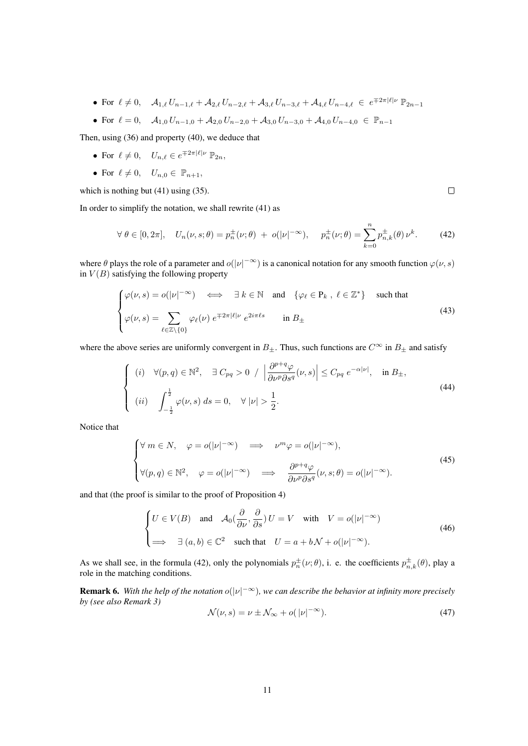- For $\ell \neq 0$, $\quad \mathcal{A}_{1,\ell}\, U_{n-1,\ell} + \mathcal{A}_{2,\ell}\, U_{n-2,\ell} + \mathcal{A}_{3,\ell}\, U_{n-3,\ell} + \mathcal{A}_{4,\ell}\, U_{n-4,\ell} \ \in \ e^{\mp 2\pi|\ell|\nu}\, \mathbb{P}_{2n-1}$
- For $\ell = 0$, $\quad \mathcal{A}_{1,0}\, U_{n-1,0} + \mathcal{A}_{2,0}\, U_{n-2,0} + \mathcal{A}_{3,0}\, U_{n-3,0} + \mathcal{A}_{4,0}\, U_{n-4,0} \ \in \ \mathbb{P}_{n-1}$

Then, using (36) and property (40), we deduce that

- For $\ell \neq 0$, $\quad U_{n,\ell} \in e^{\mp 2\pi|\ell|\nu}\, \mathbb{P}_{2n}$,
- For $\ell \neq 0$, $\quad U_{n,0} \in \ \mathbb{P}_{n+1}$,

which is nothing but (41) using (35). $\square$

In order to simplify the notation, we shall rewrite (41) as

$$\forall\, \theta \in [0, 2\pi], \quad U_n(\nu, s; \theta) = p_n^{\pm}(\nu; \theta) \ + \ o(|\nu|^{-\infty}), \qquad p_n^{\pm}(\nu; \theta) = \sum_{k=0}^{n} p_{n,k}^{\pm}(\theta)\, \nu^k. \tag{42}$$

where $\theta$ plays the role of a parameter and $o(|\nu|^{-\infty})$ is a canonical notation for any smooth function $\varphi(\nu, s)$ in $V(B)$ satisfying the following property

$$\begin{cases} \varphi(\nu, s) = o(|\nu|^{-\infty}) \quad \Longleftrightarrow \quad \exists\ k \in \mathbb{N} \quad \text{and} \quad \{\varphi_\ell \in \mathrm{P}_k\ ,\ \ell \in \mathbb{Z}^*\} \quad \text{such that} \\[2ex] \varphi(\nu, s) = \displaystyle\sum_{\ell \in \mathbb{Z}\setminus\{0\}} \varphi_\ell(\nu)\; e^{\mp 2\pi|\ell|\nu}\; e^{2i\pi\ell s} \qquad \text{in } B_{\pm} \end{cases} \tag{43}$$

where the above series are uniformly convergent in $B_{\pm}$. Thus, such functions are $C^\infty$ in $B_{\pm}$ and satisfy

$$\begin{cases} (i) \quad \forall (p, q) \in \mathbb{N}^2, \quad \exists\ C_{pq} > 0 \ \ / \ \ \Big|\dfrac{\partial^{p+q}\varphi}{\partial\nu^p \partial s^q}(\nu, s)\Big| \leq C_{pq}\; e^{-\alpha|\nu|}, \quad \text{in } B_{\pm}, \\[2ex] (ii) \quad \displaystyle\int_{-\frac{1}{2}}^{\frac{1}{2}} \varphi(\nu, s)\; ds = 0, \quad \forall\ |\nu| > \frac{1}{2}. \end{cases} \tag{44}$$

Notice that

$$\begin{cases} \forall\ m \in N, \quad \varphi = o(|\nu|^{-\infty}) \quad \Longrightarrow \quad \nu^m \varphi = o(|\nu|^{-\infty}), \\[2ex] \forall (p, q) \in \mathbb{N}^2, \quad \varphi = o(|\nu|^{-\infty}) \quad \Longrightarrow \quad \dfrac{\partial^{p+q}\varphi}{\partial\nu^p \partial s^q}(\nu, s; \theta) = o(|\nu|^{-\infty}). \end{cases} \tag{45}$$

and that (the proof is similar to the proof of Proposition 4)

$$\begin{cases} U \in V(B) \quad \text{and} \quad \mathcal{A}_0(\dfrac{\partial}{\partial\nu}, \dfrac{\partial}{\partial s})\, U = V \quad \text{with} \quad V = o(|\nu|^{-\infty}) \\[2ex] \Longrightarrow \quad \exists\ (a, b) \in \mathbb{C}^2 \quad \text{such that} \quad U = a + b\mathcal{N} + o(|\nu|^{-\infty}). \end{cases} \tag{46}$$

As we shall see, in the formula (42), only the polynomials $p_n^{\pm}(\nu; \theta)$, i. e. the coefficients $p_{n,k}^{\pm}(\theta)$, play a role in the matching conditions.

**Remark 6.** *With the help of the notation $o(|\nu|^{-\infty})$, we can describe the behavior at infinity more precisely by (see also Remark 3)*

$$\mathcal{N}(\nu, s) = \nu \pm \mathcal{N}_\infty + o(\,|\nu|^{-\infty}). \tag{47}$$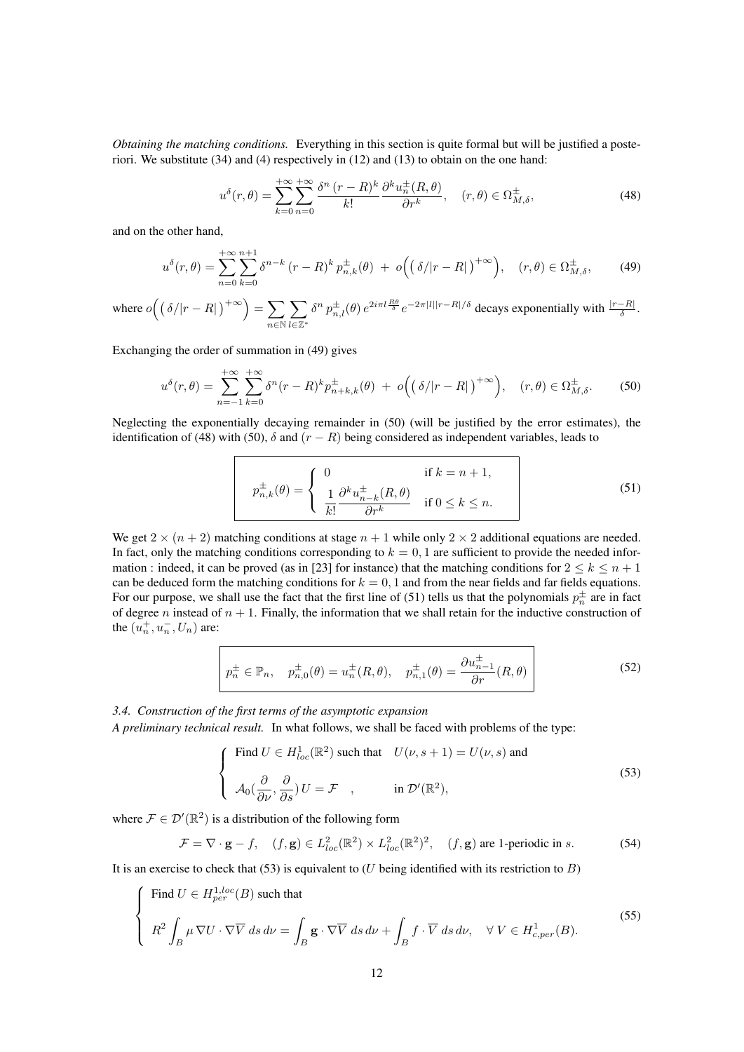*Obtaining the matching conditions.* Everything in this section is quite formal but will be justified a posteriori. We substitute (34) and (4) respectively in (12) and (13) to obtain on the one hand:

$$u^\delta(r,\theta) = \sum_{k=0}^{+\infty}\sum_{n=0}^{+\infty} \frac{\delta^n\,(r-R)^k}{k!}\frac{\partial^k u_n^\pm(R,\theta)}{\partial r^k}, \quad (r,\theta)\in\Omega_{M,\delta}^\pm, \tag{48}$$

and on the other hand,

$$u^\delta(r,\theta) = \sum_{n=0}^{+\infty}\sum_{k=0}^{n+1} \delta^{n-k}\,(r-R)^k\,p_{n,k}^\pm(\theta) \;+\; o\Big(\big(\,\delta/|r-R|\,\big)^{+\infty}\Big), \quad (r,\theta)\in\Omega_{M,\delta}^\pm, \tag{49}$$

where $o\Big(\big(\,\delta/|r-R|\,\big)^{+\infty}\Big) = \displaystyle\sum_{n\in\mathbb{N}}\sum_{l\in\mathbb{Z}^*} \delta^n\,p_{n,l}^\pm(\theta)\,e^{2i\pi l\frac{R\theta}{\delta}}\,e^{-2\pi|l||r-R|/\delta}$ decays exponentially with $\frac{|r-R|}{\delta}$.

Exchanging the order of summation in (49) gives

$$u^\delta(r,\theta) = \sum_{n=-1}^{+\infty}\sum_{k=0}^{+\infty} \delta^n (r-R)^k p_{n+k,k}^\pm(\theta) \;+\; o\Big(\big(\,\delta/|r-R|\,\big)^{+\infty}\Big), \quad (r,\theta)\in\Omega_{M,\delta}^\pm. \tag{50}$$

Neglecting the exponentially decaying remainder in (50) (will be justified by the error estimates), the identification of (48) with (50), $\delta$ and $(r-R)$ being considered as independent variables, leads to

$$p_{n,k}^\pm(\theta) = \begin{cases} 0 & \text{if } k = n+1, \\[2mm] \dfrac{1}{k!}\dfrac{\partial^k u_{n-k}^\pm(R,\theta)}{\partial r^k} & \text{if } 0\le k\le n. \end{cases} \tag{51}$$

We get $2\times(n+2)$ matching conditions at stage $n+1$ while only $2\times 2$ additional equations are needed. In fact, only the matching conditions corresponding to $k=0,1$ are sufficient to provide the needed information : indeed, it can be proved (as in [23] for instance) that the matching conditions for $2\le k\le n+1$ can be deduced form the matching conditions for $k=0,1$ and from the near fields and far fields equations. For our purpose, we shall use the fact that the first line of (51) tells us that the polynomials $p_n^\pm$ are in fact of degree $n$ instead of $n+1$. Finally, the information that we shall retain for the inductive construction of the $(u_n^+, u_n^-, U_n)$ are:

$$p_n^\pm \in \mathbb{P}_n, \quad p_{n,0}^\pm(\theta) = u_n^\pm(R,\theta), \quad p_{n,1}^\pm(\theta) = \frac{\partial u_{n-1}^\pm}{\partial r}(R,\theta) \tag{52}$$

### 3.4. Construction of the first terms of the asymptotic expansion

*A preliminary technical result.* In what follows, we shall be faced with problems of the type:

$$\begin{cases} \text{Find } U\in H^1_{loc}(\mathbb{R}^2) \text{ such that } \quad U(\nu,s+1) = U(\nu,s) \text{ and} \\[2mm] \mathcal{A}_0(\dfrac{\partial}{\partial\nu},\dfrac{\partial}{\partial s})\,U = \mathcal{F} \quad , \qquad \text{in } \mathcal{D}'(\mathbb{R}^2), \end{cases} \tag{53}$$

where $\mathcal{F}\in\mathcal{D}'(\mathbb{R}^2)$ is a distribution of the following form

$$\mathcal{F} = \nabla\cdot\mathbf{g} - f, \quad (f,\mathbf{g})\in L^2_{loc}(\mathbb{R}^2)\times L^2_{loc}(\mathbb{R}^2)^2, \quad (f,\mathbf{g}) \text{ are 1-periodic in } s. \tag{54}$$

It is an exercise to check that (53) is equivalent to ($U$ being identified with its restriction to $B$)

$$\begin{cases} \text{Find } U\in H^{1,loc}_{per}(B) \text{ such that} \\[2mm] R^2\displaystyle\int_B \mu\,\nabla U\cdot\nabla\overline{V}\;ds\,d\nu = \int_B \mathbf{g}\cdot\nabla\overline{V}\;ds\,d\nu + \int_B f\cdot\overline{V}\;ds\,d\nu, \quad \forall\, V\in H^1_{c,per}(B). \end{cases} \tag{55}$$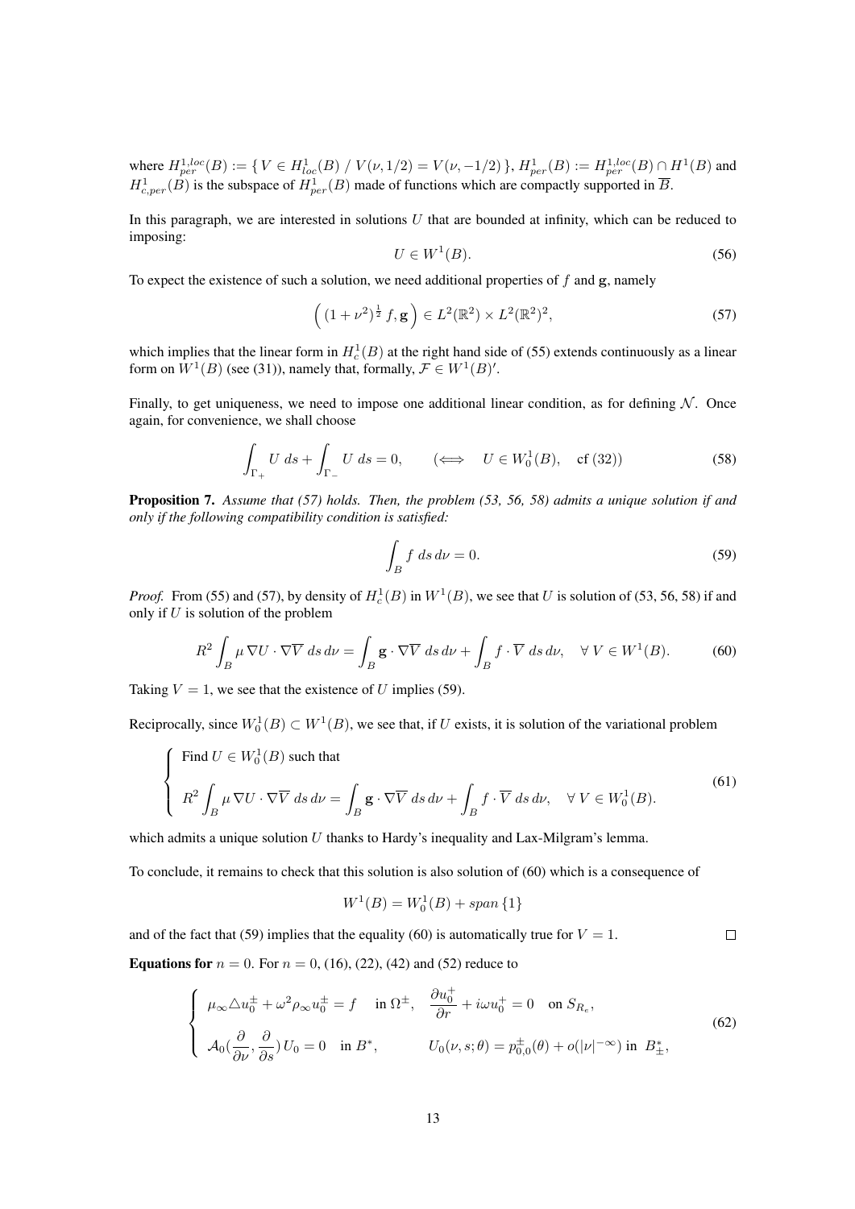where $H^{1,loc}_{per}(B) := \{ V \in H^1_{loc}(B) \;/\; V(\nu, 1/2) = V(\nu, -1/2) \}$, $H^1_{per}(B) := H^{1,loc}_{per}(B) \cap H^1(B)$ and $H^1_{c,per}(B)$ is the subspace of $H^1_{per}(B)$ made of functions which are compactly supported in $\overline{B}$.

In this paragraph, we are interested in solutions $U$ that are bounded at infinity, which can be reduced to imposing:

$$U \in W^1(B). \tag{56}$$

To expect the existence of such a solution, we need additional properties of $f$ and $\mathbf{g}$, namely

$$\Big( (1+\nu^2)^{\frac{1}{2}}\, f, \mathbf{g} \Big) \in L^2(\mathbb{R}^2) \times L^2(\mathbb{R}^2)^2, \tag{57}$$

which implies that the linear form in $H^1_c(B)$ at the right hand side of (55) extends continuously as a linear form on $W^1(B)$ (see (31)), namely that, formally, $\mathcal{F} \in W^1(B)'$.

Finally, to get uniqueness, we need to impose one additional linear condition, as for defining $\mathcal{N}$. Once again, for convenience, we shall choose

$$\int_{\Gamma_+} U \; ds + \int_{\Gamma_-} U \; ds = 0, \qquad (\Longleftrightarrow \quad U \in W^1_0(B), \quad \text{cf (32)}) \tag{58}$$

**Proposition 7.** *Assume that (57) holds. Then, the problem (53, 56, 58) admits a unique solution if and only if the following compatibility condition is satisfied:*

$$\int_B f \; ds \, d\nu = 0. \tag{59}$$

*Proof.* From (55) and (57), by density of $H^1_c(B)$ in $W^1(B)$, we see that $U$ is solution of (53, 56, 58) if and only if $U$ is solution of the problem

$$R^2 \int_B \mu \, \nabla U \cdot \nabla \overline{V} \; ds \, d\nu = \int_B \mathbf{g} \cdot \nabla \overline{V} \; ds \, d\nu + \int_B f \cdot \overline{V} \; ds \, d\nu, \quad \forall \, V \in W^1(B). \tag{60}$$

Taking $V = 1$, we see that the existence of $U$ implies (59).

Reciprocally, since $W^1_0(B) \subset W^1(B)$, we see that, if $U$ exists, it is solution of the variational problem

$$\left\{ \begin{array}{l} \text{Find } U \in W^1_0(B) \text{ such that} \\[2mm] R^2 \displaystyle\int_B \mu \, \nabla U \cdot \nabla \overline{V} \; ds \, d\nu = \int_B \mathbf{g} \cdot \nabla \overline{V} \; ds \, d\nu + \int_B f \cdot \overline{V} \; ds \, d\nu, \quad \forall \, V \in W^1_0(B). \end{array} \right. \tag{61}$$

which admits a unique solution $U$ thanks to Hardy's inequality and Lax-Milgram's lemma.

To conclude, it remains to check that this solution is also solution of (60) which is a consequence of

$$W^1(B) = W^1_0(B) + span\,\{1\}$$

and of the fact that (59) implies that the equality (60) is automatically true for $V = 1$. $\square$

**Equations for** $n = 0$. For $n = 0$, (16), (22), (42) and (52) reduce to

$$\left\{ \begin{array}{ll} \mu_\infty \triangle u_0^\pm + \omega^2 \rho_\infty u_0^\pm = f \quad \text{in } \Omega^\pm, & \dfrac{\partial u_0^+}{\partial r} + i\omega u_0^+ = 0 \quad \text{on } S_{R_e}, \\[3mm] \mathcal{A}_0(\dfrac{\partial}{\partial \nu}, \dfrac{\partial}{\partial s}) U_0 = 0 \quad \text{in } B^*, & U_0(\nu, s; \theta) = p^\pm_{0,0}(\theta) + o(|\nu|^{-\infty}) \text{ in } B^*_\pm, \end{array} \right. \tag{62}$$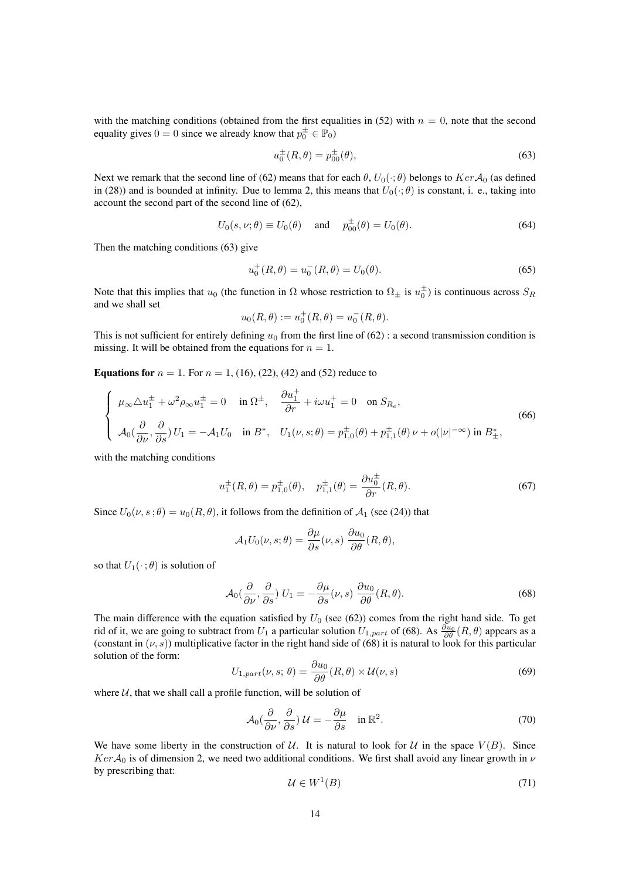with the matching conditions (obtained from the first equalities in (52) with $n = 0$, note that the second equality gives $0 = 0$ since we already know that $p_0^\pm \in \mathbb{P}_0$)

$$u_0^\pm(R, \theta) = p_{00}^\pm(\theta), \tag{63}$$

Next we remark that the second line of (62) means that for each $\theta$, $U_0(\cdot; \theta)$ belongs to $Ker\mathcal{A}_0$ (as defined in (28)) and is bounded at infinity. Due to lemma 2, this means that $U_0(\cdot; \theta)$ is constant, i. e., taking into account the second part of the second line of (62),

$$U_0(s, \nu; \theta) \equiv U_0(\theta) \quad \text{and} \quad p_{00}^\pm(\theta) = U_0(\theta). \tag{64}$$

Then the matching conditions (63) give

$$u_0^+(R, \theta) = u_0^-(R, \theta) = U_0(\theta). \tag{65}$$

Note that this implies that $u_0$ (the function in $\Omega$ whose restriction to $\Omega_\pm$ is $u_0^\pm$) is continuous across $S_R$ and we shall set

$$u_0(R, \theta) := u_0^+(R, \theta) = u_0^-(R, \theta).$$

This is not sufficient for entirely defining $u_0$ from the first line of (62) : a second transmission condition is missing. It will be obtained from the equations for $n = 1$.

**Equations for** $n = 1$. For $n = 1$, (16), (22), (42) and (52) reduce to

$$\left\{ \begin{array}{l} \mu_\infty \triangle u_1^\pm + \omega^2 \rho_\infty u_1^\pm = 0 \quad \text{in } \Omega^\pm, \quad \dfrac{\partial u_1^+}{\partial r} + i\omega u_1^+ = 0 \quad \text{on } S_{R_e}, \\ \mathcal{A}_0(\dfrac{\partial}{\partial \nu}, \dfrac{\partial}{\partial s})\, U_1 = -\mathcal{A}_1 U_0 \quad \text{in } B^*, \quad U_1(\nu, s; \theta) = p_{1,0}^\pm(\theta) + p_{1,1}^\pm(\theta)\, \nu + o(|\nu|^{-\infty}) \text{ in } B_\pm^*, \end{array} \right. \tag{66}$$

with the matching conditions

$$u_1^\pm(R, \theta) = p_{1,0}^\pm(\theta), \quad p_{1,1}^\pm(\theta) = \frac{\partial u_0^\pm}{\partial r}(R, \theta). \tag{67}$$

Since $U_0(\nu, s\,; \theta) = u_0(R, \theta)$, it follows from the definition of $\mathcal{A}_1$ (see (24)) that

$$\mathcal{A}_1 U_0(\nu, s; \theta) = \frac{\partial \mu}{\partial s}(\nu, s)\; \frac{\partial u_0}{\partial \theta}(R, \theta),$$

so that $U_1(\cdot\,; \theta)$ is solution of

$$\mathcal{A}_0(\frac{\partial}{\partial \nu}, \frac{\partial}{\partial s})\; U_1 = -\frac{\partial \mu}{\partial s}(\nu, s)\; \frac{\partial u_0}{\partial \theta}(R, \theta). \tag{68}$$

The main difference with the equation satisfied by $U_0$ (see (62)) comes from the right hand side. To get rid of it, we are going to subtract from $U_1$ a particular solution $U_{1,part}$ of (68). As $\frac{\partial u_0}{\partial \theta}(R, \theta)$ appears as a (constant in $(\nu, s)$) multiplicative factor in the right hand side of (68) it is natural to look for this particular solution of the form:

$$U_{1,part}(\nu, s;\, \theta) = \frac{\partial u_0}{\partial \theta}(R, \theta) \times \mathcal{U}(\nu, s) \tag{69}$$

where $\mathcal{U}$, that we shall call a profile function, will be solution of

$$\mathcal{A}_0(\frac{\partial}{\partial \nu}, \frac{\partial}{\partial s})\, \mathcal{U} = -\frac{\partial \mu}{\partial s} \quad \text{in } \mathbb{R}^2. \tag{70}$$

We have some liberty in the construction of $\mathcal{U}$. It is natural to look for $\mathcal{U}$ in the space $V(B)$. Since $Ker\mathcal{A}_0$ is of dimension 2, we need two additional conditions. We first shall avoid any linear growth in $\nu$ by prescribing that:

$$\mathcal{U} \in W^1(B) \tag{71}$$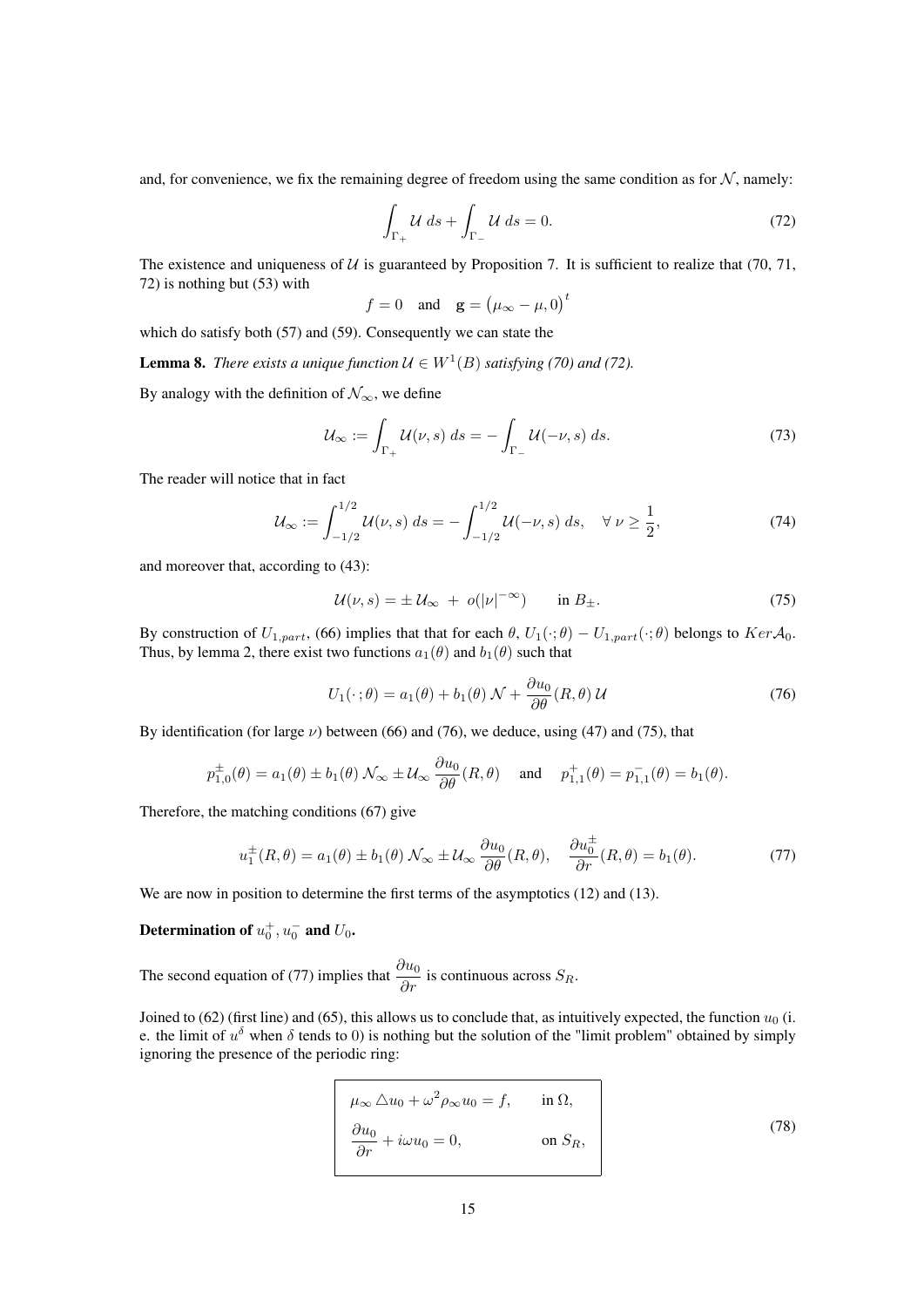and, for convenience, we fix the remaining degree of freedom using the same condition as for $\mathcal{N}$, namely:

$$\int_{\Gamma_+} \mathcal{U}\, ds + \int_{\Gamma_-} \mathcal{U}\, ds = 0. \tag{72}$$

The existence and uniqueness of $\mathcal{U}$ is guaranteed by Proposition 7. It is sufficient to realize that (70, 71, 72) is nothing but (53) with

$$f = 0 \quad \text{and} \quad \mathbf{g} = \left(\mu_\infty - \mu, 0\right)^t$$

which do satisfy both (57) and (59). Consequently we can state the

**Lemma 8.** *There exists a unique function $\mathcal{U} \in W^1(B)$ satisfying (70) and (72).*

By analogy with the definition of $\mathcal{N}_\infty$, we define

$$\mathcal{U}_\infty := \int_{\Gamma_+} \mathcal{U}(\nu, s)\, ds = -\int_{\Gamma_-} \mathcal{U}(-\nu, s)\, ds. \tag{73}$$

The reader will notice that in fact

$$\mathcal{U}_\infty := \int_{-1/2}^{1/2} \mathcal{U}(\nu, s)\, ds = -\int_{-1/2}^{1/2} \mathcal{U}(-\nu, s)\, ds, \quad \forall\, \nu \geq \frac{1}{2}, \tag{74}$$

and moreover that, according to (43):

$$\mathcal{U}(\nu, s) = \pm\, \mathcal{U}_\infty \; + \; o(|\nu|^{-\infty}) \qquad \text{in } B_\pm. \tag{75}$$

By construction of $U_{1,part}$, (66) implies that that for each $\theta$, $U_1(\cdot;\theta) - U_{1,part}(\cdot;\theta)$ belongs to $Ker\mathcal{A}_0$. Thus, by lemma 2, there exist two functions $a_1(\theta)$ and $b_1(\theta)$ such that

$$U_1(\cdot\,;\theta) = a_1(\theta) + b_1(\theta)\, \mathcal{N} + \frac{\partial u_0}{\partial \theta}(R, \theta)\, \mathcal{U} \tag{76}$$

By identification (for large $\nu$) between (66) and (76), we deduce, using (47) and (75), that

$$p_{1,0}^{\pm}(\theta) = a_1(\theta) \pm b_1(\theta)\, \mathcal{N}_\infty \pm \mathcal{U}_\infty\, \frac{\partial u_0}{\partial \theta}(R, \theta) \quad \text{and} \quad p_{1,1}^{+}(\theta) = p_{1,1}^{-}(\theta) = b_1(\theta).$$

Therefore, the matching conditions (67) give

$$u_1^{\pm}(R, \theta) = a_1(\theta) \pm b_1(\theta)\, \mathcal{N}_\infty \pm \mathcal{U}_\infty\, \frac{\partial u_0}{\partial \theta}(R, \theta), \quad \frac{\partial u_0^{\pm}}{\partial r}(R, \theta) = b_1(\theta). \tag{77}$$

We are now in position to determine the first terms of the asymptotics (12) and (13).

**Determination of $u_0^+$, $u_0^-$ and $U_0$.**

The second equation of (77) implies that $\dfrac{\partial u_0}{\partial r}$ is continuous across $S_R$.

Joined to (62) (first line) and (65), this allows us to conclude that, as intuitively expected, the function $u_0$ (i. e. the limit of $u^\delta$ when $\delta$ tends to 0) is nothing but the solution of the "limit problem" obtained by simply ignoring the presence of the periodic ring:

$$\begin{array}{|ll|}
\hline
\mu_\infty \triangle u_0 + \omega^2 \rho_\infty u_0 = f, & \text{in } \Omega, \\[2mm]
\dfrac{\partial u_0}{\partial r} + i\omega u_0 = 0, & \text{on } S_R, \\
\hline
\end{array} \tag{78}$$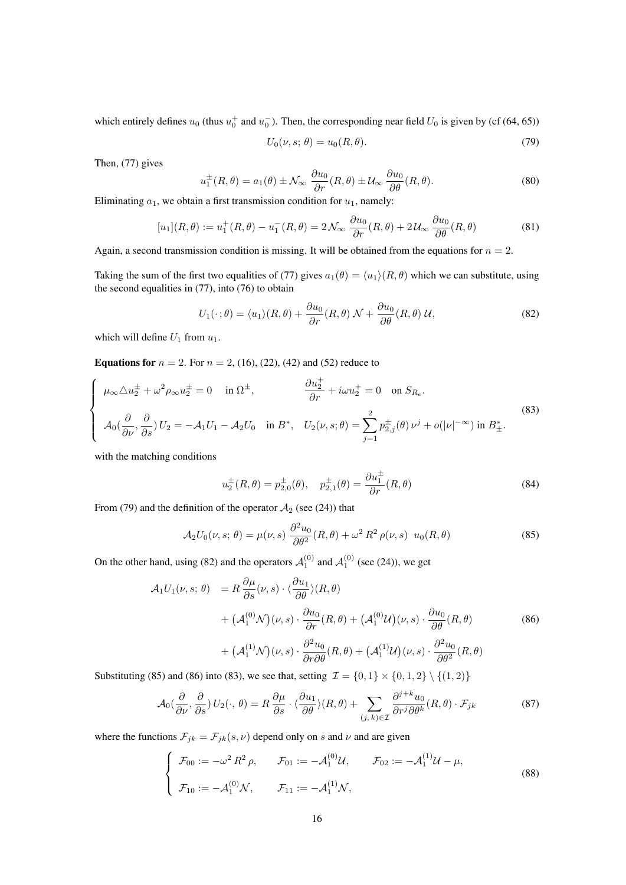which entirely defines $u_0$ (thus $u_0^+$ and $u_0^-$). Then, the corresponding near field $U_0$ is given by (cf (64, 65))

$$U_0(\nu, s;\, \theta) = u_0(R, \theta). \tag{79}$$

Then, (77) gives

$$u_1^{\pm}(R, \theta) = a_1(\theta) \pm \mathcal{N}_\infty \, \frac{\partial u_0}{\partial r}(R, \theta) \pm \mathcal{U}_\infty \, \frac{\partial u_0}{\partial \theta}(R, \theta). \tag{80}$$

Eliminating $a_1$, we obtain a first transmission condition for $u_1$, namely:

$$[u_1](R, \theta) := u_1^+(R, \theta) - u_1^-(R, \theta) = 2\,\mathcal{N}_\infty \, \frac{\partial u_0}{\partial r}(R, \theta) + 2\,\mathcal{U}_\infty \, \frac{\partial u_0}{\partial \theta}(R, \theta) \tag{81}$$

Again, a second transmission condition is missing. It will be obtained from the equations for $n = 2$.

Taking the sum of the first two equalities of (77) gives $a_1(\theta) = \langle u_1 \rangle(R, \theta)$ which we can substitute, using the second equalities in (77), into (76) to obtain

$$U_1(\cdot\,; \theta) = \langle u_1 \rangle(R, \theta) + \frac{\partial u_0}{\partial r}(R, \theta)\, \mathcal{N} + \frac{\partial u_0}{\partial \theta}(R, \theta)\, \mathcal{U}, \tag{82}$$

which will define $U_1$ from $u_1$.

**Equations for** $n = 2$. For $n = 2$, (16), (22), (42) and (52) reduce to

$$\left\{ \begin{array}{l} \mu_\infty \triangle u_2^{\pm} + \omega^2 \rho_\infty u_2^{\pm} = 0 \quad \text{in } \Omega^{\pm}, \qquad\qquad \dfrac{\partial u_2^+}{\partial r} + i\omega u_2^+ = 0 \quad \text{on } S_{R_e}. \\[2ex] \mathcal{A}_0(\dfrac{\partial}{\partial \nu}, \dfrac{\partial}{\partial s})\, U_2 = -\mathcal{A}_1 U_1 - \mathcal{A}_2 U_0 \quad \text{in } B^*, \quad U_2(\nu, s; \theta) = \displaystyle\sum_{j=1}^{2} p_{2,j}^{\pm}(\theta)\, \nu^j + o(|\nu|^{-\infty}) \text{ in } B_{\pm}^*. \end{array} \right. \tag{83}$$

with the matching conditions

$$u_2^{\pm}(R, \theta) = p_{2,0}^{\pm}(\theta), \quad p_{2,1}^{\pm}(\theta) = \frac{\partial u_1^{\pm}}{\partial r}(R, \theta) \tag{84}$$

From (79) and the definition of the operator $\mathcal{A}_2$ (see (24)) that

$$\mathcal{A}_2 U_0(\nu, s;\, \theta) = \mu(\nu, s)\, \frac{\partial^2 u_0}{\partial \theta^2}(R, \theta) + \omega^2\, R^2\, \rho(\nu, s)\;\; u_0(R, \theta) \tag{85}$$

On the other hand, using (82) and the operators $\mathcal{A}_1^{(0)}$ and $\mathcal{A}_1^{(0)}$ (see (24)), we get

$$\begin{aligned} \mathcal{A}_1 U_1(\nu, s;\, \theta) \;\; &= R\, \frac{\partial \mu}{\partial s}(\nu, s) \cdot \langle \frac{\partial u_1}{\partial \theta} \rangle(R, \theta) \\ &\quad + \big(\mathcal{A}_1^{(0)} \mathcal{N}\big)(\nu, s) \cdot \frac{\partial u_0}{\partial r}(R, \theta) + \big(\mathcal{A}_1^{(0)} \mathcal{U}\big)(\nu, s) \cdot \frac{\partial u_0}{\partial \theta}(R, \theta) \\ &\quad + \big(\mathcal{A}_1^{(1)} \mathcal{N}\big)(\nu, s) \cdot \frac{\partial^2 u_0}{\partial r \partial \theta}(R, \theta) + \big(\mathcal{A}_1^{(1)} \mathcal{U}\big)(\nu, s) \cdot \frac{\partial^2 u_0}{\partial \theta^2}(R, \theta) \end{aligned} \tag{86}$$

Substituting (85) and (86) into (83), we see that, setting $\mathcal{I} = \{0, 1\} \times \{0, 1, 2\} \setminus \{(1, 2)\}$

$$\mathcal{A}_0(\frac{\partial}{\partial \nu}, \frac{\partial}{\partial s})\, U_2(\cdot,\, \theta) = R\, \frac{\partial \mu}{\partial s} \cdot \langle \frac{\partial u_1}{\partial \theta} \rangle(R, \theta) + \sum_{(j,\, k) \in \mathcal{I}} \frac{\partial^{j+k} u_0}{\partial r^j \partial \theta^k}(R, \theta) \cdot \mathcal{F}_{jk} \tag{87}$$

where the functions $\mathcal{F}_{jk} = \mathcal{F}_{jk}(s, \nu)$ depend only on $s$ and $\nu$ and are given

$$\left\{ \begin{array}{lll} \mathcal{F}_{00} := -\omega^2\, R^2\, \rho, & \mathcal{F}_{01} := -\mathcal{A}_1^{(0)} \mathcal{U}, & \mathcal{F}_{02} := -\mathcal{A}_1^{(1)} \mathcal{U} - \mu, \\[2ex] \mathcal{F}_{10} := -\mathcal{A}_1^{(0)} \mathcal{N}, & \mathcal{F}_{11} := -\mathcal{A}_1^{(1)} \mathcal{N}, & \end{array} \right. \tag{88}$$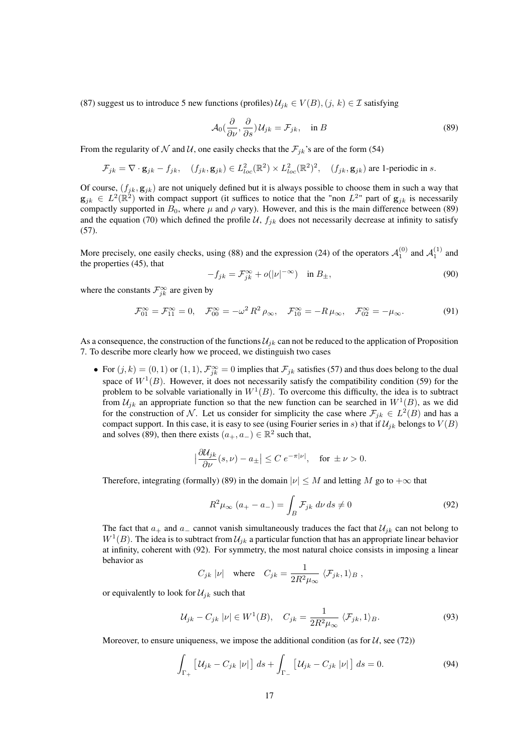(87) suggest us to introduce 5 new functions (profiles) $\mathcal{U}_{jk} \in V(B), (j,\, k) \in \mathcal{I}$ satisfying

$$\mathcal{A}_0(\frac{\partial}{\partial \nu}, \frac{\partial}{\partial s})\,\mathcal{U}_{jk} = \mathcal{F}_{jk}, \quad \text{in } B \tag{89}$$

From the regularity of $\mathcal{N}$ and $\mathcal{U}$, one easily checks that the $\mathcal{F}_{jk}$'s are of the form (54)

$$\mathcal{F}_{jk} = \nabla \cdot \mathbf{g}_{jk} - f_{jk}, \quad (f_{jk}, \mathbf{g}_{jk}) \in L^2_{loc}(\mathbb{R}^2) \times L^2_{loc}(\mathbb{R}^2)^2, \quad (f_{jk}, \mathbf{g}_{jk}) \text{ are 1-periodic in } s.$$

Of course, $(f_{jk}, \mathbf{g}_{jk})$ are not uniquely defined but it is always possible to choose them in such a way that $\mathbf{g}_{jk} \in L^2(\mathbb{R}^2)$ with compact support (it suffices to notice that the "non $L^2$" part of $\mathbf{g}_{jk}$ is necessarily compactly supported in $B_0$, where $\mu$ and $\rho$ vary). However, and this is the main difference between (89) and the equation (70) which defined the profile $\mathcal{U}$, $f_{jk}$ does not necessarily decrease at infinity to satisfy (57).

More precisely, one easily checks, using (88) and the expression (24) of the operators $\mathcal{A}_1^{(0)}$ and $\mathcal{A}_1^{(1)}$ and the properties (45), that

$$-f_{jk} = \mathcal{F}^{\infty}_{jk} + o(|\nu|^{-\infty}) \quad \text{in } B_{\pm}, \tag{90}$$

where the constants $\mathcal{F}^{\infty}_{jk}$ are given by

$$\mathcal{F}^{\infty}_{01} = \mathcal{F}^{\infty}_{11} = 0, \quad \mathcal{F}^{\infty}_{00} = -\omega^2\, R^2\, \rho_{\infty}, \quad \mathcal{F}^{\infty}_{10} = -R\, \mu_{\infty}, \quad \mathcal{F}^{\infty}_{02} = -\mu_{\infty}. \tag{91}$$

As a consequence, the construction of the functions $\mathcal{U}_{jk}$ can not be reduced to the application of Proposition 7. To describe more clearly how we proceed, we distinguish two cases

- For $(j,k) = (0,1)$ or $(1,1)$, $\mathcal{F}^{\infty}_{jk} = 0$ implies that $\mathcal{F}_{jk}$ satisfies (57) and thus does belong to the dual space of $W^1(B)$. However, it does not necessarily satisfy the compatibility condition (59) for the problem to be solvable variationally in $W^1(B)$. To overcome this difficulty, the idea is to subtract from $\mathcal{U}_{jk}$ an appropriate function so that the new function can be searched in $W^1(B)$, as we did for the construction of $\mathcal{N}$. Let us consider for simplicity the case where $\mathcal{F}_{jk} \in L^2(B)$ and has a compact support. In this case, it is easy to see (using Fourier series in $s$) that if $\mathcal{U}_{jk}$ belongs to $V(B)$ and solves (89), then there exists $(a_+, a_-) \in \mathbb{R}^2$ such that,

  $$\big|\frac{\partial \mathcal{U}_{jk}}{\partial \nu}(s, \nu) - a_{\pm}\big| \leq C\, e^{-\pi|\nu|}, \quad \text{for } \pm\,\nu > 0.$$

  Therefore, integrating (formally) (89) in the domain $|\nu| \leq M$ and letting $M$ go to $+\infty$ that

  $$R^2 \mu_{\infty}\,(a_+ - a_-) = \int_B \mathcal{F}_{jk}\, d\nu\, ds \neq 0 \tag{92}$$

  The fact that $a_+$ and $a_-$ cannot vanish simultaneously traduces the fact that $\mathcal{U}_{jk}$ can not belong to $W^1(B)$. The idea is to subtract from $\mathcal{U}_{jk}$ a particular function that has an appropriate linear behavior at infinity, coherent with (92). For symmetry, the most natural choice consists in imposing a linear behavior as

  $$C_{jk}\;|\nu| \quad \text{where} \quad C_{jk} = \frac{1}{2R^2\mu_{\infty}}\;\langle \mathcal{F}_{jk}, 1\rangle_B\;,$$

  or equivalently to look for $\mathcal{U}_{jk}$ such that

  $$\mathcal{U}_{jk} - C_{jk}\;|\nu| \in W^1(B), \quad C_{jk} = \frac{1}{2R^2\mu_{\infty}}\;\langle \mathcal{F}_{jk}, 1\rangle_B. \tag{93}$$

  Moreover, to ensure uniqueness, we impose the additional condition (as for $\mathcal{U}$, see (72))

  $$\int_{\Gamma_+} \big[\,\mathcal{U}_{jk} - C_{jk}\;|\nu|\,\big]\; ds + \int_{\Gamma_-} \big[\,\mathcal{U}_{jk} - C_{jk}\;|\nu|\,\big]\; ds = 0. \tag{94}$$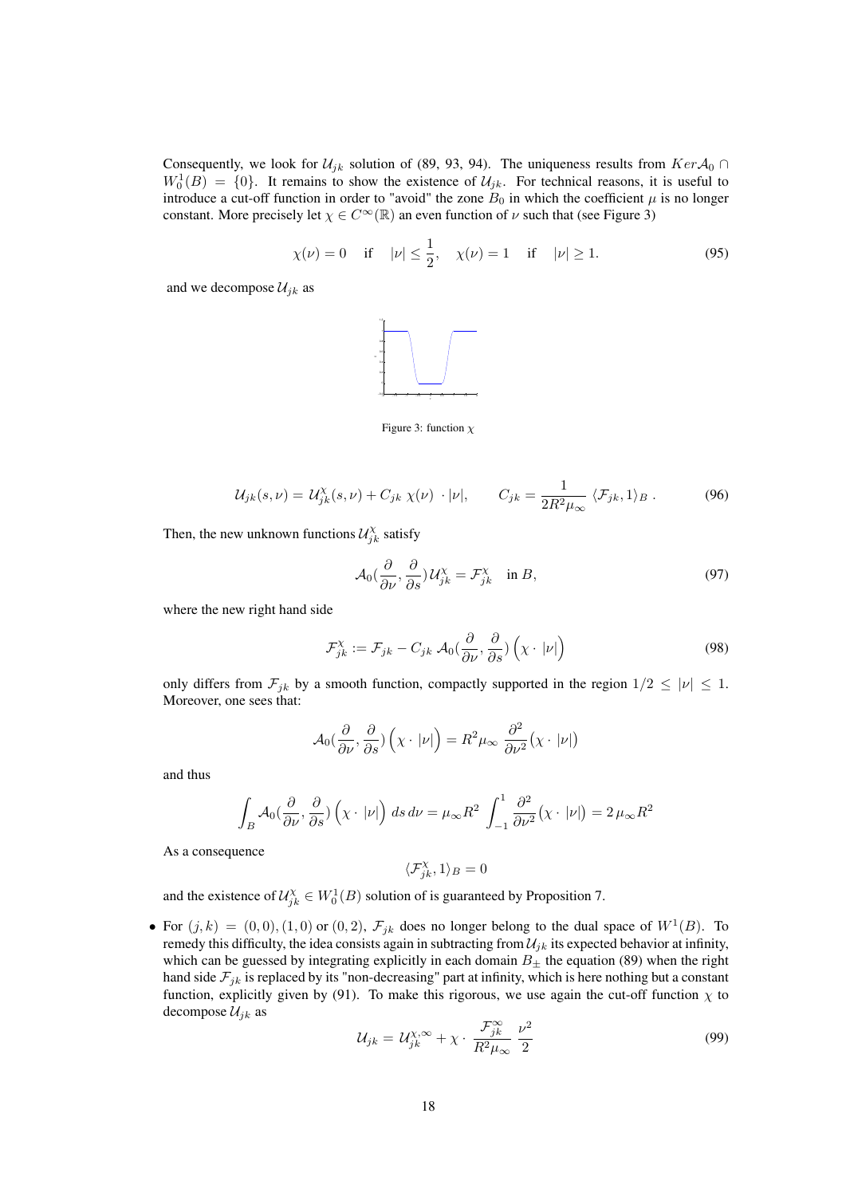Consequently, we look for $\mathcal{U}_{jk}$ solution of (89, 93, 94). The uniqueness results from $Ker\mathcal{A}_0 \cap W_0^1(B) = \{0\}$. It remains to show the existence of $\mathcal{U}_{jk}$. For technical reasons, it is useful to introduce a cut-off function in order to "avoid" the zone $B_0$ in which the coefficient $\mu$ is no longer constant. More precisely let $\chi \in C^\infty(\mathbb{R})$ an even function of $\nu$ such that (see Figure 3)

$$\chi(\nu) = 0 \quad \text{if} \quad |\nu| \leq \frac{1}{2}, \quad \chi(\nu) = 1 \quad \text{if} \quad |\nu| \geq 1. \tag{95}$$

and we decompose $\mathcal{U}_{jk}$ as

Figure 3: function $\chi$

$$\mathcal{U}_{jk}(s,\nu) = \mathcal{U}^{\chi}_{jk}(s,\nu) + C_{jk}\,\chi(\nu)\,\cdot|\nu|, \qquad C_{jk} = \frac{1}{2R^2\mu_\infty}\,\langle \mathcal{F}_{jk}, 1\rangle_B\,. \tag{96}$$

Then, the new unknown functions $\mathcal{U}^{\chi}_{jk}$ satisfy

$$\mathcal{A}_0(\frac{\partial}{\partial \nu}, \frac{\partial}{\partial s})\mathcal{U}^{\chi}_{jk} = \mathcal{F}^{\chi}_{jk} \quad \text{in } B, \tag{97}$$

where the new right hand side

$$\mathcal{F}^{\chi}_{jk} := \mathcal{F}_{jk} - C_{jk}\,\mathcal{A}_0(\frac{\partial}{\partial \nu}, \frac{\partial}{\partial s})\left(\chi\cdot|\nu|\right) \tag{98}$$

only differs from $\mathcal{F}_{jk}$ by a smooth function, compactly supported in the region $1/2 \leq |\nu| \leq 1$. Moreover, one sees that:

$$\mathcal{A}_0(\frac{\partial}{\partial \nu}, \frac{\partial}{\partial s})\left(\chi\cdot|\nu|\right) = R^2\mu_\infty\,\frac{\partial^2}{\partial \nu^2}\left(\chi\cdot|\nu|\right)$$

and thus

$$\int_B \mathcal{A}_0(\frac{\partial}{\partial \nu}, \frac{\partial}{\partial s})\left(\chi\cdot|\nu|\right)\,ds\,d\nu = \mu_\infty R^2\,\int_{-1}^{1}\frac{\partial^2}{\partial \nu^2}\left(\chi\cdot|\nu|\right) = 2\,\mu_\infty R^2$$

As a consequence

$$\langle \mathcal{F}^{\chi}_{jk}, 1\rangle_B = 0$$

and the existence of $\mathcal{U}^{\chi}_{jk} \in W_0^1(B)$ solution of is guaranteed by Proposition 7.

- For $(j,k) = (0,0), (1,0)$ or $(0,2)$, $\mathcal{F}_{jk}$ does no longer belong to the dual space of $W^1(B)$. To remedy this difficulty, the idea consists again in subtracting from $\mathcal{U}_{jk}$ its expected behavior at infinity, which can be guessed by integrating explicitly in each domain $B_\pm$ the equation (89) when the right hand side $\mathcal{F}_{jk}$ is replaced by its "non-decreasing" part at infinity, which is here nothing but a constant function, explicitly given by (91). To make this rigorous, we use again the cut-off function $\chi$ to decompose $\mathcal{U}_{jk}$ as

$$\mathcal{U}_{jk} = \mathcal{U}^{\chi,\infty}_{jk} + \chi\cdot\frac{\mathcal{F}^{\infty}_{jk}}{R^2\mu_\infty}\,\frac{\nu^2}{2} \tag{99}$$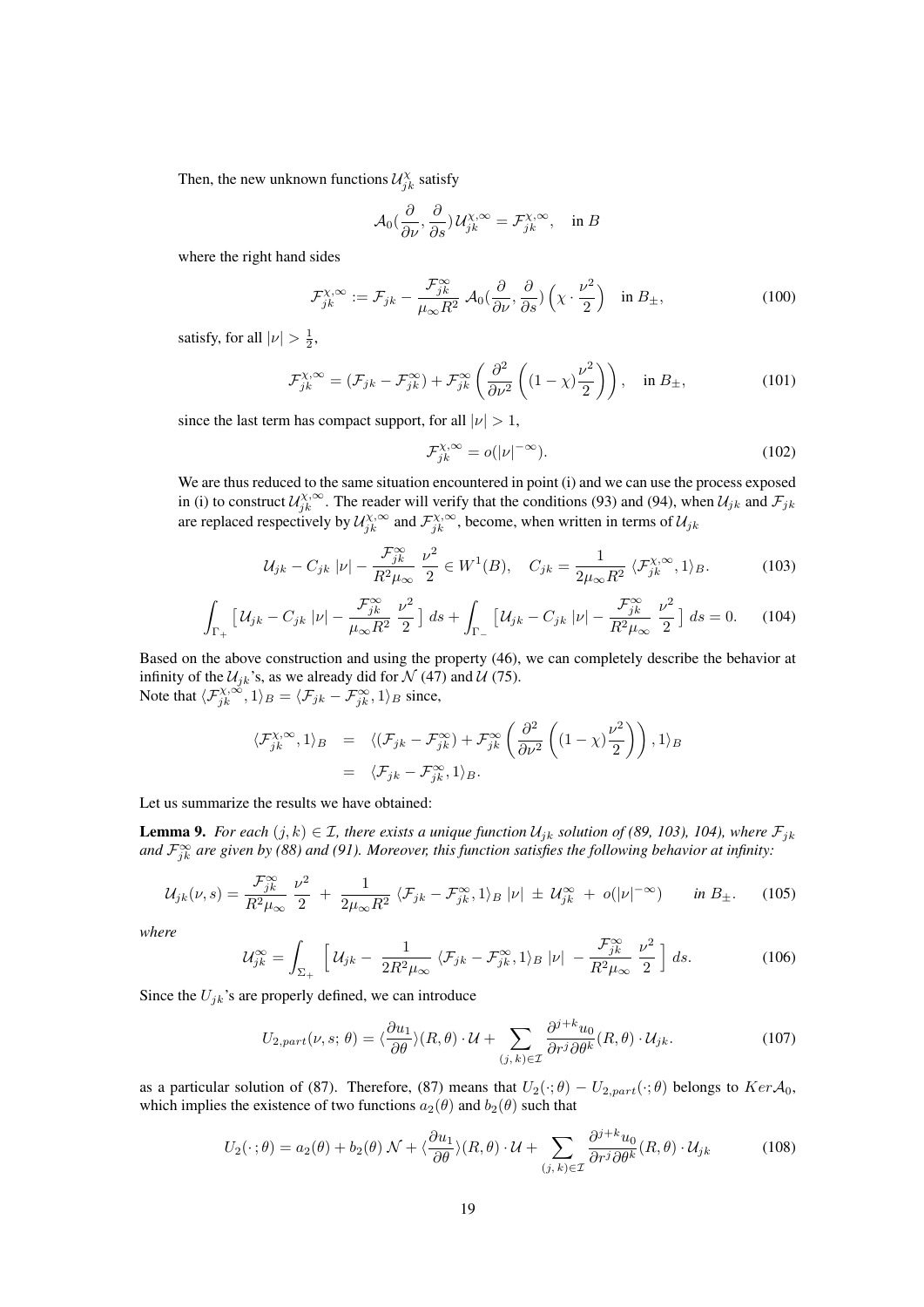Then, the new unknown functions $\mathcal{U}_{jk}^{\chi}$ satisfy

$$\mathcal{A}_0(\frac{\partial}{\partial \nu}, \frac{\partial}{\partial s})\mathcal{U}_{jk}^{\chi,\infty} = \mathcal{F}_{jk}^{\chi,\infty}, \quad \text{in } B$$

where the right hand sides

$$\mathcal{F}_{jk}^{\chi,\infty} := \mathcal{F}_{jk} - \frac{\mathcal{F}_{jk}^{\infty}}{\mu_\infty R^2}\, \mathcal{A}_0(\frac{\partial}{\partial \nu}, \frac{\partial}{\partial s})\left(\chi \cdot \frac{\nu^2}{2}\right) \quad \text{in } B_\pm, \tag{100}$$

satisfy, for all $|\nu| > \frac{1}{2}$,

$$\mathcal{F}_{jk}^{\chi,\infty} = (\mathcal{F}_{jk} - \mathcal{F}_{jk}^{\infty}) + \mathcal{F}_{jk}^{\infty}\left(\frac{\partial^2}{\partial \nu^2}\left((1-\chi)\frac{\nu^2}{2}\right)\right), \quad \text{in } B_\pm, \tag{101}$$

since the last term has compact support, for all $|\nu| > 1$,

$$\mathcal{F}_{jk}^{\chi,\infty} = o(|\nu|^{-\infty}). \tag{102}$$

We are thus reduced to the same situation encountered in point (i) and we can use the process exposed in (i) to construct $\mathcal{U}_{jk}^{\chi,\infty}$. The reader will verify that the conditions (93) and (94), when $\mathcal{U}_{jk}$ and $\mathcal{F}_{jk}$ are replaced respectively by $\mathcal{U}_{jk}^{\chi,\infty}$ and $\mathcal{F}_{jk}^{\chi,\infty}$, become, when written in terms of $\mathcal{U}_{jk}$

$$\mathcal{U}_{jk} - C_{jk}\,|\nu| - \frac{\mathcal{F}_{jk}^{\infty}}{R^2\mu_\infty}\,\frac{\nu^2}{2} \in W^1(B), \quad C_{jk} = \frac{1}{2\mu_\infty R^2}\,\langle \mathcal{F}_{jk}^{\chi,\infty}, 1\rangle_B. \tag{103}$$

$$\int_{\Gamma_+}\left[\,\mathcal{U}_{jk} - C_{jk}\,|\nu| - \frac{\mathcal{F}_{jk}^{\infty}}{\mu_\infty R^2}\,\frac{\nu^2}{2}\,\right] ds + \int_{\Gamma_-}\left[\,\mathcal{U}_{jk} - C_{jk}\,|\nu| - \frac{\mathcal{F}_{jk}^{\infty}}{R^2\mu_\infty}\,\frac{\nu^2}{2}\,\right] ds = 0. \tag{104}$$

Based on the above construction and using the property (46), we can completely describe the behavior at infinity of the $\mathcal{U}_{jk}$'s, as we already did for $\mathcal{N}$ (47) and $\mathcal{U}$ (75).
Note that $\langle \mathcal{F}_{jk}^{\chi,\infty}, 1\rangle_B = \langle \mathcal{F}_{jk} - \mathcal{F}_{jk}^{\infty}, 1\rangle_B$ since,

$$\begin{aligned}
\langle \mathcal{F}_{jk}^{\chi,\infty}, 1\rangle_B &= \langle (\mathcal{F}_{jk} - \mathcal{F}_{jk}^{\infty}) + \mathcal{F}_{jk}^{\infty}\left(\frac{\partial^2}{\partial \nu^2}\left((1-\chi)\frac{\nu^2}{2}\right)\right), 1\rangle_B \\
&= \langle \mathcal{F}_{jk} - \mathcal{F}_{jk}^{\infty}, 1\rangle_B.
\end{aligned}$$

Let us summarize the results we have obtained:

**Lemma 9.** *For each $(j,k) \in \mathcal{I}$, there exists a unique function $\mathcal{U}_{jk}$ solution of (89, 103), 104), where $\mathcal{F}_{jk}$ and $\mathcal{F}_{jk}^{\infty}$ are given by (88) and (91). Moreover, this function satisfies the following behavior at infinity:*

$$\mathcal{U}_{jk}(\nu, s) = \frac{\mathcal{F}_{jk}^{\infty}}{R^2\mu_\infty}\,\frac{\nu^2}{2} \;+\; \frac{1}{2\mu_\infty R^2}\,\langle \mathcal{F}_{jk} - \mathcal{F}_{jk}^{\infty}, 1\rangle_B\,|\nu| \;\pm\; \mathcal{U}_{jk}^{\infty} \;+\; o(|\nu|^{-\infty}) \qquad \text{in } B_\pm. \tag{105}$$

*where*

$$\mathcal{U}_{jk}^{\infty} = \int_{\Sigma_+}\left[\,\mathcal{U}_{jk} - \,\frac{1}{2R^2\mu_\infty}\,\langle \mathcal{F}_{jk} - \mathcal{F}_{jk}^{\infty}, 1\rangle_B\,|\nu| \,-\frac{\mathcal{F}_{jk}^{\infty}}{R^2\mu_\infty}\,\frac{\nu^2}{2}\,\right] ds. \tag{106}$$

Since the $U_{jk}$'s are properly defined, we can introduce

$$U_{2,part}(\nu, s;\, \theta) = \langle\frac{\partial u_1}{\partial \theta}\rangle(R,\theta)\cdot \mathcal{U} + \sum_{(j,\,k)\in\mathcal{I}} \frac{\partial^{j+k}u_0}{\partial r^j \partial \theta^k}(R,\theta)\cdot \mathcal{U}_{jk}. \tag{107}$$

as a particular solution of (87). Therefore, (87) means that $U_2(\cdot;\theta) - U_{2,part}(\cdot;\theta)$ belongs to $Ker\mathcal{A}_0$, which implies the existence of two functions $a_2(\theta)$ and $b_2(\theta)$ such that

$$U_2(\cdot\,;\theta) = a_2(\theta) + b_2(\theta)\,\mathcal{N} + \langle\frac{\partial u_1}{\partial \theta}\rangle(R,\theta)\cdot \mathcal{U} + \sum_{(j,\,k)\in\mathcal{I}} \frac{\partial^{j+k}u_0}{\partial r^j \partial \theta^k}(R,\theta)\cdot \mathcal{U}_{jk} \tag{108}$$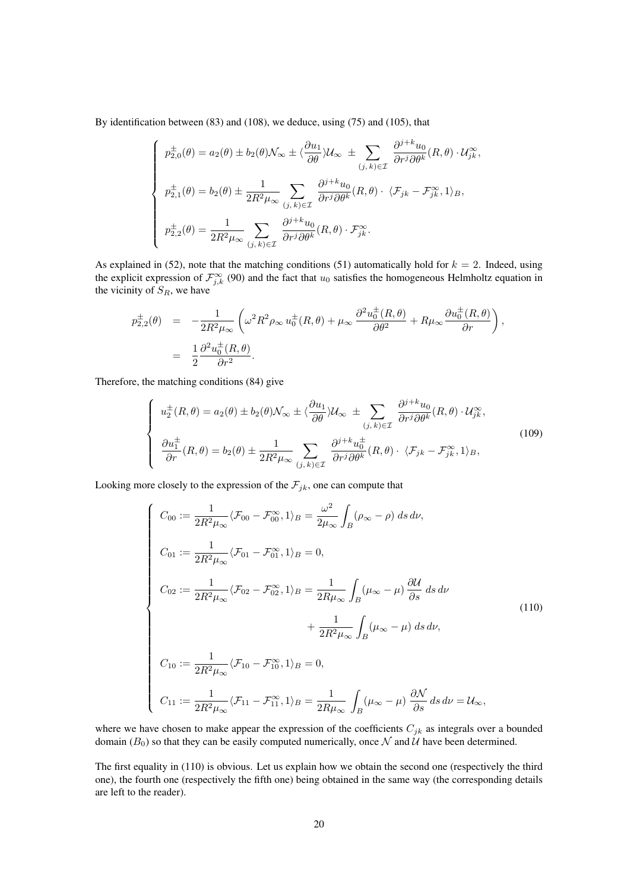By identification between (83) and (108), we deduce, using (75) and (105), that

$$
\left\{
\begin{array}{l}
p_{2,0}^{\pm}(\theta) = a_2(\theta) \pm b_2(\theta)\mathcal{N}_\infty \pm \langle \dfrac{\partial u_1}{\partial \theta} \rangle \mathcal{U}_\infty \ \pm \displaystyle\sum_{(j,\,k)\in\mathcal{I}} \dfrac{\partial^{j+k} u_0}{\partial r^j \partial \theta^k}(R,\theta) \cdot \mathcal{U}_{jk}^\infty, \\[2ex]
p_{2,1}^{\pm}(\theta) = b_2(\theta) \pm \dfrac{1}{2R^2\mu_\infty} \displaystyle\sum_{(j,\,k)\in\mathcal{I}} \dfrac{\partial^{j+k} u_0}{\partial r^j \partial \theta^k}(R,\theta) \cdot \ \langle \mathcal{F}_{jk} - \mathcal{F}_{jk}^\infty, 1 \rangle_B, \\[2ex]
p_{2,2}^{\pm}(\theta) = \dfrac{1}{2R^2\mu_\infty} \displaystyle\sum_{(j,\,k)\in\mathcal{I}} \dfrac{\partial^{j+k} u_0}{\partial r^j \partial \theta^k}(R,\theta) \cdot \mathcal{F}_{jk}^\infty.
\end{array}
\right.
$$

As explained in (52), note that the matching conditions (51) automatically hold for $k = 2$. Indeed, using the explicit expression of $\mathcal{F}_{j,k}^\infty$ (90) and the fact that $u_0$ satisfies the homogeneous Helmholtz equation in the vicinity of $S_R$, we have

$$
\begin{aligned}
p_{2,2}^{\pm}(\theta) &= -\frac{1}{2R^2\mu_\infty}\left(\omega^2 R^2 \rho_\infty\, u_0^{\pm}(R,\theta) + \mu_\infty \frac{\partial^2 u_0^{\pm}(R,\theta)}{\partial \theta^2} + R\mu_\infty \frac{\partial u_0^{\pm}(R,\theta)}{\partial r}\right), \\
&= \frac{1}{2}\frac{\partial^2 u_0^{\pm}(R,\theta)}{\partial r^2}.
\end{aligned}
$$

Therefore, the matching conditions (84) give

$$
\left\{
\begin{array}{l}
u_2^{\pm}(R,\theta) = a_2(\theta) \pm b_2(\theta)\mathcal{N}_\infty \pm \langle \dfrac{\partial u_1}{\partial \theta} \rangle \mathcal{U}_\infty \ \pm \displaystyle\sum_{(j,\,k)\in\mathcal{I}} \dfrac{\partial^{j+k} u_0}{\partial r^j \partial \theta^k}(R,\theta) \cdot \mathcal{U}_{jk}^\infty, \\[2ex]
\dfrac{\partial u_1^{\pm}}{\partial r}(R,\theta) = b_2(\theta) \pm \dfrac{1}{2R^2\mu_\infty} \displaystyle\sum_{(j,\,k)\in\mathcal{I}} \dfrac{\partial^{j+k} u_0^{\pm}}{\partial r^j \partial \theta^k}(R,\theta) \cdot \ \langle \mathcal{F}_{jk} - \mathcal{F}_{jk}^\infty, 1 \rangle_B,
\end{array}
\right.
\tag{109}
$$

Looking more closely to the expression of the $\mathcal{F}_{jk}$, one can compute that

$$
\left\{
\begin{array}{l}
C_{00} := \dfrac{1}{2R^2\mu_\infty}\langle \mathcal{F}_{00} - \mathcal{F}_{00}^\infty, 1\rangle_B = \dfrac{\omega^2}{2\mu_\infty}\displaystyle\int_B (\rho_\infty - \rho)\, ds\, d\nu, \\[2ex]
C_{01} := \dfrac{1}{2R^2\mu_\infty}\langle \mathcal{F}_{01} - \mathcal{F}_{01}^\infty, 1\rangle_B = 0, \\[2ex]
C_{02} := \dfrac{1}{2R^2\mu_\infty}\langle \mathcal{F}_{02} - \mathcal{F}_{02}^\infty, 1\rangle_B = \dfrac{1}{2R\mu_\infty}\displaystyle\int_B (\mu_\infty - \mu)\, \dfrac{\partial \mathcal{U}}{\partial s}\, ds\, d\nu \\[2ex]
\qquad\qquad\qquad\qquad\qquad\qquad\qquad + \dfrac{1}{2R^2\mu_\infty}\displaystyle\int_B (\mu_\infty - \mu)\, ds\, d\nu, \\[2ex]
C_{10} := \dfrac{1}{2R^2\mu_\infty}\langle \mathcal{F}_{10} - \mathcal{F}_{10}^\infty, 1\rangle_B = 0, \\[2ex]
C_{11} := \dfrac{1}{2R^2\mu_\infty}\langle \mathcal{F}_{11} - \mathcal{F}_{11}^\infty, 1\rangle_B = \dfrac{1}{2R\mu_\infty}\displaystyle\int_B (\mu_\infty - \mu)\, \dfrac{\partial \mathcal{N}}{\partial s}\, ds\, d\nu = \mathcal{U}_\infty,
\end{array}
\right.
\tag{110}
$$

where we have chosen to make appear the expression of the coefficients $C_{jk}$ as integrals over a bounded domain ($B_0$) so that they can be easily computed numerically, once $\mathcal{N}$ and $\mathcal{U}$ have been determined.

The first equality in (110) is obvious. Let us explain how we obtain the second one (respectively the third one), the fourth one (respectively the fifth one) being obtained in the same way (the corresponding details are left to the reader).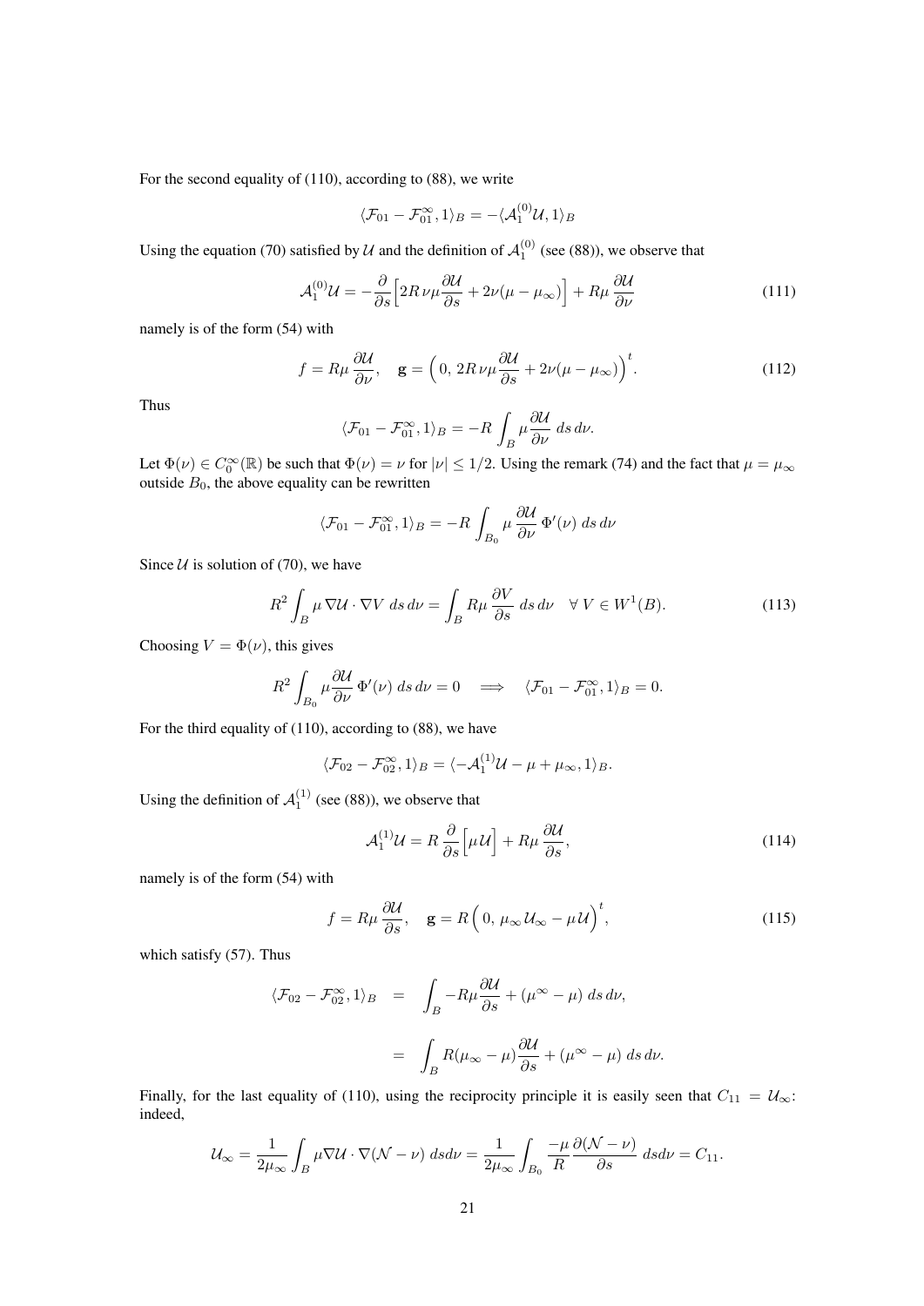For the second equality of (110), according to (88), we write

$$\langle \mathcal{F}_{01} - \mathcal{F}_{01}^{\infty}, 1 \rangle_B = -\langle \mathcal{A}_1^{(0)} \mathcal{U}, 1 \rangle_B$$

Using the equation (70) satisfied by $\mathcal{U}$ and the definition of $\mathcal{A}_1^{(0)}$ (see (88)), we observe that

$$\mathcal{A}_1^{(0)} \mathcal{U} = -\frac{\partial}{\partial s}\Big[ 2R\,\nu\mu \frac{\partial \mathcal{U}}{\partial s} + 2\nu(\mu - \mu_\infty) \Big] + R\mu\, \frac{\partial \mathcal{U}}{\partial \nu} \tag{111}$$

namely is of the form (54) with

$$f = R\mu\, \frac{\partial \mathcal{U}}{\partial \nu}, \quad \mathbf{g} = \Big( 0,\, 2R\,\nu\mu \frac{\partial \mathcal{U}}{\partial s} + 2\nu(\mu - \mu_\infty) \Big)^t. \tag{112}$$

Thus

$$\langle \mathcal{F}_{01} - \mathcal{F}_{01}^{\infty}, 1 \rangle_B = -R \int_B \mu \frac{\partial \mathcal{U}}{\partial \nu}\; ds\, d\nu.$$

Let $\Phi(\nu) \in C_0^\infty(\mathbb{R})$ be such that $\Phi(\nu) = \nu$ for $|\nu| \leq 1/2$. Using the remark (74) and the fact that $\mu = \mu_\infty$ outside $B_0$, the above equality can be rewritten

$$\langle \mathcal{F}_{01} - \mathcal{F}_{01}^{\infty}, 1 \rangle_B = -R \int_{B_0} \mu \frac{\partial \mathcal{U}}{\partial \nu}\; \Phi'(\nu)\; ds\, d\nu$$

Since $\mathcal{U}$ is solution of (70), we have

$$R^2 \int_B \mu\, \nabla \mathcal{U} \cdot \nabla V \;ds\, d\nu = \int_B R\mu\, \frac{\partial V}{\partial s}\; ds\, d\nu \quad \forall\, V \in W^1(B). \tag{113}$$

Choosing $V = \Phi(\nu)$, this gives

$$R^2 \int_{B_0} \mu \frac{\partial \mathcal{U}}{\partial \nu}\, \Phi'(\nu)\; ds\, d\nu = 0 \quad \Longrightarrow \quad \langle \mathcal{F}_{01} - \mathcal{F}_{01}^{\infty}, 1 \rangle_B = 0.$$

For the third equality of (110), according to (88), we have

$$\langle \mathcal{F}_{02} - \mathcal{F}_{02}^{\infty}, 1 \rangle_B = \langle -\mathcal{A}_1^{(1)} \mathcal{U} - \mu + \mu_\infty, 1 \rangle_B.$$

Using the definition of $\mathcal{A}_1^{(1)}$ (see (88)), we observe that

$$\mathcal{A}_1^{(1)} \mathcal{U} = R\, \frac{\partial}{\partial s}\Big[ \mu\, \mathcal{U} \Big] + R\mu\, \frac{\partial \mathcal{U}}{\partial s}, \tag{114}$$

namely is of the form (54) with

$$f = R\mu\, \frac{\partial \mathcal{U}}{\partial s}, \quad \mathbf{g} = R\,\Big( 0,\, \mu_\infty \mathcal{U}_\infty - \mu\, \mathcal{U} \Big)^t, \tag{115}$$

which satisfy (57). Thus

$$\begin{aligned}
\langle \mathcal{F}_{02} - \mathcal{F}_{02}^{\infty}, 1 \rangle_B &= \int_B -R\mu \frac{\partial \mathcal{U}}{\partial s} + (\mu^\infty - \mu)\; ds\, d\nu, \\
&= \int_B R(\mu_\infty - \mu) \frac{\partial \mathcal{U}}{\partial s} + (\mu^\infty - \mu)\; ds\, d\nu.
\end{aligned}$$

Finally, for the last equality of (110), using the reciprocity principle it is easily seen that $C_{11} = \mathcal{U}_\infty$: indeed,

$$\mathcal{U}_\infty = \frac{1}{2\mu_\infty} \int_B \mu \nabla \mathcal{U} \cdot \nabla(\mathcal{N} - \nu)\; ds d\nu = \frac{1}{2\mu_\infty} \int_{B_0} \frac{-\mu}{R} \frac{\partial(\mathcal{N} - \nu)}{\partial s}\; ds d\nu = C_{11}.$$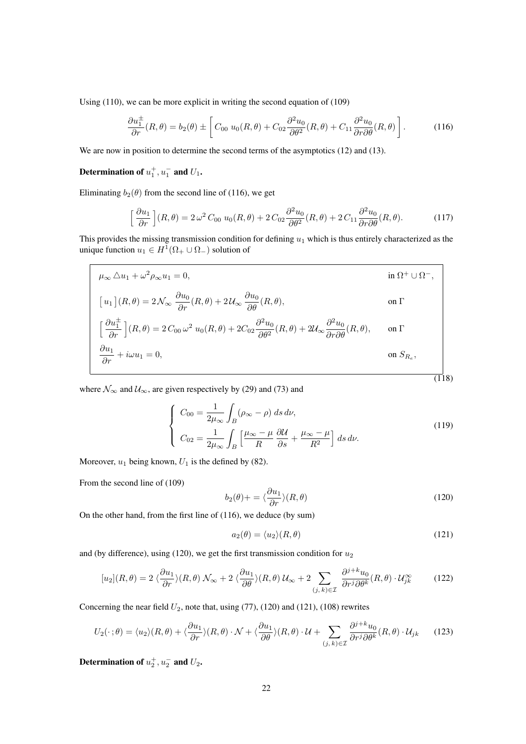Using (110), we can be more explicit in writing the second equation of (109)

$$\frac{\partial u_1^{\pm}}{\partial r}(R,\theta) = b_2(\theta) \pm \left[ C_{00}\, u_0(R,\theta) + C_{02}\frac{\partial^2 u_0}{\partial \theta^2}(R,\theta) + C_{11}\frac{\partial^2 u_0}{\partial r \partial \theta}(R,\theta) \right]. \tag{116}$$

We are now in position to determine the second terms of the asymptotics (12) and (13).

**Determination of $u_1^+, u_1^-$ and $U_1$.**

Eliminating $b_2(\theta)$ from the second line of (116), we get

$$\Big[\, \frac{\partial u_1}{\partial r} \,\Big](R,\theta) = 2\,\omega^2\, C_{00}\, u_0(R,\theta) + 2\,C_{02}\frac{\partial^2 u_0}{\partial \theta^2}(R,\theta) + 2\,C_{11}\frac{\partial^2 u_0}{\partial r \partial \theta}(R,\theta). \tag{117}$$

This provides the missing transmission condition for defining $u_1$ which is thus entirely characterized as the unique function $u_1 \in H^1(\Omega_+ \cup \Omega_-)$ solution of

$$\begin{array}{ll}
\mu_\infty \,\triangle u_1 + \omega^2 \rho_\infty u_1 = 0, & \text{in } \Omega^+ \cup \Omega^-, \\[2mm]
\big[\, u_1 \big](R,\theta) = 2\mathcal{N}_\infty\, \dfrac{\partial u_0}{\partial r}(R,\theta) + 2\mathcal{U}_\infty\, \dfrac{\partial u_0}{\partial \theta}(R,\theta), & \text{on } \Gamma \\[2mm]
\Big[\, \dfrac{\partial u_1^{\pm}}{\partial r} \,\Big](R,\theta) = 2\,C_{00}\,\omega^2\, u_0(R,\theta) + 2C_{02}\dfrac{\partial^2 u_0}{\partial \theta^2}(R,\theta) + 2\mathcal{U}_\infty\dfrac{\partial^2 u_0}{\partial r \partial \theta}(R,\theta), & \text{on } \Gamma \\[2mm]
\dfrac{\partial u_1}{\partial r} + i\omega u_1 = 0, & \text{on } S_{R_e},
\end{array} \tag{118}$$

where $\mathcal{N}_\infty$ and $\mathcal{U}_\infty$, are given respectively by (29) and (73) and

$$\left\{ \begin{array}{l}
C_{00} = \dfrac{1}{2\mu_\infty}\displaystyle\int_B (\rho_\infty - \rho)\; ds\, d\nu, \\[3mm]
C_{02} = \dfrac{1}{2\mu_\infty}\displaystyle\int_B \Big[\frac{\mu_\infty - \mu}{R}\,\frac{\partial \mathcal{U}}{\partial s} + \frac{\mu_\infty - \mu}{R^2}\Big]\; ds\, d\nu.
\end{array}\right. \tag{119}$$

Moreover, $u_1$ being known, $U_1$ is the defined by (82).

From the second line of (109)

$$b_2(\theta) + = \langle \frac{\partial u_1}{\partial r} \rangle(R,\theta) \tag{120}$$

On the other hand, from the first line of (116), we deduce (by sum)

$$a_2(\theta) = \langle u_2 \rangle(R,\theta) \tag{121}$$

and (by difference), using (120), we get the first transmission condition for $u_2$

$$[u_2](R,\theta) = 2\,\langle \frac{\partial u_1}{\partial r} \rangle(R,\theta)\,\mathcal{N}_\infty + 2\,\langle \frac{\partial u_1}{\partial \theta} \rangle(R,\theta)\,\mathcal{U}_\infty + 2\sum_{(j,\,k)\in\mathcal{I}} \frac{\partial^{j+k} u_0}{\partial r^j \partial \theta^k}(R,\theta)\cdot \mathcal{U}_{jk}^{\infty} \tag{122}$$

Concerning the near field $U_2$, note that, using (77), (120) and (121), (108) rewrites

$$U_2(\cdot\,;\theta) = \langle u_2 \rangle(R,\theta) + \langle \frac{\partial u_1}{\partial r} \rangle(R,\theta)\cdot \mathcal{N} + \langle \frac{\partial u_1}{\partial \theta} \rangle(R,\theta)\cdot \mathcal{U} + \sum_{(j,\,k)\in\mathcal{I}} \frac{\partial^{j+k} u_0}{\partial r^j \partial \theta^k}(R,\theta)\cdot \mathcal{U}_{jk} \tag{123}$$

**Determination of $u_2^+, u_2^-$ and $U_2$.**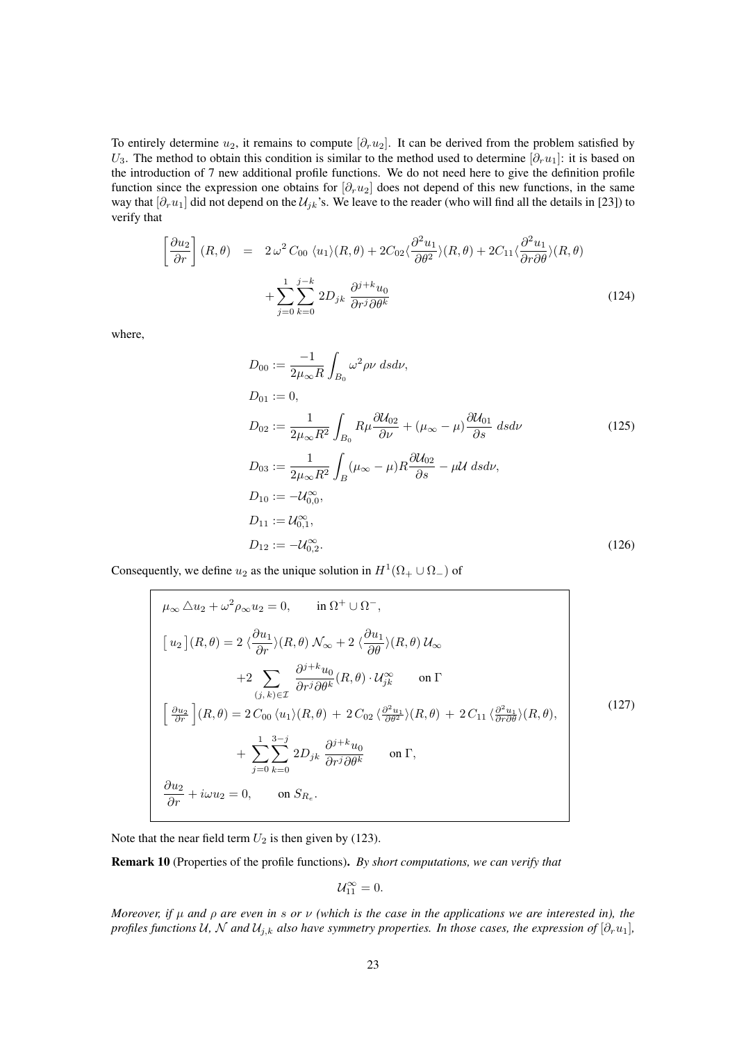To entirely determine $u_2$, it remains to compute $[\partial_r u_2]$. It can be derived from the problem satisfied by $U_3$. The method to obtain this condition is similar to the method used to determine $[\partial_r u_1]$: it is based on the introduction of 7 new additional profile functions. We do not need here to give the definition profile function since the expression one obtains for $[\partial_r u_2]$ does not depend of this new functions, in the same way that $[\partial_r u_1]$ did not depend on the $\mathcal{U}_{jk}$'s. We leave to the reader (who will find all the details in [23]) to verify that

$$
\begin{aligned}
\left[\frac{\partial u_2}{\partial r}\right](R,\theta) &= 2\,\omega^2\, C_{00}\,\langle u_1\rangle(R,\theta) + 2C_{02}\langle\frac{\partial^2 u_1}{\partial\theta^2}\rangle(R,\theta) + 2C_{11}\langle\frac{\partial^2 u_1}{\partial r\partial\theta}\rangle(R,\theta) \\
&\quad + \sum_{j=0}^{1}\sum_{k=0}^{j-k} 2D_{jk}\,\frac{\partial^{j+k}u_0}{\partial r^j\partial\theta^k}
\end{aligned}
\tag{124}
$$

where,

$$
\begin{aligned}
D_{00} &:= \frac{-1}{2\mu_\infty R}\int_{B_0}\omega^2\rho\nu\;ds d\nu,\\
D_{01} &:= 0,\\
D_{02} &:= \frac{1}{2\mu_\infty R^2}\int_{B_0} R\mu\frac{\partial\mathcal{U}_{02}}{\partial\nu} + (\mu_\infty-\mu)\frac{\partial\mathcal{U}_{01}}{\partial s}\;ds d\nu \qquad (125)\\
D_{03} &:= \frac{1}{2\mu_\infty R^2}\int_{B}(\mu_\infty-\mu)R\frac{\partial\mathcal{U}_{02}}{\partial s} - \mu\mathcal{U}\;ds d\nu,\\
D_{10} &:= -\mathcal{U}_{0,0}^\infty,\\
D_{11} &:= \mathcal{U}_{0,1}^\infty,\\
D_{12} &:= -\mathcal{U}_{0,2}^\infty.
\end{aligned}
\tag{126}
$$

Consequently, we define $u_2$ as the unique solution in $H^1(\Omega_+\cup\Omega_-)$ of

$$
\boxed{
\begin{aligned}
&\mu_\infty\,\triangle u_2 + \omega^2\rho_\infty u_2 = 0, \qquad \text{in } \Omega^+\cup\Omega^-,\\
&\big[\,u_2\big](R,\theta) = 2\,\langle\frac{\partial u_1}{\partial r}\rangle(R,\theta)\,\mathcal{N}_\infty + 2\,\langle\frac{\partial u_1}{\partial\theta}\rangle(R,\theta)\,\mathcal{U}_\infty\\
&\qquad +2\sum_{(j,\,k)\in\mathcal{I}}\frac{\partial^{j+k}u_0}{\partial r^j\partial\theta^k}(R,\theta)\cdot\mathcal{U}_{jk}^\infty \qquad \text{on } \Gamma\\
&\Big[\,\tfrac{\partial u_2}{\partial r}\Big](R,\theta) = 2\,C_{00}\,\langle u_1\rangle(R,\theta) + 2\,C_{02}\,\langle\tfrac{\partial^2 u_1}{\partial\theta^2}\rangle(R,\theta) + 2\,C_{11}\,\langle\tfrac{\partial^2 u_1}{\partial r\partial\theta}\rangle(R,\theta),\\
&\qquad + \sum_{j=0}^{1}\sum_{k=0}^{3-j} 2D_{jk}\,\frac{\partial^{j+k}u_0}{\partial r^j\partial\theta^k} \qquad \text{on } \Gamma,\\
&\frac{\partial u_2}{\partial r} + i\omega u_2 = 0, \qquad \text{on } S_{R_e}.
\end{aligned}
}
\tag{127}
$$

Note that the near field term $U_2$ is then given by (123).

**Remark 10** (Properties of the profile functions). *By short computations, we can verify that*

$$
\mathcal{U}_{11}^\infty = 0.
$$

*Moreover, if $\mu$ and $\rho$ are even in $s$ or $\nu$ (which is the case in the applications we are interested in), the profiles functions $\mathcal{U}$, $\mathcal{N}$ and $\mathcal{U}_{j,k}$ also have symmetry properties. In those cases, the expression of $[\partial_r u_1]$,*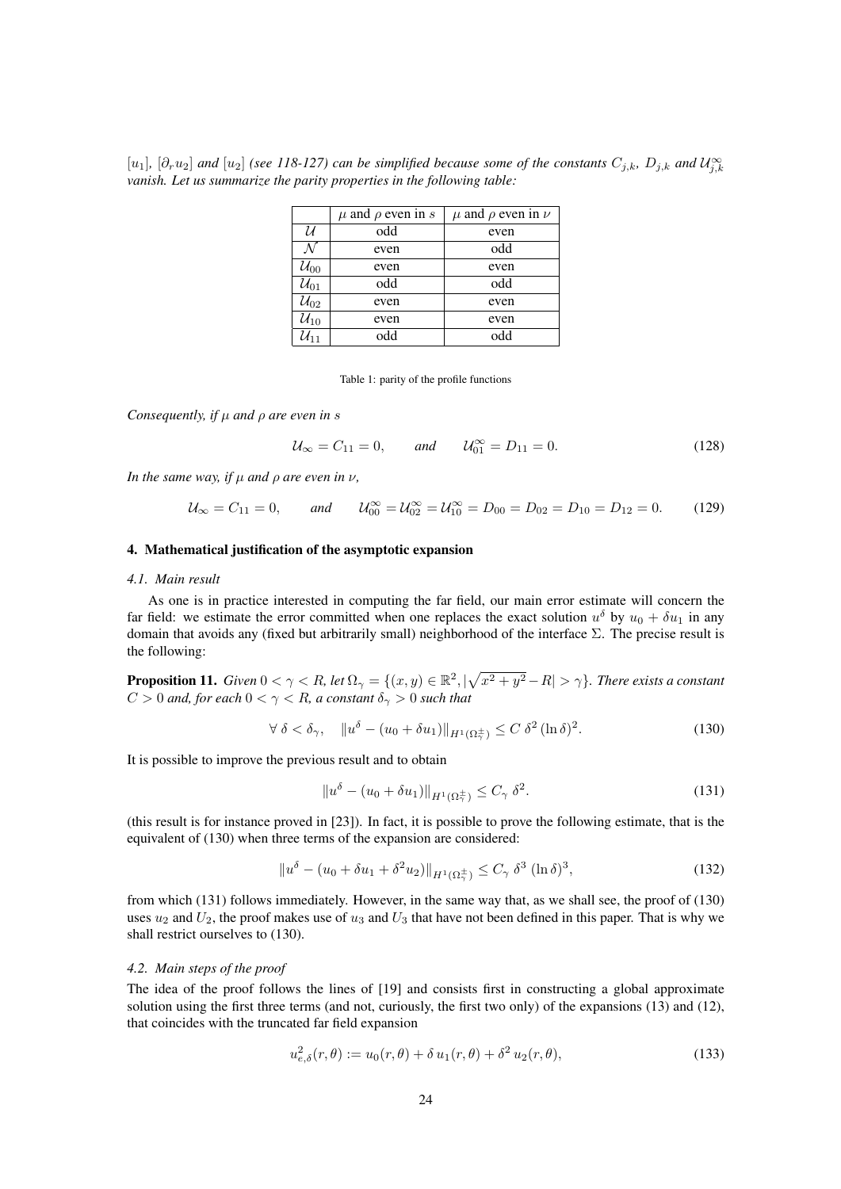$[u_1]$, $[\partial_r u_2]$ *and* $[u_2]$ *(see 118-127) can be simplified because some of the constants* $C_{j,k}$*,* $D_{j,k}$ *and* $\mathcal{U}_{j,k}^{\infty}$ *vanish. Let us summarize the parity properties in the following table:*

| | $\mu$ and $\rho$ even in $s$ | $\mu$ and $\rho$ even in $\nu$ |
|---|---|---|
| $\mathcal{U}$ | odd | even |
| $\mathcal{N}$ | even | odd |
| $\mathcal{U}_{00}$ | even | even |
| $\mathcal{U}_{01}$ | odd | odd |
| $\mathcal{U}_{02}$ | even | even |
| $\mathcal{U}_{10}$ | even | even |
| $\mathcal{U}_{11}$ | odd | odd |

Table 1: parity of the profile functions

*Consequently, if* $\mu$ *and* $\rho$ *are even in* $s$

$$\mathcal{U}_{\infty} = C_{11} = 0, \qquad \textit{and} \qquad \mathcal{U}_{01}^{\infty} = D_{11} = 0. \tag{128}$$

*In the same way, if* $\mu$ *and* $\rho$ *are even in* $\nu$*,*

$$\mathcal{U}_{\infty} = C_{11} = 0, \qquad \textit{and} \qquad \mathcal{U}_{00}^{\infty} = \mathcal{U}_{02}^{\infty} = \mathcal{U}_{10}^{\infty} = D_{00} = D_{02} = D_{10} = D_{12} = 0. \tag{129}$$

## 4. Mathematical justification of the asymptotic expansion

### 4.1. Main result

As one is in practice interested in computing the far field, our main error estimate will concern the far field: we estimate the error committed when one replaces the exact solution $u^{\delta}$ by $u_0 + \delta u_1$ in any domain that avoids any (fixed but arbitrarily small) neighborhood of the interface $\Sigma$. The precise result is the following:

**Proposition 11.** *Given* $0 < \gamma < R$*, let* $\Omega_{\gamma} = \{(x, y) \in \mathbb{R}^2, |\sqrt{x^2 + y^2} - R| > \gamma\}$*. There exists a constant* $C > 0$ *and, for each* $0 < \gamma < R$*, a constant* $\delta_{\gamma} > 0$ *such that*

$$\forall\ \delta < \delta_{\gamma}, \quad \|u^{\delta} - (u_0 + \delta u_1)\|_{H^1(\Omega_{\gamma}^{\pm})} \leq C\ \delta^2\ (\ln \delta)^2. \tag{130}$$

It is possible to improve the previous result and to obtain

$$\|u^{\delta} - (u_0 + \delta u_1)\|_{H^1(\Omega_{\gamma}^{\pm})} \leq C_{\gamma}\ \delta^2. \tag{131}$$

(this result is for instance proved in [23]). In fact, it is possible to prove the following estimate, that is the equivalent of (130) when three terms of the expansion are considered:

$$\|u^{\delta} - (u_0 + \delta u_1 + \delta^2 u_2)\|_{H^1(\Omega_{\gamma}^{\pm})} \leq C_{\gamma}\ \delta^3\ (\ln \delta)^3, \tag{132}$$

from which (131) follows immediately. However, in the same way that, as we shall see, the proof of (130) uses $u_2$ and $U_2$, the proof makes use of $u_3$ and $U_3$ that have not been defined in this paper. That is why we shall restrict ourselves to (130).

### 4.2. Main steps of the proof

The idea of the proof follows the lines of [19] and consists first in constructing a global approximate solution using the first three terms (and not, curiously, the first two only) of the expansions (13) and (12), that coincides with the truncated far field expansion

$$u_{e,\delta}^2(r, \theta) := u_0(r, \theta) + \delta\, u_1(r, \theta) + \delta^2\, u_2(r, \theta), \tag{133}$$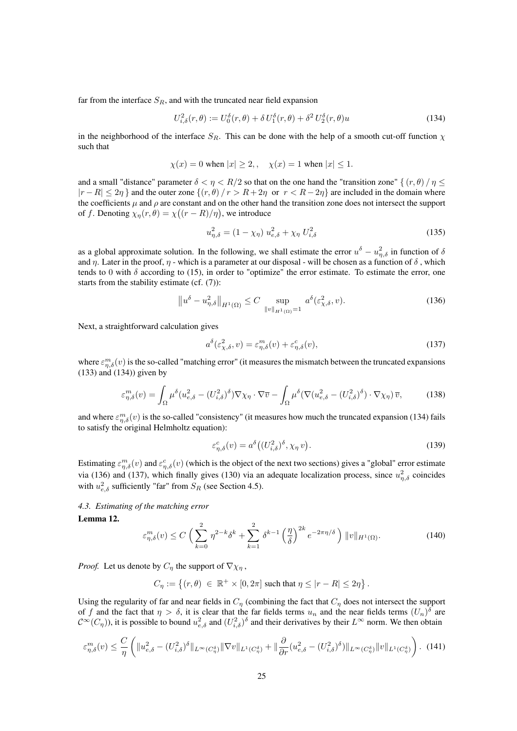far from the interface $S_R$, and with the truncated near field expansion

$$U_{i,\delta}^2(r,\theta) := U_0^\delta(r,\theta) + \delta\, U_1^\delta(r,\theta) + \delta^2\, U_2^\delta(r,\theta)u \tag{134}$$

in the neighborhood of the interface $S_R$. This can be done with the help of a smooth cut-off function $\chi$ such that

$$\chi(x) = 0 \text{ when } |x| \geq 2, , \quad \chi(x) = 1 \text{ when } |x| \leq 1.$$

and a small "distance" parameter $\delta < \eta < R/2$ so that on the one hand the "transition zone" $\{\,(r,\theta)\,/\,\eta \leq |r - R| \leq 2\eta\,\}$ and the outer zone $\{(r,\theta)\,/\,r > R + 2\eta \text{ or } r < R - 2\eta\}$ are included in the domain where the coefficients $\mu$ and $\rho$ are constant and on the other hand the transition zone does not intersect the support of $f$. Denoting $\chi_\eta(r,\theta) = \chi\big((r - R)/\eta\big)$, we introduce

$$u_{\eta,\delta}^2 = (1 - \chi_\eta)\; u_{e,\delta}^2 + \chi_\eta\; U_{i,\delta}^2 \tag{135}$$

as a global approximate solution. In the following, we shall estimate the error $u^\delta - u_{\eta,\delta}^2$ in function of $\delta$ and $\eta$. Later in the proof, $\eta$ - which is a parameter at our disposal - will be chosen as a function of $\delta$ , which tends to 0 with $\delta$ according to (15), in order to "optimize" the error estimate. To estimate the error, one starts from the stability estimate (cf. (7)):

$$\left\| u^\delta - u_{\eta,\delta}^2 \right\|_{H^1(\Omega)} \leq C \sup_{\|v\|_{H^1(\Omega)}=1} a^\delta(\varepsilon_{\chi,\delta}^2, v). \tag{136}$$

Next, a straightforward calculation gives

$$a^\delta(\varepsilon_{\chi,\delta}^2, v) = \varepsilon_{\eta,\delta}^m(v) + \varepsilon_{\eta,\delta}^c(v), \tag{137}$$

where $\varepsilon_{\eta,\delta}^m(v)$ is the so-called "matching error" (it measures the mismatch between the truncated expansions (133) and (134)) given by

$$\varepsilon_{\eta,\delta}^m(v) = \int_\Omega \mu^\delta (u_{e,\delta}^2 - (U_{i,\delta}^2)^\delta) \nabla\chi_\eta \cdot \nabla\overline{v} - \int_\Omega \mu^\delta (\nabla(u_{e,\delta}^2 - (U_{i,\delta}^2)^\delta) \cdot \nabla\chi_\eta)\,\overline{v}, \tag{138}$$

and where $\varepsilon_{\eta,\delta}^m(v)$ is the so-called "consistency" (it measures how much the truncated expansion (134) fails to satisfy the original Helmholtz equation):

$$\varepsilon_{\eta,\delta}^c(v) = a^\delta\big((U_{i,\delta}^2)^\delta, \chi_\eta\, v\big). \tag{139}$$

Estimating $\varepsilon_{\eta,\delta}^m(v)$ and $\varepsilon_{\eta,\delta}^c(v)$ (which is the object of the next two sections) gives a "global" error estimate via (136) and (137), which finally gives (130) via an adequate localization process, since $u_{\eta,\delta}^2$ coincides with $u_{e,\delta}^2$ sufficiently "far" from $S_R$ (see Section 4.5).

### *4.3. Estimating of the matching error*

**Lemma 12.**

$$\varepsilon_{\eta,\delta}^m(v) \leq C\,\Big( \sum_{k=0}^{2} \eta^{2-k}\delta^k + \sum_{k=1}^{2} \delta^{k-1} \left(\frac{\eta}{\delta}\right)^{2k} e^{-2\pi\eta/\delta} \Big)\, \|v\|_{H^1(\Omega)}. \tag{140}$$

*Proof.* Let us denote by $C_\eta$ the support of $\nabla\chi_\eta$ ,

$$C_\eta := \left\{ (r,\theta) \;\in\; \mathbb{R}^+ \times [0, 2\pi] \text{ such that } \eta \leq |r - R| \leq 2\eta \right\}.$$

Using the regularity of far and near fields in $C_\eta$ (combining the fact that $C_\eta$ does not intersect the support of $f$ and the fact that $\eta > \delta$, it is clear that the far fields terms $u_n$ and the near fields terms $(U_n)^\delta$ are $\mathcal{C}^\infty(C_\eta)$), it is possible to bound $u_{e,\delta}^2$ and $(U_{i,\delta}^2)^\delta$ and their derivatives by their $L^\infty$ norm. We then obtain

$$\varepsilon_{\eta,\delta}^m(v) \leq \frac{C}{\eta} \left( \|u_{e,\delta}^2 - (U_{i,\delta}^2)^\delta\|_{L^\infty(C_\eta^\delta)} \|\nabla v\|_{L^1(C_\eta^\delta)} + \|\frac{\partial}{\partial r}(u_{e,\delta}^2 - (U_{i,\delta}^2)^\delta)\|_{L^\infty(C_\eta^\delta)} \|v\|_{L^1(C_\eta^\delta)} \right). \tag{141}$$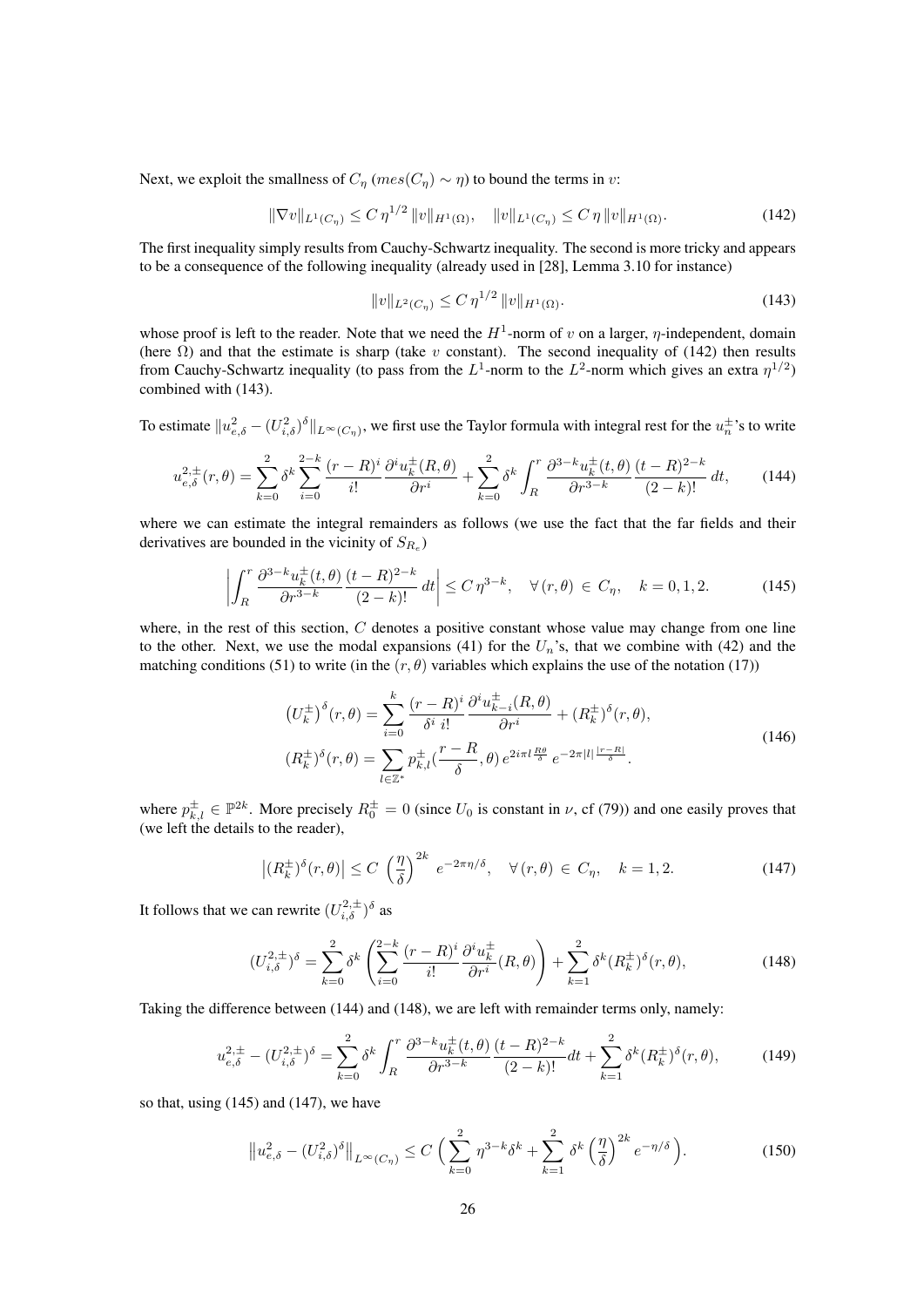Next, we exploit the smallness of $C_\eta$ ($mes(C_\eta) \sim \eta$) to bound the terms in $v$:

$$\|\nabla v\|_{L^1(C_\eta)} \leq C\, \eta^{1/2}\, \|v\|_{H^1(\Omega)}, \quad \|v\|_{L^1(C_\eta)} \leq C\, \eta\, \|v\|_{H^1(\Omega)}. \tag{142}$$

The first inequality simply results from Cauchy-Schwartz inequality. The second is more tricky and appears to be a consequence of the following inequality (already used in [28], Lemma 3.10 for instance)

$$\|v\|_{L^2(C_\eta)} \leq C\, \eta^{1/2}\, \|v\|_{H^1(\Omega)}. \tag{143}$$

whose proof is left to the reader. Note that we need the $H^1$-norm of $v$ on a larger, $\eta$-independent, domain (here $\Omega$) and that the estimate is sharp (take $v$ constant). The second inequality of (142) then results from Cauchy-Schwartz inequality (to pass from the $L^1$-norm to the $L^2$-norm which gives an extra $\eta^{1/2}$) combined with (143).

To estimate $\|u_{e,\delta}^2 - (U_{i,\delta}^2)^\delta\|_{L^\infty(C_\eta)}$, we first use the Taylor formula with integral rest for the $u_n^\pm$'s to write

$$u_{e,\delta}^{2,\pm}(r,\theta) = \sum_{k=0}^{2} \delta^k \sum_{i=0}^{2-k} \frac{(r-R)^i}{i!} \frac{\partial^i u_k^\pm(R,\theta)}{\partial r^i} + \sum_{k=0}^{2} \delta^k \int_R^r \frac{\partial^{3-k} u_k^\pm(t,\theta)}{\partial r^{3-k}} \frac{(t-R)^{2-k}}{(2-k)!}\, dt, \tag{144}$$

where we can estimate the integral remainders as follows (we use the fact that the far fields and their derivatives are bounded in the vicinity of $S_{R_e}$)

$$\left| \int_R^r \frac{\partial^{3-k} u_k^\pm(t,\theta)}{\partial r^{3-k}} \frac{(t-R)^{2-k}}{(2-k)!}\, dt \right| \leq C\, \eta^{3-k}, \quad \forall\, (r,\theta) \in C_\eta, \quad k = 0, 1, 2. \tag{145}$$

where, in the rest of this section, $C$ denotes a positive constant whose value may change from one line to the other. Next, we use the modal expansions (41) for the $U_n$'s, that we combine with (42) and the matching conditions (51) to write (in the $(r,\theta)$ variables which explains the use of the notation (17))

$$\begin{aligned}
\left(U_k^\pm\right)^\delta(r,\theta) &= \sum_{i=0}^{k} \frac{(r-R)^i}{\delta^i\; i!} \frac{\partial^i u_{k-i}^\pm(R,\theta)}{\partial r^i} + (R_k^\pm)^\delta(r,\theta), \\
(R_k^\pm)^\delta(r,\theta) &= \sum_{l\in\mathbb{Z}^*} p_{k,l}^\pm\big(\frac{r-R}{\delta},\theta\big)\, e^{2i\pi l \frac{R\theta}{\delta}}\, e^{-2\pi|l|\frac{|r-R|}{\delta}}.
\end{aligned} \tag{146}$$

where $p_{k,l}^\pm \in \mathbb{P}^{2k}$. More precisely $R_0^\pm = 0$ (since $U_0$ is constant in $\nu$, cf (79)) and one easily proves that (we left the details to the reader),

$$\left|(R_k^\pm)^\delta(r,\theta)\right| \leq C\, \left(\frac{\eta}{\delta}\right)^{2k}\, e^{-2\pi\eta/\delta}, \quad \forall\, (r,\theta) \in C_\eta, \quad k = 1, 2. \tag{147}$$

It follows that we can rewrite $(U_{i,\delta}^{2,\pm})^\delta$ as

$$(U_{i,\delta}^{2,\pm})^\delta = \sum_{k=0}^{2} \delta^k \left( \sum_{i=0}^{2-k} \frac{(r-R)^i}{i!} \frac{\partial^i u_k^\pm}{\partial r^i}(R,\theta) \right) + \sum_{k=1}^{2} \delta^k (R_k^\pm)^\delta(r,\theta), \tag{148}$$

Taking the difference between (144) and (148), we are left with remainder terms only, namely:

$$u_{e,\delta}^{2,\pm} - (U_{i,\delta}^{2,\pm})^\delta = \sum_{k=0}^{2} \delta^k \int_R^r \frac{\partial^{3-k} u_k^\pm(t,\theta)}{\partial r^{3-k}} \frac{(t-R)^{2-k}}{(2-k)!} dt + \sum_{k=1}^{2} \delta^k (R_k^\pm)^\delta(r,\theta), \tag{149}$$

so that, using (145) and (147), we have

$$\left\|u_{e,\delta}^2 - (U_{i,\delta}^2)^\delta\right\|_{L^\infty(C_\eta)} \leq C\, \Big( \sum_{k=0}^{2} \eta^{3-k}\delta^k + \sum_{k=1}^{2} \delta^k \left(\frac{\eta}{\delta}\right)^{2k} e^{-\eta/\delta} \Big). \tag{150}$$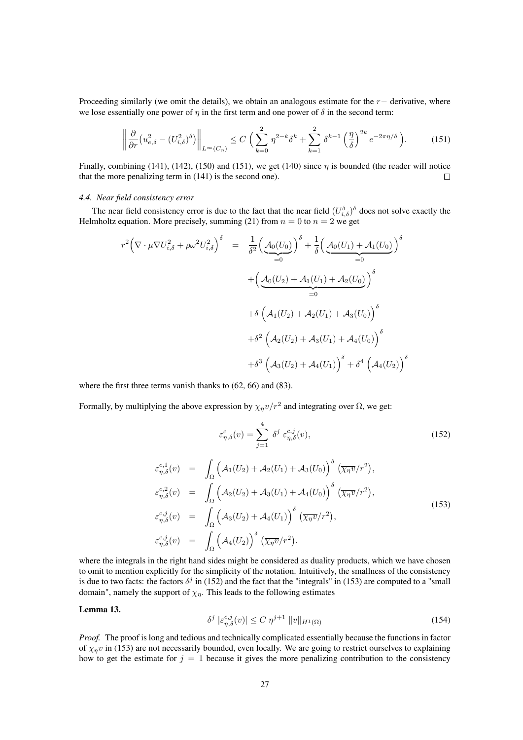Proceeding similarly (we omit the details), we obtain an analogous estimate for the $r-$ derivative, where we lose essentially one power of $\eta$ in the first term and one power of $\delta$ in the second term:

$$\left\| \frac{\partial}{\partial r}\big(u_{e,\delta}^2 - (U_{i,\delta}^2)^\delta\big)\right\|_{L^\infty(C_\eta)} \leq C\,\Big(\sum_{k=0}^{2} \eta^{2-k}\delta^k + \sum_{k=1}^{2} \delta^{k-1}\Big(\frac{\eta}{\delta}\Big)^{2k} e^{-2\pi\eta/\delta}\Big). \tag{151}$$

Finally, combining (141), (142), (150) and (151), we get (140) since $\eta$ is bounded (the reader will notice that the more penalizing term in (141) is the second one). $\square$

#### 4.4. Near field consistency error

The near field consistency error is due to the fact that the near field $(U_{i,\delta}^\delta)^\delta$ does not solve exactly the Helmholtz equation. More precisely, summing (21) from $n=0$ to $n=2$ we get

$$\begin{aligned}
r^2\Big(\nabla\cdot\mu\nabla U_{i,\delta}^2 + \rho\omega^2 U_{i,\delta}^2\Big)^\delta \;=\; & \frac{1}{\delta^2}\Big(\underbrace{\mathcal{A}_0(U_0)}_{=0}\Big)^\delta + \frac{1}{\delta}\Big(\underbrace{\mathcal{A}_0(U_1)+\mathcal{A}_1(U_0)}_{=0}\Big)^\delta \\
& + \Big(\underbrace{\mathcal{A}_0(U_2)+\mathcal{A}_1(U_1)+\mathcal{A}_2(U_0)}_{=0}\Big)^\delta \\
& + \delta\,\Big(\mathcal{A}_1(U_2)+\mathcal{A}_2(U_1)+\mathcal{A}_3(U_0)\Big)^\delta \\
& + \delta^2\,\Big(\mathcal{A}_2(U_2)+\mathcal{A}_3(U_1)+\mathcal{A}_4(U_0)\Big)^\delta \\
& + \delta^3\,\Big(\mathcal{A}_3(U_2)+\mathcal{A}_4(U_1)\Big)^\delta + \delta^4\,\Big(\mathcal{A}_4(U_2)\Big)^\delta
\end{aligned}$$

where the first three terms vanish thanks to (62, 66) and (83).

Formally, by multiplying the above expression by $\chi_\eta v/r^2$ and integrating over $\Omega$, we get:

$$\varepsilon_{\eta,\delta}^c(v) = \sum_{j=1}^{4} \delta^j\,\varepsilon_{\eta,\delta}^{c,j}(v), \tag{152}$$

$$\begin{aligned}
\varepsilon_{\eta,\delta}^{c,1}(v) &= \int_\Omega \Big(\mathcal{A}_1(U_2)+\mathcal{A}_2(U_1)+\mathcal{A}_3(U_0)\Big)^\delta\,\big(\overline{\chi_\eta v}/r^2\big),\\
\varepsilon_{\eta,\delta}^{c,2}(v) &= \int_\Omega \Big(\mathcal{A}_2(U_2)+\mathcal{A}_3(U_1)+\mathcal{A}_4(U_0)\Big)^\delta\,\big(\overline{\chi_\eta v}/r^2\big),\\
\varepsilon_{\eta,\delta}^{c,j}(v) &= \int_\Omega \Big(\mathcal{A}_3(U_2)+\mathcal{A}_4(U_1)\Big)^\delta\,\big(\overline{\chi_\eta v}/r^2\big),\\
\varepsilon_{\eta,\delta}^{c,j}(v) &= \int_\Omega \Big(\mathcal{A}_4(U_2)\Big)^\delta\,\big(\overline{\chi_\eta v}/r^2\big).
\end{aligned} \tag{153}$$

where the integrals in the right hand sides might be considered as duality products, which we have chosen to omit to mention explicitly for the simplicity of the notation. Intuitively, the smallness of the consistency is due to two facts: the factors $\delta^j$ in (152) and the fact that the "integrals" in (153) are computed to a "small domain", namely the support of $\chi_\eta$. This leads to the following estimates

**Lemma 13.**

$$\delta^j\,|\varepsilon_{\eta,\delta}^{c,j}(v)| \leq C\,\eta^{j+1}\,\|v\|_{H^1(\Omega)} \tag{154}$$

*Proof.* The proof is long and tedious and technically complicated essentially because the functions in factor of $\chi_\eta v$ in (153) are not necessarily bounded, even locally. We are going to restrict ourselves to explaining how to get the estimate for $j=1$ because it gives the more penalizing contribution to the consistency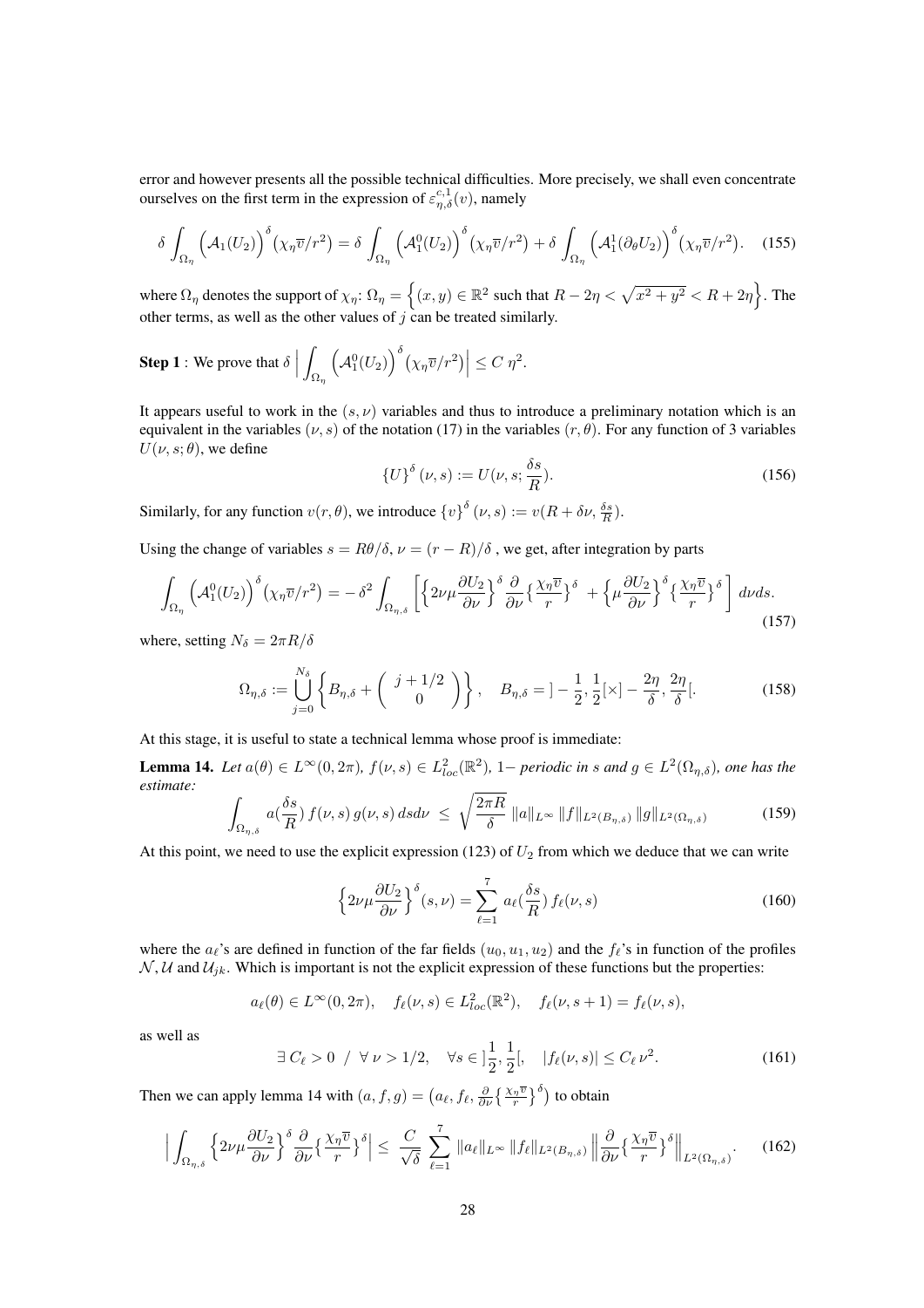error and however presents all the possible technical difficulties. More precisely, we shall even concentrate ourselves on the first term in the expression of $\varepsilon^{c,1}_{\eta,\delta}(v)$, namely

$$\delta \int_{\Omega_\eta} \Big(\mathcal{A}_1(U_2)\Big)^\delta \big(\chi_\eta \overline{v}/r^2\big) = \delta \int_{\Omega_\eta} \Big(\mathcal{A}_1^0(U_2)\Big)^\delta \big(\chi_\eta \overline{v}/r^2\big) + \delta \int_{\Omega_\eta} \Big(\mathcal{A}_1^1(\partial_\theta U_2)\Big)^\delta \big(\chi_\eta \overline{v}/r^2\big). \tag{155}$$

where $\Omega_\eta$ denotes the support of $\chi_\eta$: $\Omega_\eta = \Big\{(x,y) \in \mathbb{R}^2 \text{ such that } R - 2\eta < \sqrt{x^2+y^2} < R + 2\eta\Big\}$. The other terms, as well as the other values of $j$ can be treated similarly.

**Step 1** : We prove that $\delta \Big| \displaystyle\int_{\Omega_\eta} \Big(\mathcal{A}_1^0(U_2)\Big)^\delta \big(\chi_\eta \overline{v}/r^2\big)\Big| \leq C\, \eta^2$.

It appears useful to work in the $(s,\nu)$ variables and thus to introduce a preliminary notation which is an equivalent in the variables $(\nu, s)$ of the notation (17) in the variables $(r,\theta)$. For any function of 3 variables $U(\nu, s; \theta)$, we define

$$\{U\}^\delta(\nu, s) := U(\nu, s; \frac{\delta s}{R}). \tag{156}$$

Similarly, for any function $v(r,\theta)$, we introduce $\{v\}^\delta(\nu, s) := v(R + \delta\nu, \frac{\delta s}{R})$.

Using the change of variables $s = R\theta/\delta$, $\nu = (r-R)/\delta$ , we get, after integration by parts

$$\int_{\Omega_\eta} \Big(\mathcal{A}_1^0(U_2)\Big)^\delta \big(\chi_\eta \overline{v}/r^2\big) = -\,\delta^2 \int_{\Omega_{\eta,\delta}} \left[ \Big\{2\nu\mu \frac{\partial U_2}{\partial \nu}\Big\}^\delta \frac{\partial}{\partial \nu}\Big\{\frac{\chi_\eta \overline{v}}{r}\Big\}^\delta + \Big\{\mu \frac{\partial U_2}{\partial \nu}\Big\}^\delta \Big\{\frac{\chi_\eta \overline{v}}{r}\Big\}^\delta \right] d\nu ds. \tag{157}$$

where, setting $N_\delta = 2\pi R/\delta$

$$\Omega_{\eta,\delta} := \bigcup_{j=0}^{N_\delta} \left\{ B_{\eta,\delta} + \begin{pmatrix} j + 1/2 \\ 0 \end{pmatrix} \right\}, \quad B_{\eta,\delta} = \Big]-\frac{1}{2}, \frac{1}{2}\Big[ \times \Big] -\frac{2\eta}{\delta}, \frac{2\eta}{\delta}\Big[. \tag{158}$$

At this stage, it is useful to state a technical lemma whose proof is immediate:

**Lemma 14.** *Let $a(\theta) \in L^\infty(0, 2\pi)$, $f(\nu, s) \in L^2_{loc}(\mathbb{R}^2)$, 1− periodic in s and $g \in L^2(\Omega_{\eta,\delta})$, one has the estimate:*

$$\int_{\Omega_{\eta,\delta}} a(\frac{\delta s}{R})\, f(\nu,s)\, g(\nu,s)\, ds d\nu \;\leq\; \sqrt{\frac{2\pi R}{\delta}}\, \|a\|_{L^\infty}\, \|f\|_{L^2(B_{\eta,\delta})}\, \|g\|_{L^2(\Omega_{\eta,\delta})} \tag{159}$$

At this point, we need to use the explicit expression (123) of $U_2$ from which we deduce that we can write

$$\Big\{2\nu\mu \frac{\partial U_2}{\partial \nu}\Big\}^\delta(s,\nu) = \sum_{\ell=1}^{7} a_\ell(\frac{\delta s}{R})\, f_\ell(\nu, s) \tag{160}$$

where the $a_\ell$'s are defined in function of the far fields $(u_0, u_1, u_2)$ and the $f_\ell$'s in function of the profiles $\mathcal{N}, \mathcal{U}$ and $\mathcal{U}_{jk}$. Which is important is not the explicit expression of these functions but the properties:

$$a_\ell(\theta) \in L^\infty(0, 2\pi), \quad f_\ell(\nu, s) \in L^2_{loc}(\mathbb{R}^2), \quad f_\ell(\nu, s+1) = f_\ell(\nu, s),$$

as well as

$$\exists\, C_\ell > 0 \;\;/\;\; \forall\, \nu > 1/2, \quad \forall s \in \Big]\frac{1}{2}, \frac{1}{2}\Big[, \quad |f_\ell(\nu, s)| \leq C_\ell\, \nu^2. \tag{161}$$

Then we can apply lemma 14 with $(a, f, g) = \big(a_\ell, f_\ell, \frac{\partial}{\partial \nu}\{\frac{\chi_\eta \overline{v}}{r}\}^\delta\big)$ to obtain

$$\Big| \int_{\Omega_{\eta,\delta}} \Big\{2\nu\mu \frac{\partial U_2}{\partial \nu}\Big\}^\delta \frac{\partial}{\partial \nu}\Big\{\frac{\chi_\eta \overline{v}}{r}\Big\}^\delta \Big| \leq \frac{C}{\sqrt{\delta}} \sum_{\ell=1}^{7} \|a_\ell\|_{L^\infty}\, \|f_\ell\|_{L^2(B_{\eta,\delta})} \Big\| \frac{\partial}{\partial \nu}\Big\{\frac{\chi_\eta \overline{v}}{r}\Big\}^\delta \Big\|_{L^2(\Omega_{\eta,\delta})}. \tag{162}$$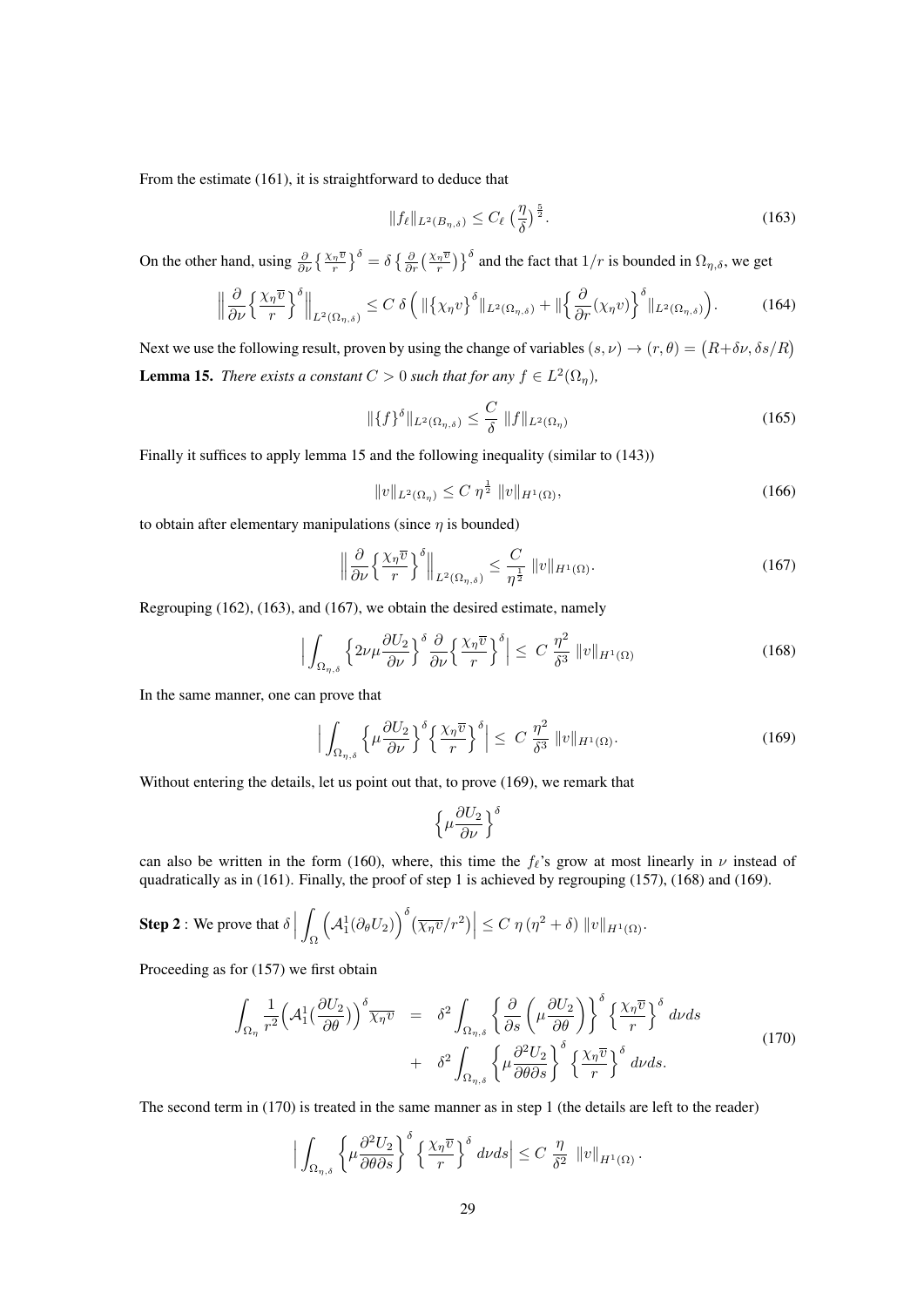From the estimate (161), it is straightforward to deduce that

$$\|f_\ell\|_{L^2(B_{\eta,\delta})} \le C_\ell \,\big(\frac{\eta}{\delta}\big)^{\frac{5}{2}}. \tag{163}$$

On the other hand, using $\frac{\partial}{\partial \nu}\big\{\frac{\chi_\eta \overline{v}}{r}\big\}^\delta = \delta \,\big\{\frac{\partial}{\partial r}\big(\frac{\chi_\eta \overline{v}}{r}\big)\big\}^\delta$ and the fact that $1/r$ is bounded in $\Omega_{\eta,\delta}$, we get

$$\Big\| \frac{\partial}{\partial \nu}\Big\{\frac{\chi_\eta \overline{v}}{r}\Big\}^\delta\Big\|_{L^2(\Omega_{\eta,\delta})} \le C\,\delta\,\Big(\,\|\big\{\chi_\eta v\big\}^\delta\|_{L^2(\Omega_{\eta,\delta})} + \|\Big\{\frac{\partial}{\partial r}(\chi_\eta v)\Big\}^\delta\|_{L^2(\Omega_{\eta,\delta})}\Big). \tag{164}$$

Next we use the following result, proven by using the change of variables $(s,\nu) \to (r,\theta) = \big(R{+}\delta\nu, \delta s/R\big)$

**Lemma 15.** *There exists a constant $C > 0$ such that for any $f \in L^2(\Omega_\eta)$,*

$$\|\{f\}^\delta\|_{L^2(\Omega_{\eta,\delta})} \le \frac{C}{\delta}\,\|f\|_{L^2(\Omega_\eta)} \tag{165}$$

Finally it suffices to apply lemma 15 and the following inequality (similar to (143))

$$\|v\|_{L^2(\Omega_\eta)} \le C\,\eta^{\frac{1}{2}}\,\|v\|_{H^1(\Omega)}, \tag{166}$$

to obtain after elementary manipulations (since $\eta$ is bounded)

$$\Big\| \frac{\partial}{\partial \nu}\Big\{\frac{\chi_\eta \overline{v}}{r}\Big\}^\delta\Big\|_{L^2(\Omega_{\eta,\delta})} \le \frac{C}{\eta^{\frac{1}{2}}}\,\|v\|_{H^1(\Omega)}. \tag{167}$$

Regrouping (162), (163), and (167), we obtain the desired estimate, namely

$$\Big|\int_{\Omega_{\eta,\delta}} \Big\{2\nu\mu\frac{\partial U_2}{\partial \nu}\Big\}^\delta \frac{\partial}{\partial \nu}\Big\{\frac{\chi_\eta \overline{v}}{r}\Big\}^\delta\Big| \le \; C\,\frac{\eta^2}{\delta^3}\,\|v\|_{H^1(\Omega)} \tag{168}$$

In the same manner, one can prove that

$$\Big|\int_{\Omega_{\eta,\delta}} \Big\{\mu\frac{\partial U_2}{\partial \nu}\Big\}^\delta \Big\{\frac{\chi_\eta \overline{v}}{r}\Big\}^\delta\Big| \le \; C\,\frac{\eta^2}{\delta^3}\,\|v\|_{H^1(\Omega)}. \tag{169}$$

Without entering the details, let us point out that, to prove (169), we remark that

$$\Big\{\mu\frac{\partial U_2}{\partial \nu}\Big\}^\delta$$

can also be written in the form (160), where, this time the $f_\ell$'s grow at most linearly in $\nu$ instead of quadratically as in (161). Finally, the proof of step 1 is achieved by regrouping (157), (168) and (169).

**Step 2** : We prove that $\delta\,\Big|\displaystyle\int_\Omega \Big(\mathcal{A}_1^1(\partial_\theta U_2)\Big)^\delta \big(\overline{\chi_\eta v}/r^2\big)\Big| \le C\,\eta\,(\eta^2+\delta)\,\|v\|_{H^1(\Omega)}$.

Proceeding as for (157) we first obtain

$$\begin{aligned}\int_{\Omega_\eta} \frac{1}{r^2}\Big(\mathcal{A}_1^1\big(\frac{\partial U_2}{\partial \theta}\big)\Big)^\delta \overline{\chi_\eta v} \;&=\; \delta^2 \int_{\Omega_{\eta,\delta}} \Big\{\frac{\partial}{\partial s}\left(\mu\frac{\partial U_2}{\partial \theta}\right)\Big\}^\delta \Big\{\frac{\chi_\eta \overline{v}}{r}\Big\}^\delta\,d\nu ds\\ &+\;\delta^2\int_{\Omega_{\eta,\delta}} \Big\{\mu\frac{\partial^2 U_2}{\partial \theta \partial s}\Big\}^\delta\,\Big\{\frac{\chi_\eta \overline{v}}{r}\Big\}^\delta\,d\nu ds.\end{aligned} \tag{170}$$

The second term in (170) is treated in the same manner as in step 1 (the details are left to the reader)

$$\Big|\int_{\Omega_{\eta,\delta}} \Big\{\mu\frac{\partial^2 U_2}{\partial \theta \partial s}\Big\}^\delta\,\Big\{\frac{\chi_\eta \overline{v}}{r}\Big\}^\delta\,d\nu ds\Big| \le C\,\frac{\eta}{\delta^2}\,\|v\|_{H^1(\Omega)}\,.$$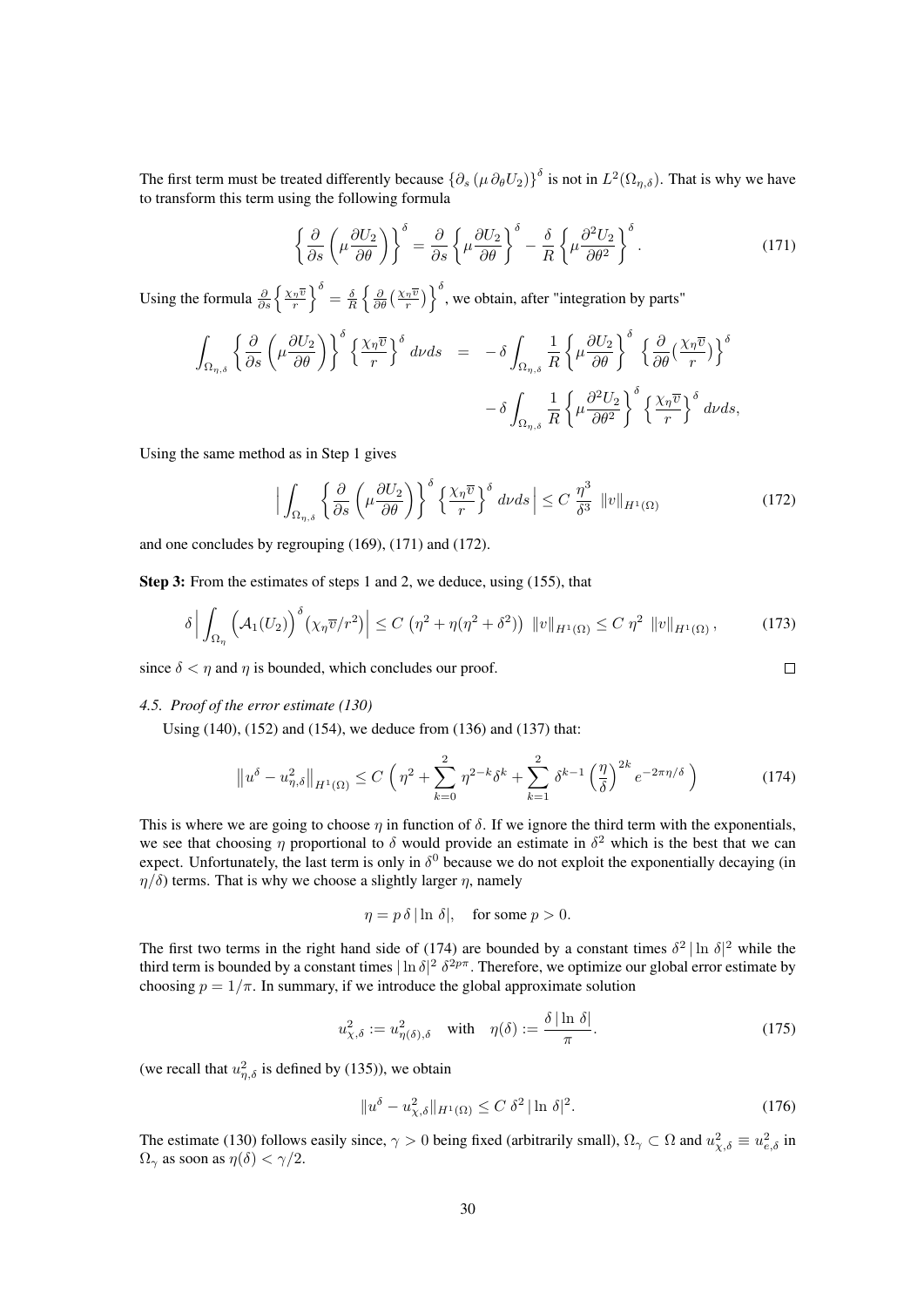The first term must be treated differently because $\{\partial_s\left(\mu\, \partial_\theta U_2\right)\}^\delta$ is not in $L^2(\Omega_{\eta,\delta})$. That is why we have to transform this term using the following formula

$$
\left\{\frac{\partial}{\partial s}\left(\mu \frac{\partial U_2}{\partial \theta}\right)\right\}^\delta = \frac{\partial}{\partial s}\left\{\mu \frac{\partial U_2}{\partial \theta}\right\}^\delta - \frac{\delta}{R}\left\{\mu \frac{\partial^2 U_2}{\partial \theta^2}\right\}^\delta . \tag{171}
$$

Using the formula $\frac{\partial}{\partial s}\left\{\frac{\chi_\eta \overline{v}}{r}\right\}^\delta = \frac{\delta}{R}\left\{\frac{\partial}{\partial \theta}\left(\frac{\chi_\eta \overline{v}}{r}\right)\right\}^\delta$, we obtain, after "integration by parts"

$$
\begin{aligned}
\int_{\Omega_{\eta,\delta}} \left\{\frac{\partial}{\partial s}\left(\mu \frac{\partial U_2}{\partial \theta}\right)\right\}^\delta \left\{\frac{\chi_\eta \overline{v}}{r}\right\}^\delta d\nu ds \;&=\; -\,\delta \int_{\Omega_{\eta,\delta}} \frac{1}{R}\left\{\mu \frac{\partial U_2}{\partial \theta}\right\}^\delta \left\{\frac{\partial}{\partial \theta}\big(\frac{\chi_\eta \overline{v}}{r}\big)\right\}^\delta \\
&\quad -\,\delta \int_{\Omega_{\eta,\delta}} \frac{1}{R}\left\{\mu \frac{\partial^2 U_2}{\partial \theta^2}\right\}^\delta \left\{\frac{\chi_\eta \overline{v}}{r}\right\}^\delta d\nu ds,
\end{aligned}
$$

Using the same method as in Step 1 gives

$$
\Big|\int_{\Omega_{\eta,\delta}} \left\{\frac{\partial}{\partial s}\left(\mu \frac{\partial U_2}{\partial \theta}\right)\right\}^\delta \left\{\frac{\chi_\eta \overline{v}}{r}\right\}^\delta d\nu ds\Big| \leq C\, \frac{\eta^3}{\delta^3}\, \|v\|_{H^1(\Omega)} \tag{172}
$$

and one concludes by regrouping (169), (171) and (172).

**Step 3:** From the estimates of steps 1 and 2, we deduce, using (155), that

$$
\delta \Big|\int_{\Omega_\eta} \Big(\mathcal{A}_1(U_2)\Big)^\delta \big(\chi_\eta \overline{v}/r^2\big)\Big| \leq C\,\big(\eta^2 + \eta(\eta^2+\delta^2)\big)\, \|v\|_{H^1(\Omega)} \leq C\, \eta^2\, \|v\|_{H^1(\Omega)}\,, \tag{173}
$$

since $\delta < \eta$ and $\eta$ is bounded, which concludes our proof. □

### *4.5. Proof of the error estimate (130)*

Using (140), (152) and (154), we deduce from (136) and (137) that:

$$
\left\|u^\delta - u^2_{\eta,\delta}\right\|_{H^1(\Omega)} \leq C\,\Big(\,\eta^2 + \sum_{k=0}^{2} \eta^{2-k}\delta^k + \sum_{k=1}^{2} \delta^{k-1}\left(\frac{\eta}{\delta}\right)^{2k} e^{-2\pi\eta/\delta}\,\Big) \tag{174}
$$

This is where we are going to choose $\eta$ in function of $\delta$. If we ignore the third term with the exponentials, we see that choosing $\eta$ proportional to $\delta$ would provide an estimate in $\delta^2$ which is the best that we can expect. Unfortunately, the last term is only in $\delta^0$ because we do not exploit the exponentially decaying (in $\eta/\delta$) terms. That is why we choose a slightly larger $\eta$, namely

$$
\eta = p\,\delta\,|\ln\,\delta|, \quad \text{for some } p > 0.
$$

The first two terms in the right hand side of (174) are bounded by a constant times $\delta^2\,|\ln\,\delta|^2$ while the third term is bounded by a constant times $|\ln\delta|^2\;\delta^{2p\pi}$. Therefore, we optimize our global error estimate by choosing $p = 1/\pi$. In summary, if we introduce the global approximate solution

$$
u^2_{\chi,\delta} := u^2_{\eta(\delta),\delta} \quad \text{with} \quad \eta(\delta) := \frac{\delta\,|\ln\,\delta|}{\pi}. \tag{175}
$$

(we recall that $u^2_{\eta,\delta}$ is defined by (135)), we obtain

$$
\|u^\delta - u^2_{\chi,\delta}\|_{H^1(\Omega)} \leq C\;\delta^2\,|\ln\,\delta|^2. \tag{176}
$$

The estimate (130) follows easily since, $\gamma > 0$ being fixed (arbitrarily small), $\Omega_\gamma \subset \Omega$ and $u^2_{\chi,\delta} \equiv u^2_{e,\delta}$ in $\Omega_\gamma$ as soon as $\eta(\delta) < \gamma/2$.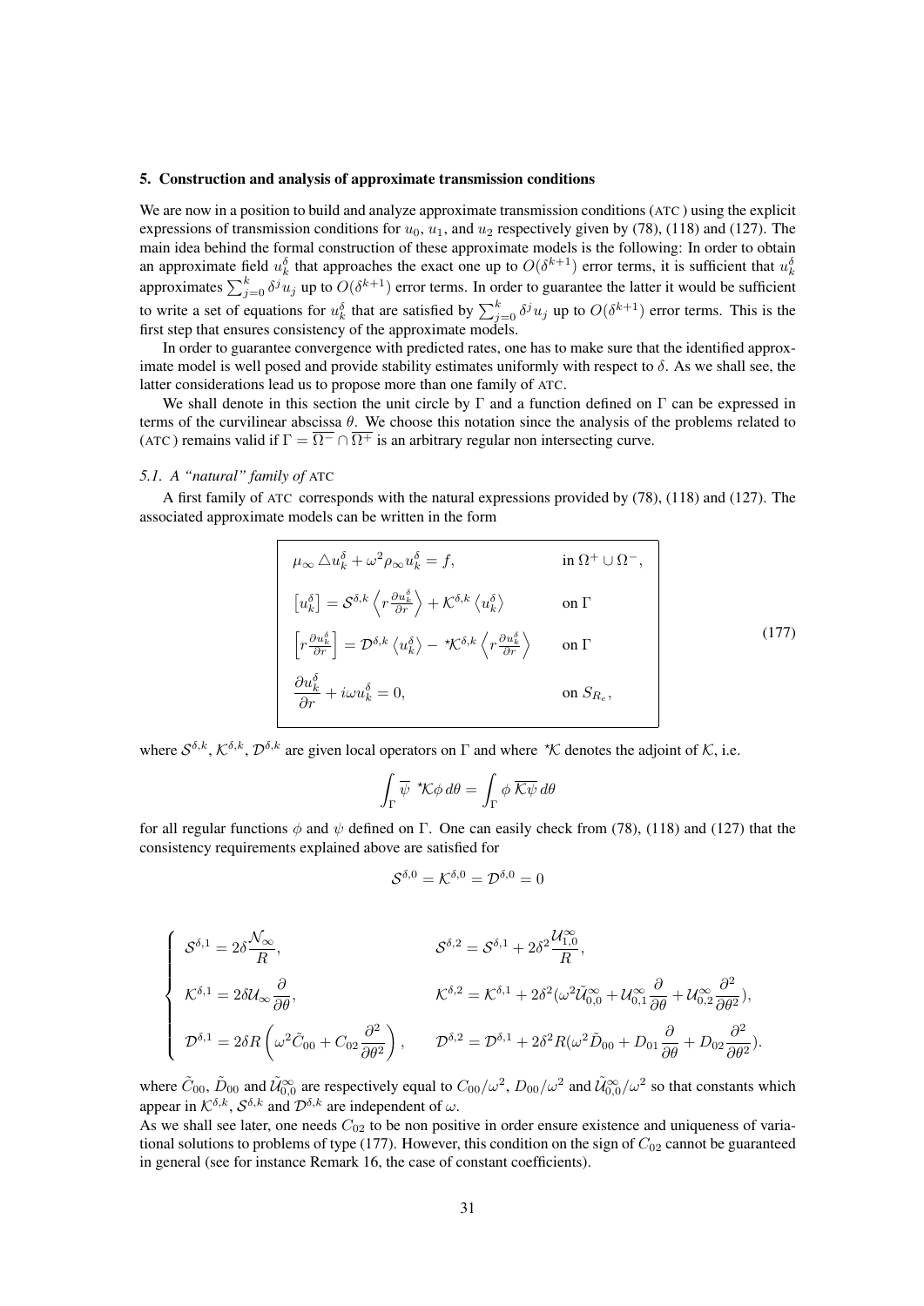## 5. Construction and analysis of approximate transmission conditions

We are now in a position to build and analyze approximate transmission conditions (ATC ) using the explicit expressions of transmission conditions for $u_0$, $u_1$, and $u_2$ respectively given by (78), (118) and (127). The main idea behind the formal construction of these approximate models is the following: In order to obtain an approximate field $u_k^\delta$ that approaches the exact one up to $O(\delta^{k+1})$ error terms, it is sufficient that $u_k^\delta$ approximates $\sum_{j=0}^{k} \delta^j u_j$ up to $O(\delta^{k+1})$ error terms. In order to guarantee the latter it would be sufficient to write a set of equations for $u_k^\delta$ that are satisfied by $\sum_{j=0}^{k} \delta^j u_j$ up to $O(\delta^{k+1})$ error terms. This is the first step that ensures consistency of the approximate models.

In order to guarantee convergence with predicted rates, one has to make sure that the identified approximate model is well posed and provide stability estimates uniformly with respect to $\delta$. As we shall see, the latter considerations lead us to propose more than one family of ATC.

We shall denote in this section the unit circle by $\Gamma$ and a function defined on $\Gamma$ can be expressed in terms of the curvilinear abscissa $\theta$. We choose this notation since the analysis of the problems related to (ATC ) remains valid if $\Gamma = \overline{\Omega^-} \cap \overline{\Omega^+}$ is an arbitrary regular non intersecting curve.

### 5.1. A "natural" family of ATC

A first family of ATC corresponds with the natural expressions provided by (78), (118) and (127). The associated approximate models can be written in the form

$$
\boxed{
\begin{array}{ll}
\mu_\infty \triangle u_k^\delta + \omega^2 \rho_\infty u_k^\delta = f, & \text{in } \Omega^+ \cup \Omega^-, \\[2mm]
\left[u_k^\delta\right] = \mathcal{S}^{\delta,k} \left\langle r \frac{\partial u_k^\delta}{\partial r} \right\rangle + \mathcal{K}^{\delta,k} \left\langle u_k^\delta \right\rangle & \text{on } \Gamma \\[2mm]
\left[r \frac{\partial u_k^\delta}{\partial r}\right] = \mathcal{D}^{\delta,k} \left\langle u_k^\delta \right\rangle - {}^\star\mathcal{K}^{\delta,k} \left\langle r \frac{\partial u_k^\delta}{\partial r} \right\rangle & \text{on } \Gamma \\[2mm]
\dfrac{\partial u_k^\delta}{\partial r} + i\omega u_k^\delta = 0, & \text{on } S_{R_e},
\end{array}
}
\tag{177}
$$

where $\mathcal{S}^{\delta,k}$, $\mathcal{K}^{\delta,k}$, $\mathcal{D}^{\delta,k}$ are given local operators on $\Gamma$ and where ${}^\star\mathcal{K}$ denotes the adjoint of $\mathcal{K}$, i.e.

$$
\int_\Gamma \overline{\psi}\ {}^\star\mathcal{K}\phi \, d\theta = \int_\Gamma \phi \, \overline{\mathcal{K}\psi} \, d\theta
$$

for all regular functions $\phi$ and $\psi$ defined on $\Gamma$. One can easily check from (78), (118) and (127) that the consistency requirements explained above are satisfied for

$$
\mathcal{S}^{\delta,0} = \mathcal{K}^{\delta,0} = \mathcal{D}^{\delta,0} = 0
$$

$$
\left\{
\begin{array}{ll}
\mathcal{S}^{\delta,1} = 2\delta \dfrac{\mathcal{N}_\infty}{R}, & \mathcal{S}^{\delta,2} = \mathcal{S}^{\delta,1} + 2\delta^2 \dfrac{\mathcal{U}_{1,0}^\infty}{R}, \\[3mm]
\mathcal{K}^{\delta,1} = 2\delta \mathcal{U}_\infty \dfrac{\partial}{\partial\theta}, & \mathcal{K}^{\delta,2} = \mathcal{K}^{\delta,1} + 2\delta^2 (\omega^2 \tilde{\mathcal{U}}_{0,0}^\infty + \mathcal{U}_{0,1}^\infty \dfrac{\partial}{\partial\theta} + \mathcal{U}_{0,2}^\infty \dfrac{\partial^2}{\partial\theta^2}), \\[3mm]
\mathcal{D}^{\delta,1} = 2\delta R \left( \omega^2 \tilde{C}_{00} + C_{02} \dfrac{\partial^2}{\partial\theta^2} \right), & \mathcal{D}^{\delta,2} = \mathcal{D}^{\delta,1} + 2\delta^2 R (\omega^2 \tilde{D}_{00} + D_{01} \dfrac{\partial}{\partial\theta} + D_{02} \dfrac{\partial^2}{\partial\theta^2}).
\end{array}
\right.
$$

where $\tilde{C}_{00}$, $\tilde{D}_{00}$ and $\tilde{\mathcal{U}}_{0,0}^\infty$ are respectively equal to $C_{00}/\omega^2$, $D_{00}/\omega^2$ and $\tilde{\mathcal{U}}_{0,0}^\infty/\omega^2$ so that constants which appear in $\mathcal{K}^{\delta,k}$, $\mathcal{S}^{\delta,k}$ and $\mathcal{D}^{\delta,k}$ are independent of $\omega$.

As we shall see later, one needs $C_{02}$ to be non positive in order ensure existence and uniqueness of variational solutions to problems of type (177). However, this condition on the sign of $C_{02}$ cannot be guaranteed in general (see for instance Remark 16, the case of constant coefficients).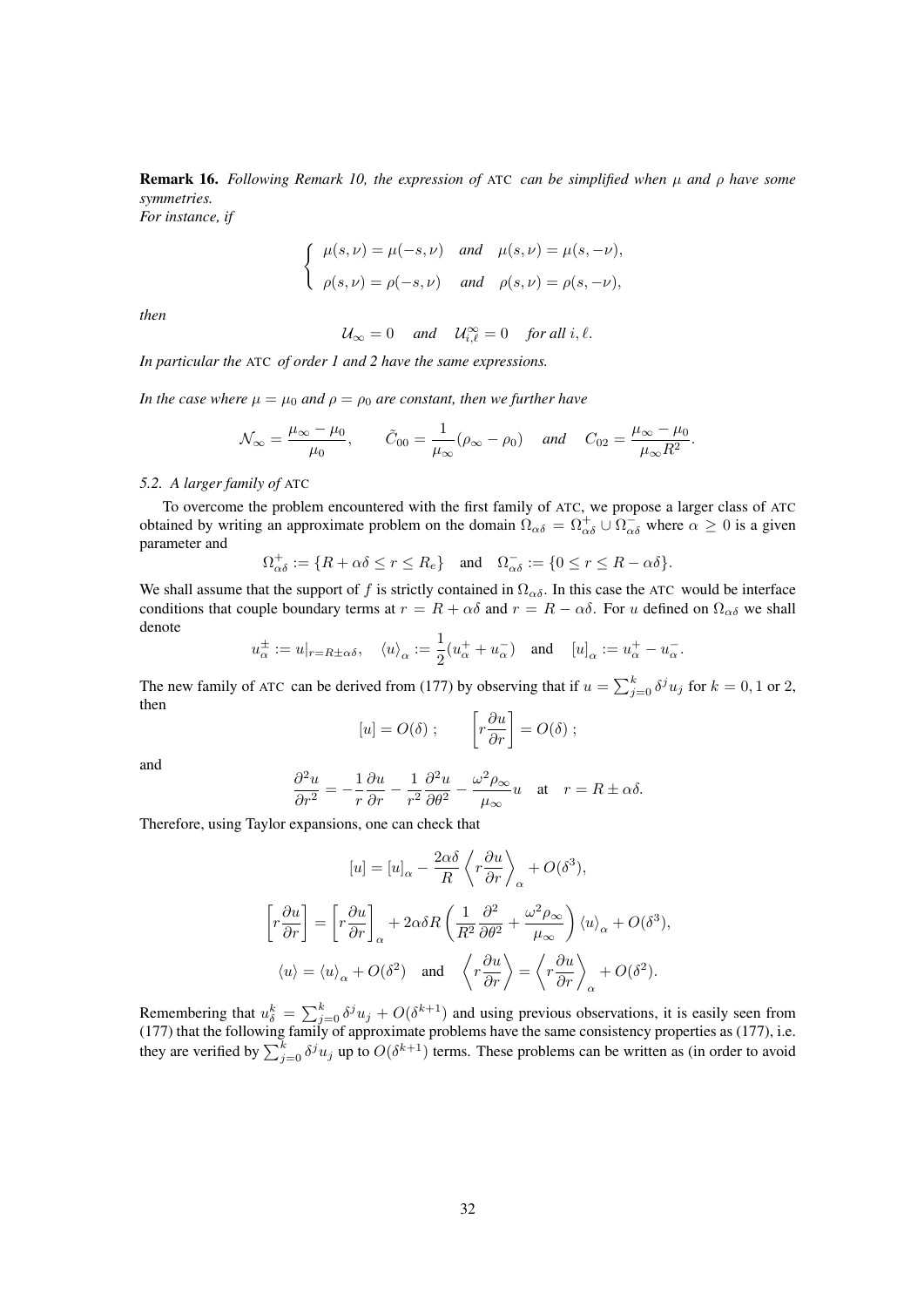**Remark 16.** *Following Remark 10, the expression of* ATC *can be simplified when $\mu$ and $\rho$ have some symmetries.*
*For instance, if*

$$
\begin{cases}
\mu(s,\nu) = \mu(-s,\nu) \quad \text{and} \quad \mu(s,\nu) = \mu(s,-\nu), \\
\rho(s,\nu) = \rho(-s,\nu) \quad \text{and} \quad \rho(s,\nu) = \rho(s,-\nu),
\end{cases}
$$

*then*

$$
\mathcal{U}_\infty = 0 \quad \text{and} \quad \mathcal{U}^\infty_{i,\ell} = 0 \quad \text{for all } i, \ell.
$$

*In particular the* ATC *of order 1 and 2 have the same expressions.*

*In the case where $\mu = \mu_0$ and $\rho = \rho_0$ are constant, then we further have*

$$
\mathcal{N}_\infty = \frac{\mu_\infty - \mu_0}{\mu_0}, \qquad \tilde{C}_{00} = \frac{1}{\mu_\infty}(\rho_\infty - \rho_0) \quad \text{and} \quad C_{02} = \frac{\mu_\infty - \mu_0}{\mu_\infty R^2}.
$$

*5.2. A larger family of* ATC

To overcome the problem encountered with the first family of ATC, we propose a larger class of ATC obtained by writing an approximate problem on the domain $\Omega_{\alpha\delta} = \Omega^+_{\alpha\delta} \cup \Omega^-_{\alpha\delta}$ where $\alpha \geq 0$ is a given parameter and

$$
\Omega^+_{\alpha\delta} := \{R + \alpha\delta \leq r \leq R_e\} \quad \text{and} \quad \Omega^-_{\alpha\delta} := \{0 \leq r \leq R - \alpha\delta\}.
$$

We shall assume that the support of $f$ is strictly contained in $\Omega_{\alpha\delta}$. In this case the ATC would be interface conditions that couple boundary terms at $r = R + \alpha\delta$ and $r = R - \alpha\delta$. For $u$ defined on $\Omega_{\alpha\delta}$ we shall denote

$$
u^\pm_\alpha := u|_{r=R\pm\alpha\delta}, \quad \langle u \rangle_\alpha := \frac{1}{2}(u^+_\alpha + u^-_\alpha) \quad \text{and} \quad [u]_\alpha := u^+_\alpha - u^-_\alpha.
$$

The new family of ATC can be derived from (177) by observing that if $u = \sum_{j=0}^k \delta^j u_j$ for $k = 0, 1$ or $2$, then

$$
[u] = O(\delta) \; ; \qquad \left[ r\frac{\partial u}{\partial r} \right] = O(\delta) \; ;
$$

and

$$
\frac{\partial^2 u}{\partial r^2} = -\frac{1}{r}\frac{\partial u}{\partial r} - \frac{1}{r^2}\frac{\partial^2 u}{\partial \theta^2} - \frac{\omega^2 \rho_\infty}{\mu_\infty} u \quad \text{at} \quad r = R \pm \alpha\delta.
$$

Therefore, using Taylor expansions, one can check that

$$
[u] = [u]_\alpha - \frac{2\alpha\delta}{R}\left\langle r\frac{\partial u}{\partial r} \right\rangle_\alpha + O(\delta^3),
$$

$$
\left[ r\frac{\partial u}{\partial r} \right] = \left[ r\frac{\partial u}{\partial r} \right]_\alpha + 2\alpha\delta R\left( \frac{1}{R^2}\frac{\partial^2}{\partial\theta^2} + \frac{\omega^2\rho_\infty}{\mu_\infty} \right)\langle u \rangle_\alpha + O(\delta^3),
$$

$$
\langle u \rangle = \langle u \rangle_\alpha + O(\delta^2) \quad \text{and} \quad \left\langle r\frac{\partial u}{\partial r} \right\rangle = \left\langle r\frac{\partial u}{\partial r} \right\rangle_\alpha + O(\delta^2).
$$

Remembering that $u^k_\delta = \sum_{j=0}^k \delta^j u_j + O(\delta^{k+1})$ and using previous observations, it is easily seen from (177) that the following family of approximate problems have the same consistency properties as (177), i.e. they are verified by $\sum_{j=0}^k \delta^j u_j$ up to $O(\delta^{k+1})$ terms. These problems can be written as (in order to avoid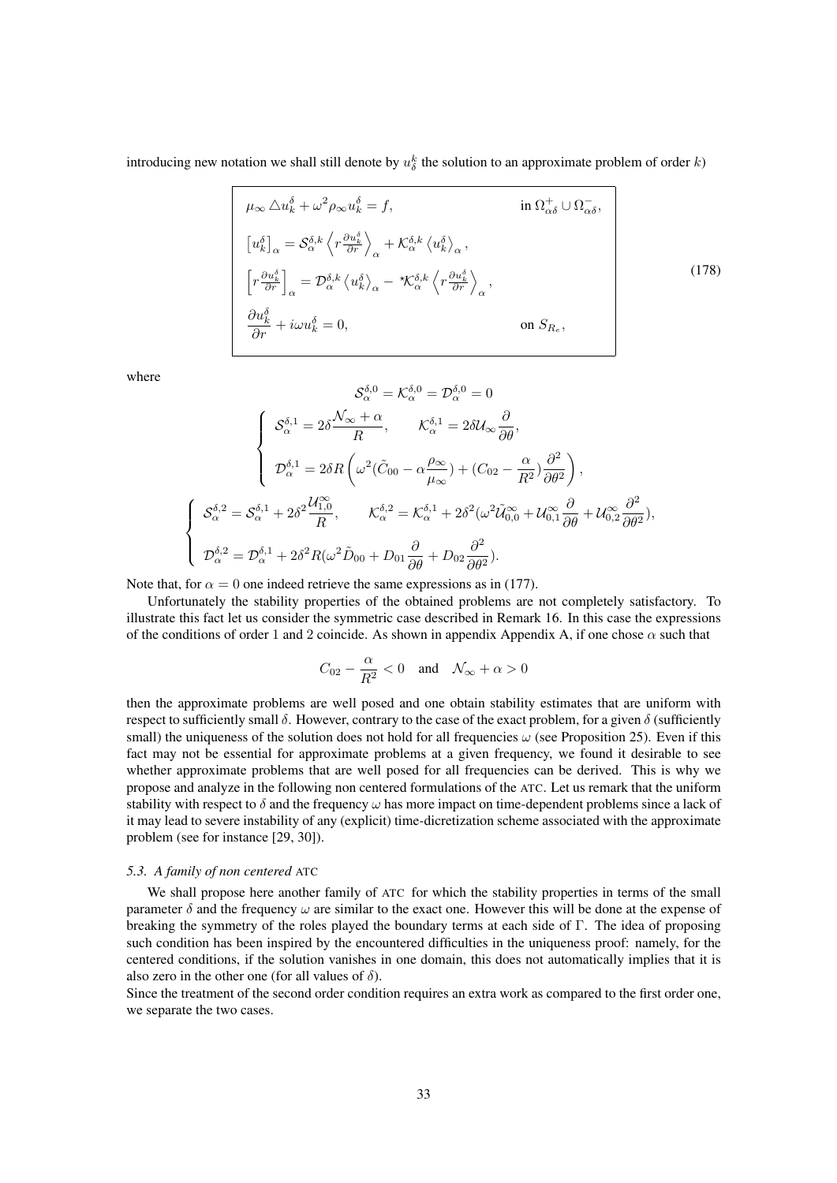introducing new notation we shall still denote by $u_\delta^k$ the solution to an approximate problem of order $k$)

$$
\begin{array}{|ll|}
\hline
\mu_\infty \triangle u_k^\delta + \omega^2 \rho_\infty u_k^\delta = f, & \text{in } \Omega_{\alpha\delta}^+ \cup \Omega_{\alpha\delta}^-, \\
\left[u_k^\delta\right]_\alpha = \mathcal{S}_\alpha^{\delta,k} \left\langle r \frac{\partial u_k^\delta}{\partial r} \right\rangle_\alpha + \mathcal{K}_\alpha^{\delta,k} \left\langle u_k^\delta \right\rangle_\alpha , & \\
\left[r \frac{\partial u_k^\delta}{\partial r}\right]_\alpha = \mathcal{D}_\alpha^{\delta,k} \left\langle u_k^\delta \right\rangle_\alpha - {}^\star\!\mathcal{K}_\alpha^{\delta,k} \left\langle r \frac{\partial u_k^\delta}{\partial r} \right\rangle_\alpha , & \\
\dfrac{\partial u_k^\delta}{\partial r} + i\omega u_k^\delta = 0, & \text{on } S_{R_e}, \\
\hline
\end{array}
\tag{178}
$$

where

$$
\mathcal{S}_\alpha^{\delta,0} = \mathcal{K}_\alpha^{\delta,0} = \mathcal{D}_\alpha^{\delta,0} = 0
$$

$$
\left\{
\begin{array}{l}
\left\{
\begin{array}{l}
\mathcal{S}_\alpha^{\delta,1} = 2\delta \dfrac{\mathcal{N}_\infty + \alpha}{R}, \qquad \mathcal{K}_\alpha^{\delta,1} = 2\delta \mathcal{U}_\infty \dfrac{\partial}{\partial \theta}, \\
\mathcal{D}_\alpha^{\delta,1} = 2\delta R \left( \omega^2 (\tilde{C}_{00} - \alpha \dfrac{\rho_\infty}{\mu_\infty}) + (C_{02} - \dfrac{\alpha}{R^2}) \dfrac{\partial^2}{\partial \theta^2} \right),
\end{array}
\right. \\
\mathcal{S}_\alpha^{\delta,2} = \mathcal{S}_\alpha^{\delta,1} + 2\delta^2 \dfrac{\mathcal{U}_{1,0}^\infty}{R}, \qquad \mathcal{K}_\alpha^{\delta,2} = \mathcal{K}_\alpha^{\delta,1} + 2\delta^2 (\omega^2 \tilde{\mathcal{U}}_{0,0}^\infty + \mathcal{U}_{0,1}^\infty \dfrac{\partial}{\partial \theta} + \mathcal{U}_{0,2}^\infty \dfrac{\partial^2}{\partial \theta^2}), \\
\mathcal{D}_\alpha^{\delta,2} = \mathcal{D}_\alpha^{\delta,1} + 2\delta^2 R (\omega^2 \tilde{D}_{00} + D_{01} \dfrac{\partial}{\partial \theta} + D_{02} \dfrac{\partial^2}{\partial \theta^2}).
\end{array}
\right.
$$

Note that, for $\alpha = 0$ one indeed retrieve the same expressions as in (177).

Unfortunately the stability properties of the obtained problems are not completely satisfactory. To illustrate this fact let us consider the symmetric case described in Remark 16. In this case the expressions of the conditions of order 1 and 2 coincide. As shown in appendix Appendix A, if one chose $\alpha$ such that

$$
C_{02} - \frac{\alpha}{R^2} < 0 \quad \text{and} \quad \mathcal{N}_\infty + \alpha > 0
$$

then the approximate problems are well posed and one obtain stability estimates that are uniform with respect to sufficiently small $\delta$. However, contrary to the case of the exact problem, for a given $\delta$ (sufficiently small) the uniqueness of the solution does not hold for all frequencies $\omega$ (see Proposition 25). Even if this fact may not be essential for approximate problems at a given frequency, we found it desirable to see whether approximate problems that are well posed for all frequencies can be derived. This is why we propose and analyze in the following non centered formulations of the ATC. Let us remark that the uniform stability with respect to $\delta$ and the frequency $\omega$ has more impact on time-dependent problems since a lack of it may lead to severe instability of any (explicit) time-dicretization scheme associated with the approximate problem (see for instance [29, 30]).

### 5.3. A family of non centered ATC

We shall propose here another family of ATC for which the stability properties in terms of the small parameter $\delta$ and the frequency $\omega$ are similar to the exact one. However this will be done at the expense of breaking the symmetry of the roles played the boundary terms at each side of $\Gamma$. The idea of proposing such condition has been inspired by the encountered difficulties in the uniqueness proof: namely, for the centered conditions, if the solution vanishes in one domain, this does not automatically implies that it is also zero in the other one (for all values of $\delta$).

Since the treatment of the second order condition requires an extra work as compared to the first order one, we separate the two cases.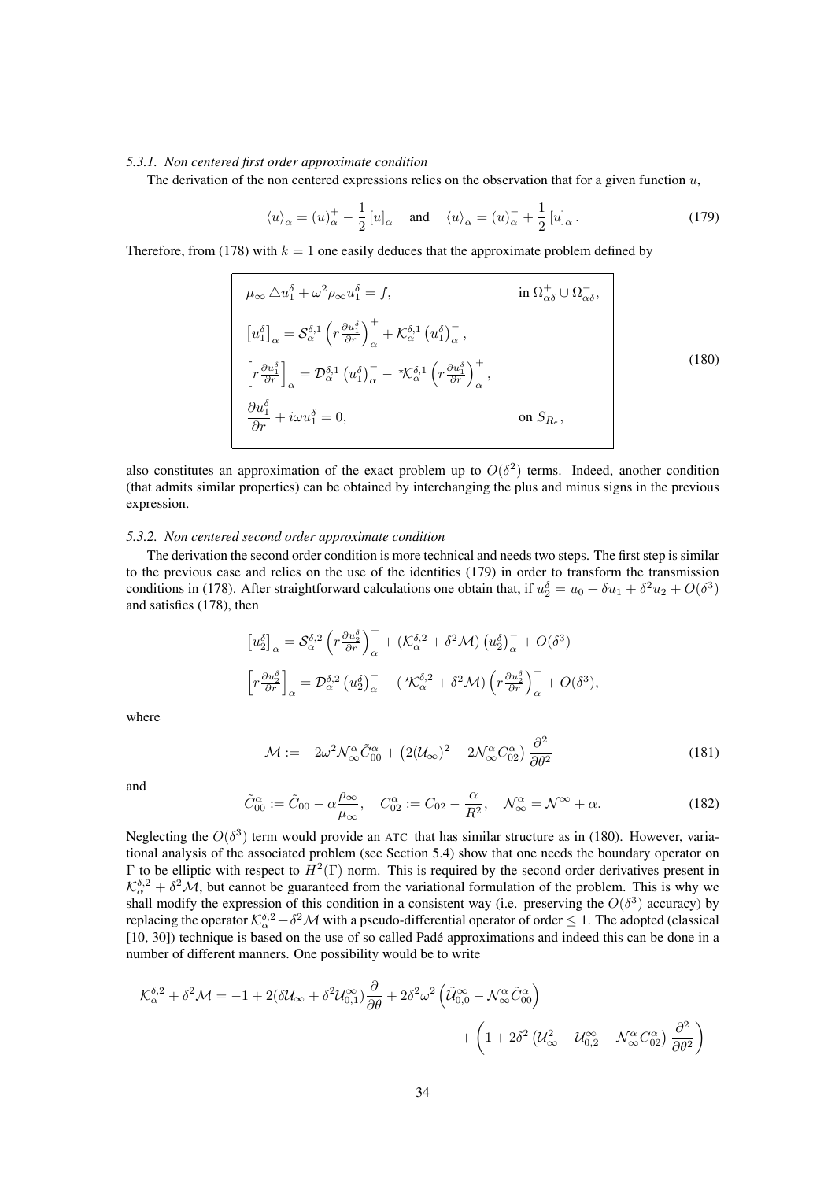#### 5.3.1. Non centered first order approximate condition

The derivation of the non centered expressions relies on the observation that for a given function $u$,

$$\langle u \rangle_\alpha = (u)^+_\alpha - \frac{1}{2}[u]_\alpha \quad \text{and} \quad \langle u \rangle_\alpha = (u)^-_\alpha + \frac{1}{2}[u]_\alpha . \tag{179}$$

Therefore, from (178) with $k = 1$ one easily deduces that the approximate problem defined by

$$\begin{array}{|ll|}
\hline
\mu_\infty \triangle u_1^\delta + \omega^2 \rho_\infty u_1^\delta = f, & \text{in } \Omega^+_{\alpha\delta} \cup \Omega^-_{\alpha\delta}, \\[2mm]
\left[u_1^\delta\right]_\alpha = \mathcal{S}^{\delta,1}_\alpha \left( r \frac{\partial u_1^\delta}{\partial r} \right)^+_\alpha + \mathcal{K}^{\delta,1}_\alpha \left(u_1^\delta\right)^-_\alpha , & \\[2mm]
\left[ r \frac{\partial u_1^\delta}{\partial r} \right]_\alpha = \mathcal{D}^{\delta,1}_\alpha \left(u_1^\delta\right)^-_\alpha - {}^\star\mathcal{K}^{\delta,1}_\alpha \left( r \frac{\partial u_1^\delta}{\partial r} \right)^+_\alpha , & \\[2mm]
\dfrac{\partial u_1^\delta}{\partial r} + i\omega u_1^\delta = 0, & \text{on } S_{R_e}, \\
\hline
\end{array} \tag{180}$$

also constitutes an approximation of the exact problem up to $O(\delta^2)$ terms. Indeed, another condition (that admits similar properties) can be obtained by interchanging the plus and minus signs in the previous expression.

#### 5.3.2. Non centered second order approximate condition

The derivation the second order condition is more technical and needs two steps. The first step is similar to the previous case and relies on the use of the identities (179) in order to transform the transmission conditions in (178). After straightforward calculations one obtain that, if $u_2^\delta = u_0 + \delta u_1 + \delta^2 u_2 + O(\delta^3)$ and satisfies (178), then

$$\left[u_2^\delta\right]_\alpha = \mathcal{S}^{\delta,2}_\alpha \left( r \frac{\partial u_2^\delta}{\partial r} \right)^+_\alpha + (\mathcal{K}^{\delta,2}_\alpha + \delta^2 \mathcal{M}) \left(u_2^\delta\right)^-_\alpha + O(\delta^3)$$

$$\left[ r \frac{\partial u_2^\delta}{\partial r} \right]_\alpha = \mathcal{D}^{\delta,2}_\alpha \left(u_2^\delta\right)^-_\alpha - ({}^\star\mathcal{K}^{\delta,2}_\alpha + \delta^2 \mathcal{M}) \left( r \frac{\partial u_2^\delta}{\partial r} \right)^+_\alpha + O(\delta^3),$$

where

$$\mathcal{M} := -2\omega^2 \mathcal{N}^\alpha_\infty \tilde{C}^\alpha_{00} + \left(2(\mathcal{U}_\infty)^2 - 2\mathcal{N}^\alpha_\infty C^\alpha_{02}\right) \frac{\partial^2}{\partial \theta^2} \tag{181}$$

and

$$\tilde{C}^\alpha_{00} := \tilde{C}_{00} - \alpha \frac{\rho_\infty}{\mu_\infty}, \quad C^\alpha_{02} := C_{02} - \frac{\alpha}{R^2}, \quad \mathcal{N}^\alpha_\infty = \mathcal{N}^\infty + \alpha. \tag{182}$$

Neglecting the $O(\delta^3)$ term would provide an ATC that has similar structure as in (180). However, variational analysis of the associated problem (see Section 5.4) show that one needs the boundary operator on $\Gamma$ to be elliptic with respect to $H^2(\Gamma)$ norm. This is required by the second order derivatives present in $\mathcal{K}^{\delta,2}_\alpha + \delta^2 \mathcal{M}$, but cannot be guaranteed from the variational formulation of the problem. This is why we shall modify the expression of this condition in a consistent way (i.e. preserving the $O(\delta^3)$ accuracy) by replacing the operator $\mathcal{K}^{\delta,2}_\alpha + \delta^2 \mathcal{M}$ with a pseudo-differential operator of order $\leq 1$. The adopted (classical [10, 30]) technique is based on the use of so called Padé approximations and indeed this can be done in a number of different manners. One possibility would be to write

$$\mathcal{K}^{\delta,2}_\alpha + \delta^2 \mathcal{M} = -1 + 2(\delta \mathcal{U}_\infty + \delta^2 \mathcal{U}^\infty_{0,1}) \frac{\partial}{\partial \theta} + 2\delta^2 \omega^2 \left( \tilde{\mathcal{U}}^\infty_{0,0} - \mathcal{N}^\alpha_\infty \tilde{C}^\alpha_{00} \right) + \left( 1 + 2\delta^2 \left( \mathcal{U}^2_\infty + \mathcal{U}^\infty_{0,2} - \mathcal{N}^\alpha_\infty C^\alpha_{02} \right) \frac{\partial^2}{\partial \theta^2} \right)$$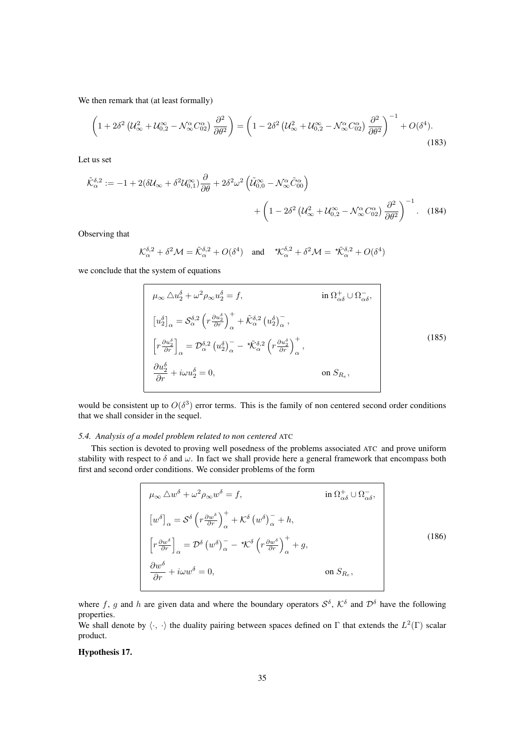We then remark that (at least formally)

$$
\left(1+2\delta^2\left(\mathcal{U}_\infty^2+\mathcal{U}_{0,2}^\infty-\mathcal{N}_\infty^\alpha C_{02}^\alpha\right)\frac{\partial^2}{\partial\theta^2}\right)=\left(1-2\delta^2\left(\mathcal{U}_\infty^2+\mathcal{U}_{0,2}^\infty-\mathcal{N}_\infty^\alpha C_{02}^\alpha\right)\frac{\partial^2}{\partial\theta^2}\right)^{-1}+O(\delta^4). \tag{183}
$$

Let us set

$$
\tilde{\mathcal{K}}_\alpha^{\delta,2}:=-1+2(\delta\mathcal{U}_\infty+\delta^2\mathcal{U}_{0,1}^\infty)\frac{\partial}{\partial\theta}+2\delta^2\omega^2\left(\tilde{\mathcal{U}}_{0,0}^\infty-\mathcal{N}_\infty^\alpha\tilde{C}_{00}^\alpha\right)+\left(1-2\delta^2\left(\mathcal{U}_\infty^2+\mathcal{U}_{0,2}^\infty-\mathcal{N}_\infty^\alpha C_{02}^\alpha\right)\frac{\partial^2}{\partial\theta^2}\right)^{-1}. \tag{184}
$$

Observing that

$$
\mathcal{K}_\alpha^{\delta,2}+\delta^2\mathcal{M}=\tilde{\mathcal{K}}_\alpha^{\delta,2}+O(\delta^4)\quad\text{and}\quad {}^\star\mathcal{K}_\alpha^{\delta,2}+\delta^2\mathcal{M}={}^\star\tilde{\mathcal{K}}_\alpha^{\delta,2}+O(\delta^4)
$$

we conclude that the system of equations

$$
\begin{cases}
\mu_\infty\triangle u_2^\delta+\omega^2\rho_\infty u_2^\delta=f, & \text{in }\Omega_{\alpha\delta}^+\cup\Omega_{\alpha\delta}^-,\\[4pt]
\left[u_2^\delta\right]_\alpha=\mathcal{S}_\alpha^{\delta,2}\left(r\frac{\partial u_2^\delta}{\partial r}\right)_\alpha^+ +\tilde{\mathcal{K}}_\alpha^{\delta,2}\left(u_2^\delta\right)_\alpha^-, & \\[4pt]
\left[r\frac{\partial u_2^\delta}{\partial r}\right]_\alpha=\mathcal{D}_\alpha^{\delta,2}\left(u_2^\delta\right)_\alpha^- - {}^\star\tilde{\mathcal{K}}_\alpha^{\delta,2}\left(r\frac{\partial u_2^\delta}{\partial r}\right)_\alpha^+, & \\[4pt]
\dfrac{\partial u_2^\delta}{\partial r}+i\omega u_2^\delta=0, & \text{on }S_{R_e},
\end{cases} \tag{185}
$$

would be consistent up to $O(\delta^3)$ error terms. This is the family of non centered second order conditions that we shall consider in the sequel.

### 5.4. Analysis of a model problem related to non centered ATC

This section is devoted to proving well posedness of the problems associated ATC and prove uniform stability with respect to $\delta$ and $\omega$. In fact we shall provide here a general framework that encompass both first and second order conditions. We consider problems of the form

$$
\begin{cases}
\mu_\infty\triangle w^\delta+\omega^2\rho_\infty w^\delta=f, & \text{in }\Omega_{\alpha\delta}^+\cup\Omega_{\alpha\delta}^-,\\[4pt]
\left[w^\delta\right]_\alpha=\mathcal{S}^\delta\left(r\frac{\partial w^\delta}{\partial r}\right)_\alpha^+ +\mathcal{K}^\delta\left(w^\delta\right)_\alpha^- +h, & \\[4pt]
\left[r\frac{\partial w^\delta}{\partial r}\right]_\alpha=\mathcal{D}^\delta\left(w^\delta\right)_\alpha^- - {}^\star\mathcal{K}^\delta\left(r\frac{\partial w^\delta}{\partial r}\right)_\alpha^+ +g, & \\[4pt]
\dfrac{\partial w^\delta}{\partial r}+i\omega w^\delta=0, & \text{on }S_{R_e},
\end{cases} \tag{186}
$$

where $f$, $g$ and $h$ are given data and where the boundary operators $\mathcal{S}^\delta$, $\mathcal{K}^\delta$ and $\mathcal{D}^\delta$ have the following properties.
We shall denote by $\langle\cdot,\,\cdot\rangle$ the duality pairing between spaces defined on $\Gamma$ that extends the $L^2(\Gamma)$ scalar product.

**Hypothesis 17.**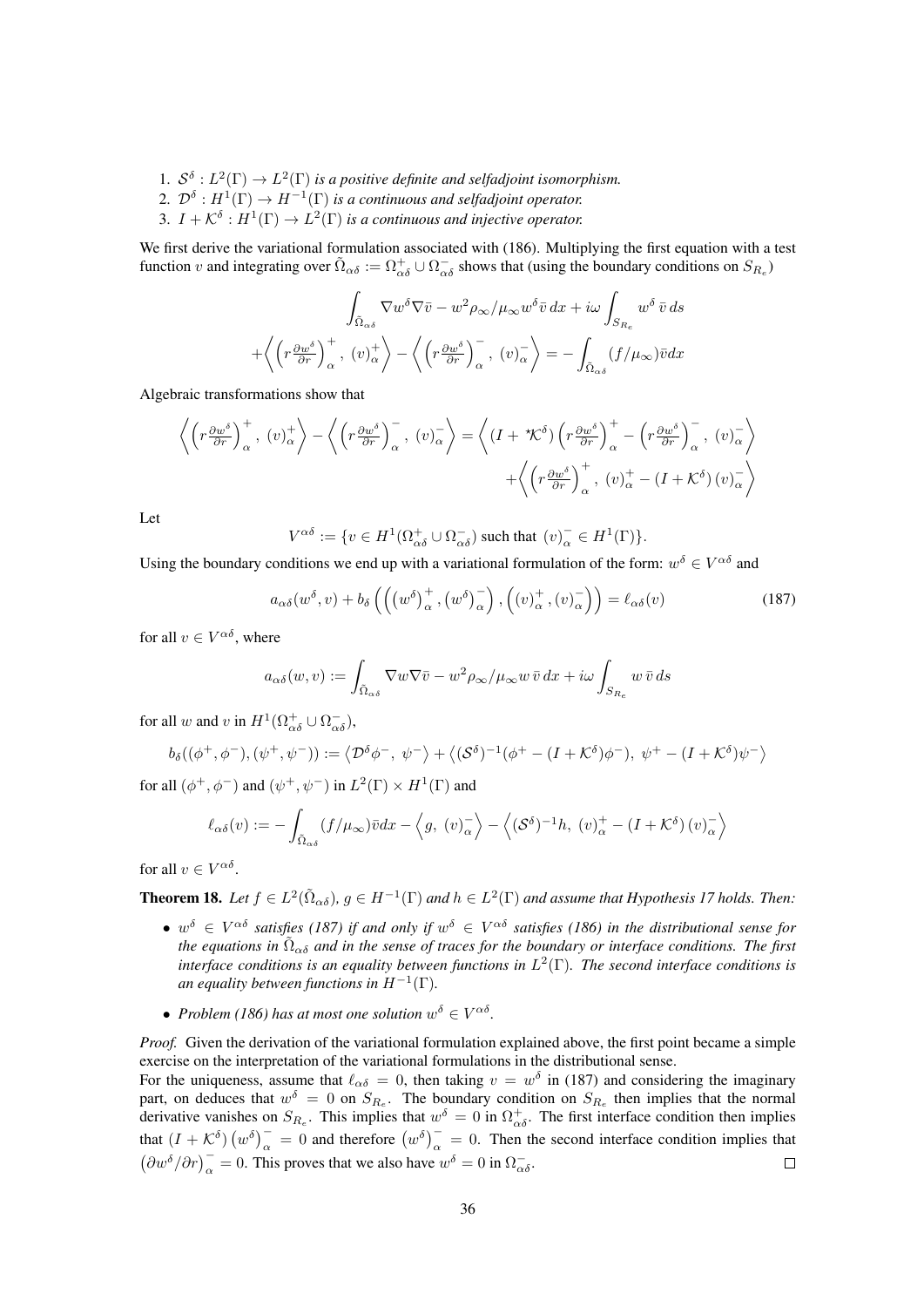1. $\mathcal{S}^\delta : L^2(\Gamma) \to L^2(\Gamma)$ *is a positive definite and selfadjoint isomorphism.*
2. $\mathcal{D}^\delta : H^1(\Gamma) \to H^{-1}(\Gamma)$ *is a continuous and selfadjoint operator.*
3. $I + \mathcal{K}^\delta : H^1(\Gamma) \to L^2(\Gamma)$ *is a continuous and injective operator.*

We first derive the variational formulation associated with (186). Multiplying the first equation with a test function $v$ and integrating over $\tilde{\Omega}_{\alpha\delta} := \Omega^+_{\alpha\delta} \cup \Omega^-_{\alpha\delta}$ shows that (using the boundary conditions on $S_{R_e}$)

$$\int_{\tilde{\Omega}_{\alpha\delta}} \nabla w^\delta \nabla \bar{v} - w^2 \rho_\infty/\mu_\infty w^\delta \bar{v}\, dx + i\omega \int_{S_{R_e}} w^\delta\, \bar{v}\, ds$$
$$+ \left\langle \left(r\tfrac{\partial w^\delta}{\partial r}\right)^+_\alpha,\ (v)^+_\alpha \right\rangle - \left\langle \left(r\tfrac{\partial w^\delta}{\partial r}\right)^-_\alpha,\ (v)^-_\alpha \right\rangle = -\int_{\tilde{\Omega}_{\alpha\delta}} (f/\mu_\infty)\bar{v} dx$$

Algebraic transformations show that

$$\left\langle \left(r\tfrac{\partial w^\delta}{\partial r}\right)^+_\alpha,\ (v)^+_\alpha \right\rangle - \left\langle \left(r\tfrac{\partial w^\delta}{\partial r}\right)^-_\alpha,\ (v)^-_\alpha \right\rangle = \left\langle (I + {}^*\mathcal{K}^\delta) \left(r\tfrac{\partial w^\delta}{\partial r}\right)^+_\alpha - \left(r\tfrac{\partial w^\delta}{\partial r}\right)^-_\alpha,\ (v)^-_\alpha \right\rangle$$
$$+ \left\langle \left(r\tfrac{\partial w^\delta}{\partial r}\right)^+_\alpha,\ (v)^+_\alpha - (I + \mathcal{K}^\delta)\,(v)^-_\alpha \right\rangle$$

Let

$$V^{\alpha\delta} := \{ v \in H^1(\Omega^+_{\alpha\delta} \cup \Omega^-_{\alpha\delta}) \text{ such that } (v)^-_\alpha \in H^1(\Gamma)\}.$$

Using the boundary conditions we end up with a variational formulation of the form: $w^\delta \in V^{\alpha\delta}$ and

$$a_{\alpha\delta}(w^\delta, v) + b_\delta\left( \left( \left(w^\delta\right)^+_\alpha, \left(w^\delta\right)^-_\alpha \right), \left( (v)^+_\alpha, (v)^-_\alpha \right) \right) = \ell_{\alpha\delta}(v) \tag{187}$$

for all $v \in V^{\alpha\delta}$, where

$$a_{\alpha\delta}(w, v) := \int_{\tilde{\Omega}_{\alpha\delta}} \nabla w \nabla \bar{v} - w^2 \rho_\infty/\mu_\infty w\, \bar{v}\, dx + i\omega \int_{S_{R_e}} w\, \bar{v}\, ds$$

for all $w$ and $v$ in $H^1(\Omega^+_{\alpha\delta} \cup \Omega^-_{\alpha\delta})$,

$$b_\delta((\phi^+, \phi^-), (\psi^+, \psi^-)) := \left\langle \mathcal{D}^\delta \phi^-,\ \psi^- \right\rangle + \left\langle (\mathcal{S}^\delta)^{-1}(\phi^+ - (I + \mathcal{K}^\delta)\phi^-),\ \psi^+ - (I + \mathcal{K}^\delta)\psi^- \right\rangle$$

for all $(\phi^+, \phi^-)$ and $(\psi^+, \psi^-)$ in $L^2(\Gamma) \times H^1(\Gamma)$ and

$$\ell_{\alpha\delta}(v) := -\int_{\tilde{\Omega}_{\alpha\delta}} (f/\mu_\infty)\bar{v} dx - \left\langle g,\ (v)^-_\alpha \right\rangle - \left\langle (\mathcal{S}^\delta)^{-1} h,\ (v)^+_\alpha - (I + \mathcal{K}^\delta)\,(v)^-_\alpha \right\rangle$$

for all $v \in V^{\alpha\delta}$.

**Theorem 18.** *Let $f \in L^2(\tilde{\Omega}_{\alpha\delta})$, $g \in H^{-1}(\Gamma)$ and $h \in L^2(\Gamma)$ and assume that Hypothesis 17 holds. Then:*

- *$w^\delta \in V^{\alpha\delta}$ satisfies (187) if and only if $w^\delta \in V^{\alpha\delta}$ satisfies (186) in the distributional sense for the equations in $\tilde{\Omega}_{\alpha\delta}$ and in the sense of traces for the boundary or interface conditions. The first interface conditions is an equality between functions in $L^2(\Gamma)$. The second interface conditions is an equality between functions in $H^{-1}(\Gamma)$.*
- *Problem (186) has at most one solution $w^\delta \in V^{\alpha\delta}$.*

*Proof.* Given the derivation of the variational formulation explained above, the first point became a simple exercise on the interpretation of the variational formulations in the distributional sense.
For the uniqueness, assume that $\ell_{\alpha\delta} = 0$, then taking $v = w^\delta$ in (187) and considering the imaginary part, on deduces that $w^\delta = 0$ on $S_{R_e}$. The boundary condition on $S_{R_e}$ then implies that the normal derivative vanishes on $S_{R_e}$. This implies that $w^\delta = 0$ in $\Omega^+_{\alpha\delta}$. The first interface condition then implies that $(I + \mathcal{K}^\delta)\left(w^\delta\right)^-_\alpha = 0$ and therefore $\left(w^\delta\right)^-_\alpha = 0$. Then the second interface condition implies that $\left(\partial w^\delta/\partial r\right)^-_\alpha = 0$. This proves that we also have $w^\delta = 0$ in $\Omega^-_{\alpha\delta}$. $\square$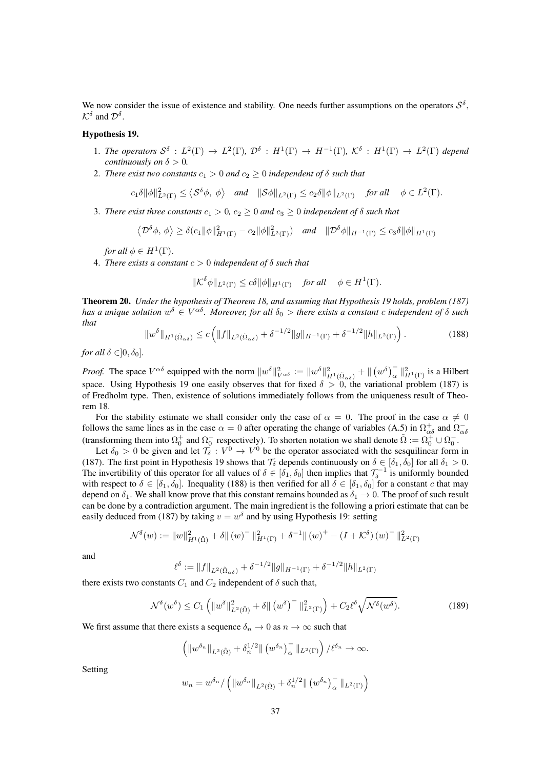We now consider the issue of existence and stability. One needs further assumptions on the operators $\mathcal{S}^\delta$, $\mathcal{K}^\delta$ and $\mathcal{D}^\delta$.

**Hypothesis 19.**

1. *The operators* $\mathcal{S}^\delta : L^2(\Gamma) \to L^2(\Gamma)$*,* $\mathcal{D}^\delta : H^1(\Gamma) \to H^{-1}(\Gamma)$*,* $\mathcal{K}^\delta : H^1(\Gamma) \to L^2(\Gamma)$ *depend continuously on* $\delta > 0$*.*
2. *There exist two constants* $c_1 > 0$ *and* $c_2 \geq 0$ *independent of* $\delta$ *such that*
$$c_1 \delta \|\phi\|^2_{L^2(\Gamma)} \leq \left\langle \mathcal{S}^\delta \phi,\ \phi \right\rangle \quad \text{and} \quad \|\mathcal{S}\phi\|_{L^2(\Gamma)} \leq c_2 \delta \|\phi\|_{L^2(\Gamma)} \quad \text{for all} \quad \phi \in L^2(\Gamma).$$
3. *There exist three constants* $c_1 > 0$*,* $c_2 \geq 0$ *and* $c_3 \geq 0$ *independent of* $\delta$ *such that*
$$\left\langle \mathcal{D}^\delta \phi,\ \phi \right\rangle \geq \delta (c_1 \|\phi\|^2_{H^1(\Gamma)} - c_2 \|\phi\|^2_{L^2(\Gamma)}) \quad \text{and} \quad \|\mathcal{D}^\delta \phi\|_{H^{-1}(\Gamma)} \leq c_3 \delta \|\phi\|_{H^1(\Gamma)}$$
*for all* $\phi \in H^1(\Gamma)$*.*
4. *There exists a constant* $c > 0$ *independent of* $\delta$ *such that*
$$\|\mathcal{K}^\delta \phi\|_{L^2(\Gamma)} \leq c\delta \|\phi\|_{H^1(\Gamma)} \quad \text{for all} \quad \phi \in H^1(\Gamma).$$

**Theorem 20.** *Under the hypothesis of Theorem 18, and assuming that Hypothesis 19 holds, problem (187) has a unique solution* $w^\delta \in V^{\alpha\delta}$*. Moreover, for all* $\delta_0 >$ *there exists a constant* $c$ *independent of* $\delta$ *such that*
$$\|w^\delta\|_{H^1(\tilde{\Omega}_{\alpha\delta})} \leq c \left( \|f\|_{L^2(\tilde{\Omega}_{\alpha\delta})} + \delta^{-1/2} \|g\|_{H^{-1}(\Gamma)} + \delta^{-1/2} \|h\|_{L^2(\Gamma)} \right). \tag{188}$$
*for all* $\delta \in ]0, \delta_0]$*.*

*Proof.* The space $V^{\alpha\delta}$ equipped with the norm $\|w^\delta\|^2_{V^{\alpha\delta}} := \|w^\delta\|^2_{H^1(\tilde{\Omega}_{\alpha\delta})} + \|\left(w^\delta\right)^-_\alpha\|^2_{H^1(\Gamma)}$ is a Hilbert space. Using Hypothesis 19 one easily observes that for fixed $\delta > 0$, the variational problem (187) is of Fredholm type. Then, existence of solutions immediately follows from the uniqueness result of Theorem 18.

For the stability estimate we shall consider only the case of $\alpha = 0$. The proof in the case $\alpha \neq 0$ follows the same lines as in the case $\alpha = 0$ after operating the change of variables (A.5) in $\Omega^+_{\alpha\delta}$ and $\Omega^-_{\alpha\delta}$ (transforming them into $\Omega^+_0$ and $\Omega^-_0$ respectively). To shorten notation we shall denote $\tilde{\Omega} := \Omega^+_0 \cup \Omega^-_0$.

Let $\delta_0 > 0$ be given and let $\mathcal{T}_\delta : V^0 \to V^0$ be the operator associated with the sesquilinear form in (187). The first point in Hypothesis 19 shows that $\mathcal{T}_\delta$ depends continuously on $\delta \in [\delta_1, \delta_0]$ for all $\delta_1 > 0$. The invertibility of this operator for all values of $\delta \in [\delta_1, \delta_0]$ then implies that $\mathcal{T}_\delta^{-1}$ is uniformly bounded with respect to $\delta \in [\delta_1, \delta_0]$. Inequality (188) is then verified for all $\delta \in [\delta_1, \delta_0]$ for a constant $c$ that may depend on $\delta_1$. We shall know prove that this constant remains bounded as $\delta_1 \to 0$. The proof of such result can be done by a contradiction argument. The main ingredient is the following a priori estimate that can be easily deduced from (187) by taking $v = w^\delta$ and by using Hypothesis 19: setting
$$\mathcal{N}^\delta(w) := \|w\|^2_{H^1(\tilde{\Omega})} + \delta \|\left(w\right)^-\|^2_{H^1(\Gamma)} + \delta^{-1} \|\left(w\right)^+ - (I + \mathcal{K}^\delta)\left(w\right)^-\|^2_{L^2(\Gamma)}$$
and
$$\ell^\delta := \|f\|_{L^2(\tilde{\Omega}_{\alpha\delta})} + \delta^{-1/2} \|g\|_{H^{-1}(\Gamma)} + \delta^{-1/2} \|h\|_{L^2(\Gamma)}$$
there exists two constants $C_1$ and $C_2$ independent of $\delta$ such that,
$$\mathcal{N}^\delta(w^\delta) \leq C_1 \left( \|w^\delta\|^2_{L^2(\tilde{\Omega})} + \delta \|\left(w^\delta\right)^-\|^2_{L^2(\Gamma)} \right) + C_2 \ell^\delta \sqrt{\mathcal{N}^\delta(w^\delta)}. \tag{189}$$
We first assume that there exists a sequence $\delta_n \to 0$ as $n \to \infty$ such that
$$\left( \|w^{\delta_n}\|_{L^2(\tilde{\Omega})} + \delta_n^{1/2} \|\left(w^{\delta_n}\right)^-_\alpha\|_{L^2(\Gamma)} \right) / \ell^{\delta_n} \to \infty.$$
Setting
$$w_n = w^{\delta_n} / \left( \|w^{\delta_n}\|_{L^2(\tilde{\Omega})} + \delta_n^{1/2} \|\left(w^{\delta_n}\right)^-_\alpha\|_{L^2(\Gamma)} \right)$$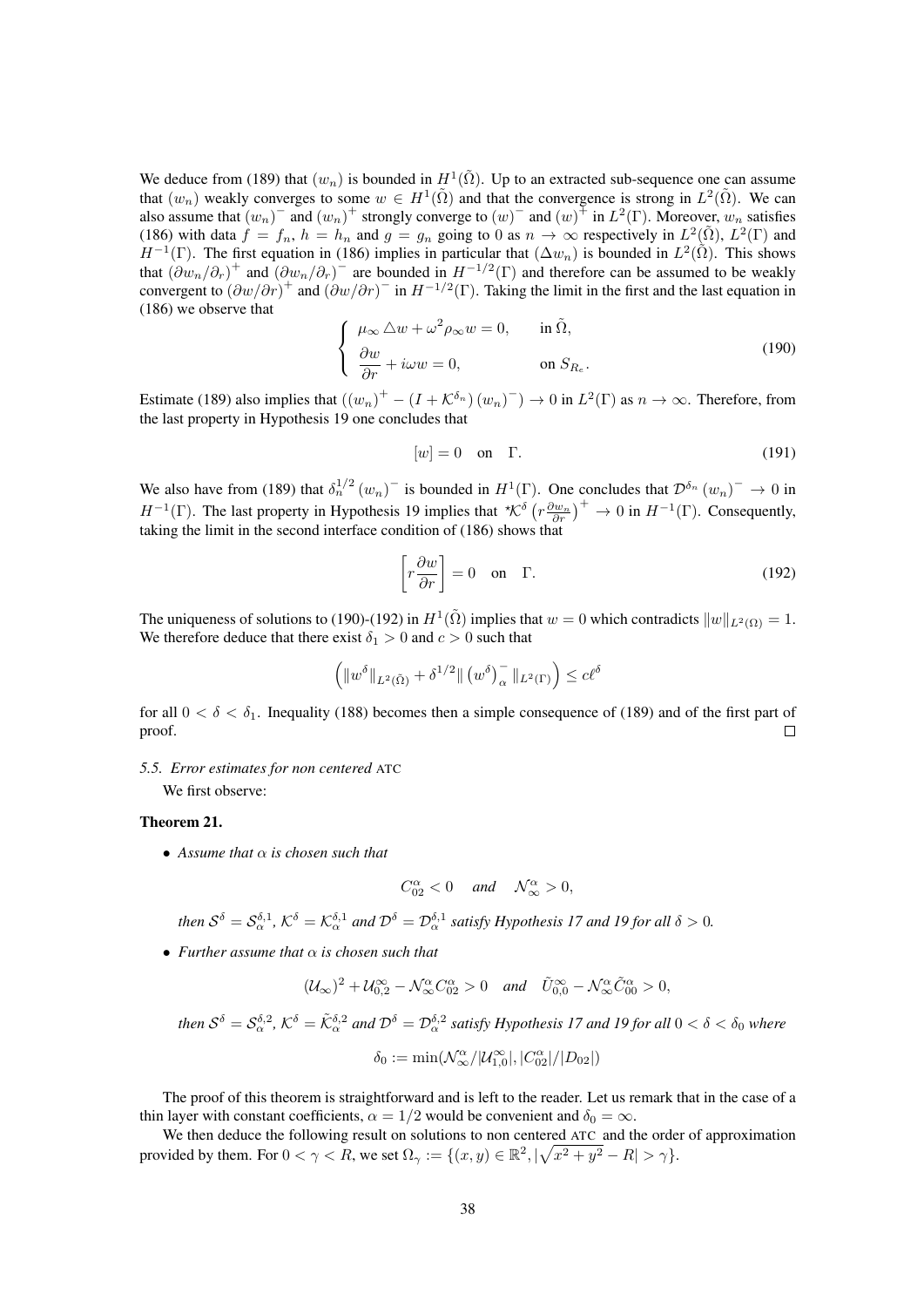We deduce from (189) that $(w_n)$ is bounded in $H^1(\tilde{\Omega})$. Up to an extracted sub-sequence one can assume that $(w_n)$ weakly converges to some $w \in H^1(\tilde{\Omega})$ and that the convergence is strong in $L^2(\tilde{\Omega})$. We can also assume that $(w_n)^-$ and $(w_n)^+$ strongly converge to $(w)^-$ and $(w)^+$ in $L^2(\Gamma)$. Moreover, $w_n$ satisfies (186) with data $f = f_n$, $h = h_n$ and $g = g_n$ going to 0 as $n \to \infty$ respectively in $L^2(\tilde{\Omega})$, $L^2(\Gamma)$ and $H^{-1}(\Gamma)$. The first equation in (186) implies in particular that $(\Delta w_n)$ is bounded in $L^2(\tilde{\Omega})$. This shows that $(\partial w_n/\partial_r)^+$ and $(\partial w_n/\partial_r)^-$ are bounded in $H^{-1/2}(\Gamma)$ and therefore can be assumed to be weakly convergent to $(\partial w/\partial r)^+$ and $(\partial w/\partial r)^-$ in $H^{-1/2}(\Gamma)$. Taking the limit in the first and the last equation in (186) we observe that

$$
\left\{
\begin{array}{ll}
\mu_\infty \triangle w + \omega^2 \rho_\infty w = 0, & \text{in } \tilde{\Omega}, \\
\dfrac{\partial w}{\partial r} + i\omega w = 0, & \text{on } S_{R_e}.
\end{array}
\right.
\tag{190}
$$

Estimate (189) also implies that $((w_n)^+ - (I + \mathcal{K}^{\delta_n})(w_n)^-) \to 0$ in $L^2(\Gamma)$ as $n \to \infty$. Therefore, from the last property in Hypothesis 19 one concludes that

$$
[w] = 0 \quad \text{on} \quad \Gamma. \tag{191}
$$

We also have from (189) that $\delta_n^{1/2}(w_n)^-$ is bounded in $H^1(\Gamma)$. One concludes that $\mathcal{D}^{\delta_n}(w_n)^- \to 0$ in $H^{-1}(\Gamma)$. The last property in Hypothesis 19 implies that ${}^\star\mathcal{K}^\delta\left(r\frac{\partial w_n}{\partial r}\right)^+ \to 0$ in $H^{-1}(\Gamma)$. Consequently, taking the limit in the second interface condition of (186) shows that

$$
\left[r\frac{\partial w}{\partial r}\right] = 0 \quad \text{on} \quad \Gamma. \tag{192}
$$

The uniqueness of solutions to (190)-(192) in $H^1(\tilde{\Omega})$ implies that $w = 0$ which contradicts $\|w\|_{L^2(\Omega)} = 1$. We therefore deduce that there exist $\delta_1 > 0$ and $c > 0$ such that

$$
\left(\|w^\delta\|_{L^2(\tilde{\Omega})} + \delta^{1/2}\|\left(w^\delta\right)^-_\alpha\|_{L^2(\Gamma)}\right) \leq c\ell^\delta
$$

for all $0 < \delta < \delta_1$. Inequality (188) becomes then a simple consequence of (189) and of the first part of proof. $\square$

### 5.5. *Error estimates for non centered* ATC

We first observe:

**Theorem 21.**

- *Assume that $\alpha$ is chosen such that*

$$
C^\alpha_{02} < 0 \quad \textit{and} \quad \mathcal{N}^\alpha_\infty > 0,
$$

*then $\mathcal{S}^\delta = \mathcal{S}^{\delta,1}_\alpha$, $\mathcal{K}^\delta = \mathcal{K}^{\delta,1}_\alpha$ and $\mathcal{D}^\delta = \mathcal{D}^{\delta,1}_\alpha$ satisfy Hypothesis 17 and 19 for all $\delta > 0$.*

- *Further assume that $\alpha$ is chosen such that*

$$
(\mathcal{U}_\infty)^2 + \mathcal{U}^\infty_{0,2} - \mathcal{N}^\alpha_\infty C^\alpha_{02} > 0 \quad \textit{and} \quad \tilde{U}^\infty_{0,0} - \mathcal{N}^\alpha_\infty \tilde{C}^\alpha_{00} > 0,
$$

*then $\mathcal{S}^\delta = \mathcal{S}^{\delta,2}_\alpha$, $\mathcal{K}^\delta = \tilde{\mathcal{K}}^{\delta,2}_\alpha$ and $\mathcal{D}^\delta = \mathcal{D}^{\delta,2}_\alpha$ satisfy Hypothesis 17 and 19 for all $0 < \delta < \delta_0$ where*

$$
\delta_0 := \min(\mathcal{N}^\alpha_\infty/|\mathcal{U}^\infty_{1,0}|, |C^\alpha_{02}|/|D_{02}|)
$$

The proof of this theorem is straightforward and is left to the reader. Let us remark that in the case of a thin layer with constant coefficients, $\alpha = 1/2$ would be convenient and $\delta_0 = \infty$.

We then deduce the following result on solutions to non centered ATC and the order of approximation provided by them. For $0 < \gamma < R$, we set $\Omega_\gamma := \{(x, y) \in \mathbb{R}^2, |\sqrt{x^2 + y^2} - R| > \gamma\}$.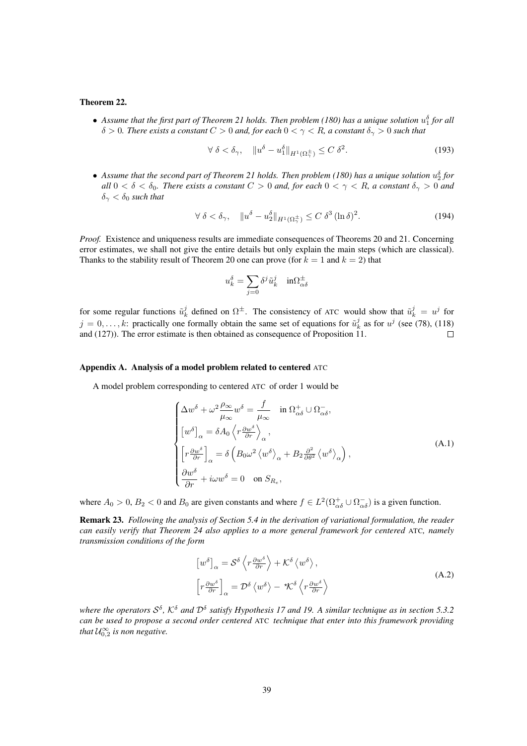**Theorem 22.**

- *Assume that the first part of Theorem 21 holds. Then problem (180) has a unique solution $u_1^\delta$ for all $\delta > 0$. There exists a constant $C > 0$ and, for each $0 < \gamma < R$, a constant $\delta_\gamma > 0$ such that*

$$\forall\ \delta < \delta_\gamma, \quad \|u^\delta - u_1^\delta\|_{H^1(\Omega_\gamma^\pm)} \leq C\ \delta^2. \tag{193}$$

- *Assume that the second part of Theorem 21 holds. Then problem (180) has a unique solution $u_2^\delta$ for all $0 < \delta < \delta_0$. There exists a constant $C > 0$ and, for each $0 < \gamma < R$, a constant $\delta_\gamma > 0$ and $\delta_\gamma < \delta_0$ such that*

$$\forall\ \delta < \delta_\gamma, \quad \|u^\delta - u_2^\delta\|_{H^1(\Omega_\gamma^\pm)} \leq C\ \delta^3\,(\ln\delta)^2. \tag{194}$$

*Proof.* Existence and uniqueness results are immediate consequences of Theorems 20 and 21. Concerning error estimates, we shall not give the entire details but only explain the main steps (which are classical). Thanks to the stability result of Theorem 20 one can prove (for $k = 1$ and $k = 2$) that

$$u_k^\delta = \sum_{j=0} \delta^j\,\tilde{u}_k^j \quad \text{in}\Omega_{\alpha\delta}^\pm$$

for some regular functions $\tilde{u}_k^j$ defined on $\Omega^\pm$. The consistency of ATC would show that $\tilde{u}_k^j = u^j$ for $j = 0, \ldots, k$: practically one formally obtain the same set of equations for $\tilde{u}_k^j$ as for $u^j$ (see (78), (118) and (127)). The error estimate is then obtained as consequence of Proposition 11. $\square$

## Appendix A. Analysis of a model problem related to centered ATC

A model problem corresponding to centered ATC of order 1 would be

$$\begin{cases} \Delta w^\delta + \omega^2 \dfrac{\rho_\infty}{\mu_\infty} w^\delta = \dfrac{f}{\mu_\infty} \quad \text{in } \Omega_{\alpha\delta}^+ \cup \Omega_{\alpha\delta}^-, \\ \left[w^\delta\right]_\alpha = \delta A_0 \left\langle r\frac{\partial w^\delta}{\partial r}\right\rangle_\alpha, \\ \left[r\frac{\partial w^\delta}{\partial r}\right]_\alpha = \delta\left(B_0\omega^2\left\langle w^\delta\right\rangle_\alpha + B_2\frac{\partial^2}{\partial\theta^2}\left\langle w^\delta\right\rangle_\alpha\right), \\ \dfrac{\partial w^\delta}{\partial r} + i\omega w^\delta = 0 \quad \text{on } S_{R_e}, \end{cases} \tag{A.1}$$

where $A_0 > 0$, $B_2 < 0$ and $B_0$ are given constants and where $f \in L^2(\Omega_{\alpha\delta}^+ \cup \Omega_{\alpha\delta}^-)$ is a given function.

**Remark 23.** *Following the analysis of Section 5.4 in the derivation of variational formulation, the reader can easily verify that Theorem 24 also applies to a more general framework for centered* ATC*, namely transmission conditions of the form*

$$\begin{aligned} \left[w^\delta\right]_\alpha &= \mathcal{S}^\delta\left\langle r\tfrac{\partial w^\delta}{\partial r}\right\rangle + \mathcal{K}^\delta\left\langle w^\delta\right\rangle, \\ \left[r\tfrac{\partial w^\delta}{\partial r}\right]_\alpha &= \mathcal{D}^\delta\left\langle w^\delta\right\rangle - {}^\star\mathcal{K}^\delta\left\langle r\tfrac{\partial w^\delta}{\partial r}\right\rangle \end{aligned} \tag{A.2}$$

*where the operators $\mathcal{S}^\delta$, $\mathcal{K}^\delta$ and $\mathcal{D}^\delta$ satisfy Hypothesis 17 and 19. A similar technique as in section 5.3.2 can be used to propose a second order centered* ATC *technique that enter into this framework providing that $\mathcal{U}_{0,2}^\infty$ is non negative.*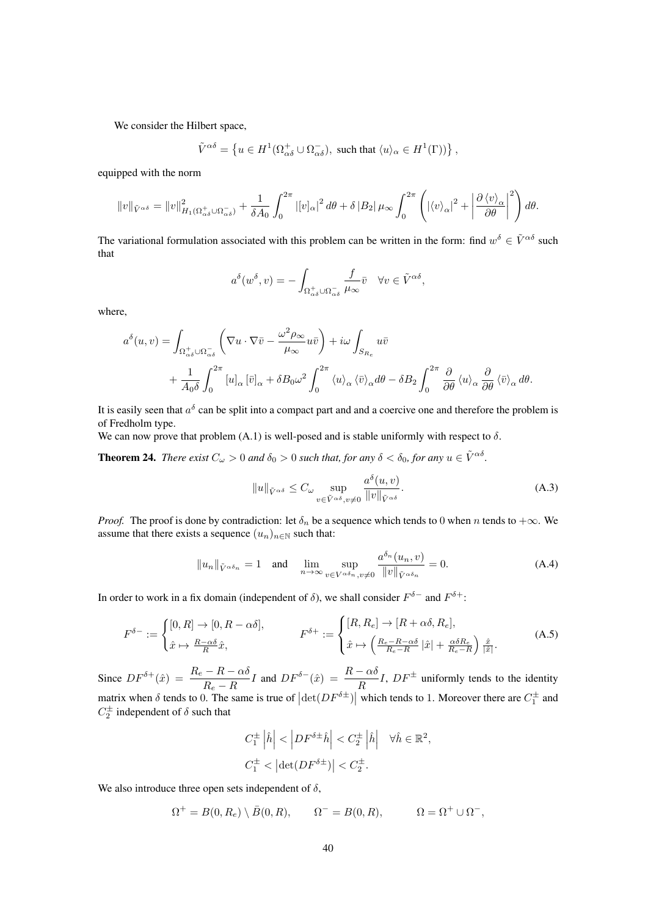We consider the Hilbert space,

$$
\tilde{V}^{\alpha\delta} = \left\{ u \in H^1(\Omega^+_{\alpha\delta} \cup \Omega^-_{\alpha\delta}), \text{ such that } \langle u \rangle_\alpha \in H^1(\Gamma)) \right\},
$$

equipped with the norm

$$
\|v\|_{\tilde{V}^{\alpha\delta}} = \|v\|^2_{H_1(\Omega^+_{\alpha\delta} \cup \Omega^-_{\alpha\delta})} + \frac{1}{\delta A_0} \int_0^{2\pi} |[v]_\alpha|^2 \, d\theta + \delta \, |B_2| \, \mu_\infty \int_0^{2\pi} \left( |\langle v \rangle_\alpha|^2 + \left| \frac{\partial \langle v \rangle_\alpha}{\partial \theta} \right|^2 \right) d\theta.
$$

The variational formulation associated with this problem can be written in the form: find $w^\delta \in \tilde{V}^{\alpha\delta}$ such that

$$
a^\delta(w^\delta, v) = - \int_{\Omega^+_{\alpha\delta} \cup \Omega^-_{\alpha\delta}} \frac{f}{\mu_\infty} \bar{v} \quad \forall v \in \tilde{V}^{\alpha\delta},
$$

where,

$$
\begin{aligned}
a^\delta(u, v) = & \int_{\Omega^+_{\alpha\delta} \cup \Omega^-_{\alpha\delta}} \left( \nabla u \cdot \nabla \bar{v} - \frac{\omega^2 \rho_\infty}{\mu_\infty} u \bar{v} \right) + i\omega \int_{S_{R_e}} u \bar{v} \\
& + \frac{1}{A_0 \delta} \int_0^{2\pi} [u]_\alpha \, [\bar{v}]_\alpha + \delta B_0 \omega^2 \int_0^{2\pi} \langle u \rangle_\alpha \, \langle \bar{v} \rangle_\alpha d\theta - \delta B_2 \int_0^{2\pi} \frac{\partial}{\partial \theta} \langle u \rangle_\alpha \, \frac{\partial}{\partial \theta} \langle \bar{v} \rangle_\alpha \, d\theta.
\end{aligned}
$$

It is easily seen that $a^\delta$ can be split into a compact part and and a coercive one and therefore the problem is of Fredholm type.
We can now prove that problem (A.1) is well-posed and is stable uniformly with respect to $\delta$.

**Theorem 24.** *There exist $C_\omega > 0$ and $\delta_0 > 0$ such that, for any $\delta < \delta_0$, for any $u \in \tilde{V}^{\alpha\delta}$.*

$$
\|u\|_{\tilde{V}^{\alpha\delta}} \leq C_\omega \sup_{v \in \tilde{V}^{\alpha\delta}, v \neq 0} \frac{a^\delta(u, v)}{\|v\|_{\tilde{V}^{\alpha\delta}}}. \tag{A.3}
$$

*Proof.* The proof is done by contradiction: let $\delta_n$ be a sequence which tends to 0 when $n$ tends to $+\infty$. We assume that there exists a sequence $(u_n)_{n \in \mathbb{N}}$ such that:

$$
\|u_n\|_{\tilde{V}^{\alpha\delta_n}} = 1 \quad \text{and} \quad \lim_{n \to \infty} \sup_{v \in V^{\alpha\delta_n}, v \neq 0} \frac{a^{\delta_n}(u_n, v)}{\|v\|_{\tilde{V}^{\alpha\delta_n}}} = 0. \tag{A.4}
$$

In order to work in a fix domain (independent of $\delta$), we shall consider $F^{\delta-}$ and $F^{\delta+}$:

$$
F^{\delta-} := \begin{cases} [0, R] \to [0, R - \alpha\delta], \\ \hat{x} \mapsto \frac{R - \alpha\delta}{R} \hat{x}, \end{cases} \qquad F^{\delta+} := \begin{cases} [R, R_e] \to [R + \alpha\delta, R_e], \\ \hat{x} \mapsto \left( \frac{R_e - R - \alpha\delta}{R_e - R} |\hat{x}| + \frac{\alpha\delta R_e}{R_e - R} \right) \frac{\hat{x}}{|\hat{x}|}. \end{cases} \tag{A.5}
$$

Since $DF^{\delta+}(\hat{x}) = \dfrac{R_e - R - \alpha\delta}{R_e - R} I$ and $DF^{\delta-}(\hat{x}) = \dfrac{R - \alpha\delta}{R} I$, $DF^\pm$ uniformly tends to the identity matrix when $\delta$ tends to 0. The same is true of $\left|\det(DF^{\delta\pm})\right|$ which tends to 1. Moreover there are $C_1^\pm$ and $C_2^\pm$ independent of $\delta$ such that

$$
\begin{aligned}
& C_1^\pm \left| \hat{h} \right| < \left| DF^{\delta\pm} \hat{h} \right| < C_2^\pm \left| \hat{h} \right| \quad \forall \hat{h} \in \mathbb{R}^2, \\
& C_1^\pm < \left| \det(DF^{\delta\pm}) \right| < C_2^\pm.
\end{aligned}
$$

We also introduce three open sets independent of $\delta$,

$$
\Omega^+ = B(0, R_e) \setminus \bar{B}(0, R), \qquad \Omega^- = B(0, R), \qquad \Omega = \Omega^+ \cup \Omega^-,
$$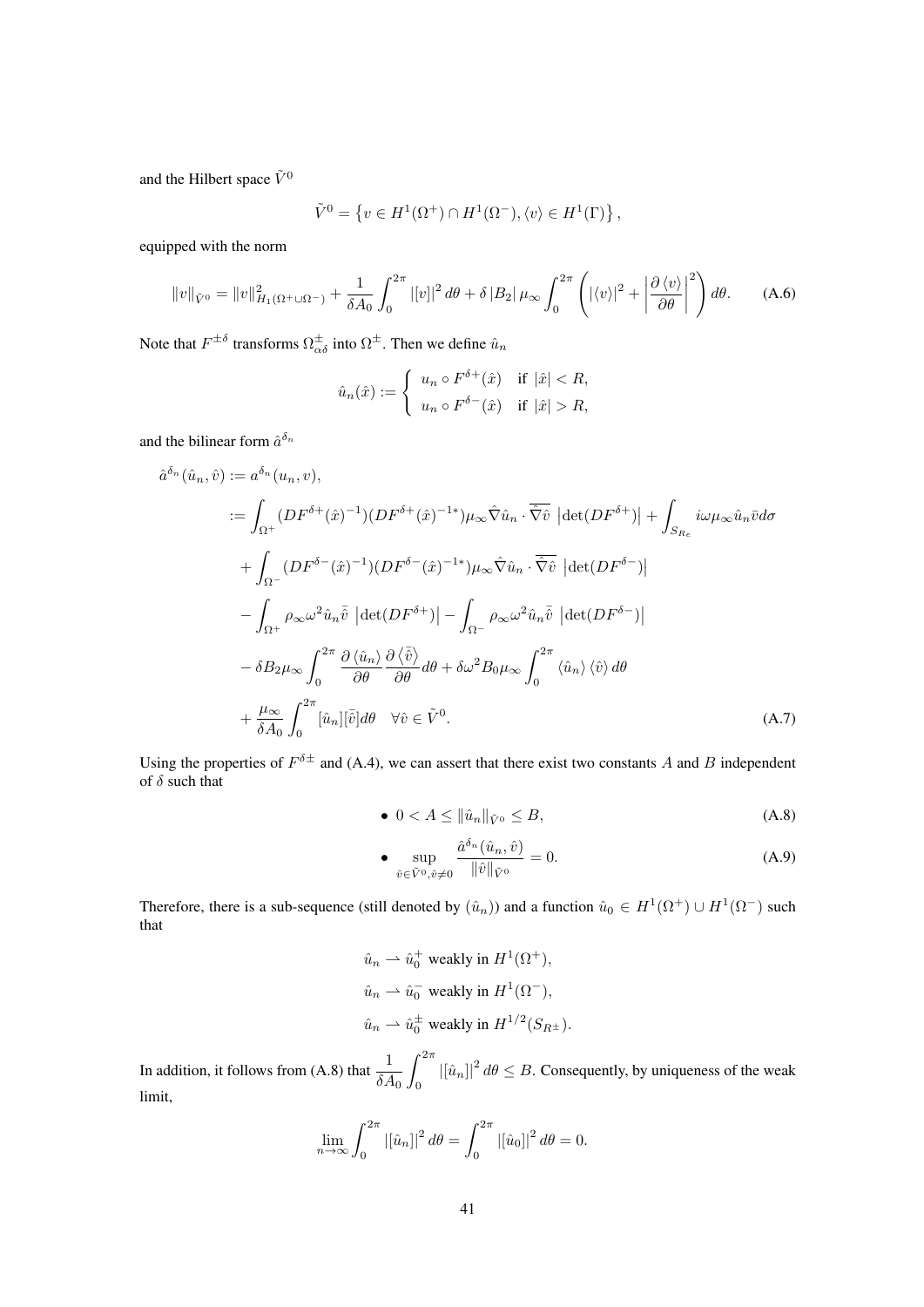and the Hilbert space $\tilde{V}^0$

$$\tilde{V}^0 = \left\{ v \in H^1(\Omega^+) \cap H^1(\Omega^-), \langle v \rangle \in H^1(\Gamma) \right\},$$

equipped with the norm

$$\|v\|_{\tilde{V}^0} = \|v\|^2_{H_1(\Omega^+ \cup \Omega^-)} + \frac{1}{\delta A_0} \int_0^{2\pi} |[v]|^2 \, d\theta + \delta \, |B_2| \, \mu_\infty \int_0^{2\pi} \left( |\langle v \rangle|^2 + \left| \frac{\partial \langle v \rangle}{\partial \theta} \right|^2 \right) d\theta. \tag{A.6}$$

Note that $F^{\pm\delta}$ transforms $\Omega^{\pm}_{\alpha\delta}$ into $\Omega^{\pm}$. Then we define $\hat{u}_n$

$$\hat{u}_n(\hat{x}) := \begin{cases} u_n \circ F^{\delta +}(\hat{x}) & \text{if } |\hat{x}| < R, \\ u_n \circ F^{\delta -}(\hat{x}) & \text{if } |\hat{x}| > R, \end{cases}$$

and the bilinear form $\hat{a}^{\delta_n}$

$$\begin{aligned}
\hat{a}^{\delta_n}(\hat{u}_n, \hat{v}) &:= a^{\delta_n}(u_n, v), \\
&:= \int_{\Omega^+} (DF^{\delta +}(\hat{x})^{-1})(DF^{\delta +}(\hat{x})^{-1*}) \mu_\infty \hat{\nabla} \hat{u}_n \cdot \overline{\hat{\nabla} \hat{v}} \, \left| \det(DF^{\delta +}) \right| + \int_{S_{R_e}} i\omega\mu_\infty \hat{u}_n \bar{v} d\sigma \\
&+ \int_{\Omega^-} (DF^{\delta -}(\hat{x})^{-1})(DF^{\delta -}(\hat{x})^{-1*}) \mu_\infty \hat{\nabla} \hat{u}_n \cdot \overline{\hat{\nabla} \hat{v}} \, \left| \det(DF^{\delta -}) \right| \\
&- \int_{\Omega^+} \rho_\infty \omega^2 \hat{u}_n \bar{\hat{v}} \, \left| \det(DF^{\delta +}) \right| - \int_{\Omega^-} \rho_\infty \omega^2 \hat{u}_n \bar{\hat{v}} \, \left| \det(DF^{\delta -}) \right| \\
&- \delta B_2 \mu_\infty \int_0^{2\pi} \frac{\partial \langle \hat{u}_n \rangle}{\partial \theta} \frac{\partial \langle \bar{\hat{v}} \rangle}{\partial \theta} d\theta + \delta \omega^2 B_0 \mu_\infty \int_0^{2\pi} \langle \hat{u}_n \rangle \langle \hat{v} \rangle \, d\theta \\
&+ \frac{\mu_\infty}{\delta A_0} \int_0^{2\pi} [\hat{u}_n][\bar{\hat{v}}] d\theta \quad \forall \hat{v} \in \tilde{V}^0.
\end{aligned} \tag{A.7}$$

Using the properties of $F^{\delta\pm}$ and (A.4), we can assert that there exist two constants $A$ and $B$ independent of $\delta$ such that

- $$0 < A \leq \|\hat{u}_n\|_{\tilde{V}^0} \leq B, \tag{A.8}$$

- $$\sup_{\hat{v} \in \tilde{V}^0, \hat{v} \neq 0} \frac{\hat{a}^{\delta_n}(\hat{u}_n, \hat{v})}{\|\hat{v}\|_{\tilde{V}^0}} = 0. \tag{A.9}$$

Therefore, there is a sub-sequence (still denoted by $(\hat{u}_n)$) and a function $\hat{u}_0 \in H^1(\Omega^+) \cup H^1(\Omega^-)$ such that

$$\begin{aligned}
&\hat{u}_n \rightharpoonup \hat{u}_0^+ \text{ weakly in } H^1(\Omega^+), \\
&\hat{u}_n \rightharpoonup \hat{u}_0^- \text{ weakly in } H^1(\Omega^-), \\
&\hat{u}_n \rightharpoonup \hat{u}_0^\pm \text{ weakly in } H^{1/2}(S_{R^\pm}).
\end{aligned}$$

In addition, it follows from (A.8) that $\dfrac{1}{\delta A_0} \displaystyle\int_0^{2\pi} |[\hat{u}_n]|^2 \, d\theta \leq B$. Consequently, by uniqueness of the weak limit,

$$\lim_{n \to \infty} \int_0^{2\pi} |[\hat{u}_n]|^2 \, d\theta = \int_0^{2\pi} |[\hat{u}_0]|^2 \, d\theta = 0.$$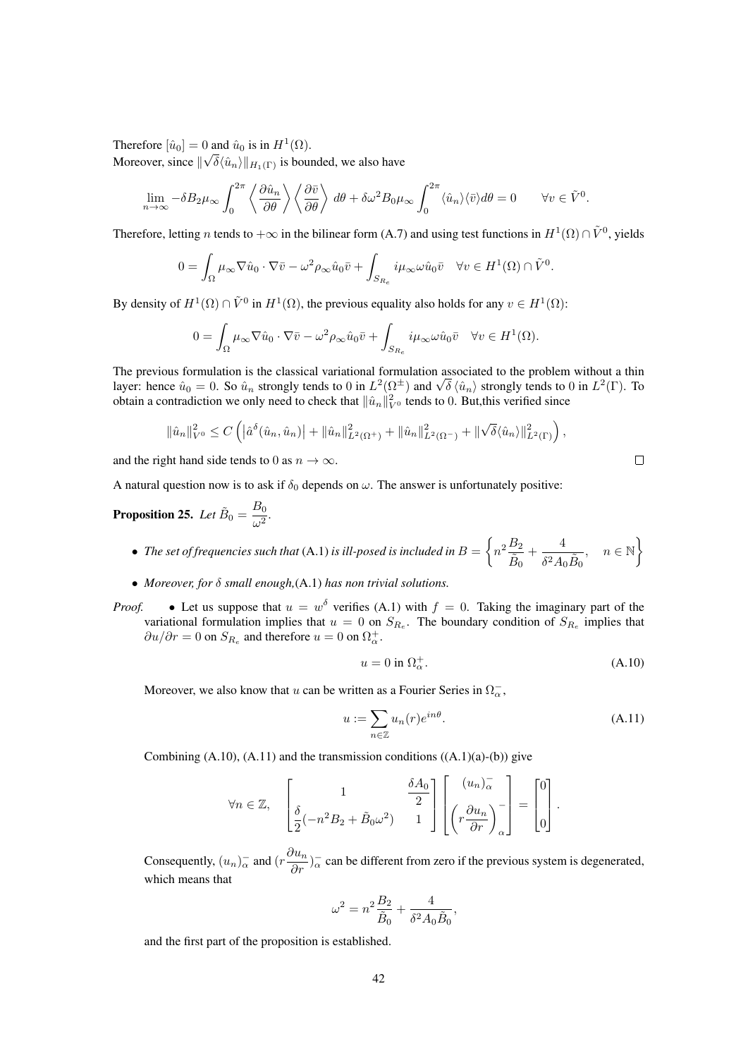Therefore $[\hat{u}_0] = 0$ and $\hat{u}_0$ is in $H^1(\Omega)$.
Moreover, since $\|\sqrt{\delta}\langle\hat{u}_n\rangle\|_{H_1(\Gamma)}$ is bounded, we also have

$$\lim_{n\to\infty} -\delta B_2 \mu_\infty \int_0^{2\pi} \left\langle \frac{\partial \hat{u}_n}{\partial \theta} \right\rangle \left\langle \frac{\partial \bar{v}}{\partial \theta} \right\rangle d\theta + \delta\omega^2 B_0 \mu_\infty \int_0^{2\pi} \langle \hat{u}_n \rangle \langle \bar{v} \rangle d\theta = 0 \qquad \forall v \in \tilde{V}^0.$$

Therefore, letting $n$ tends to $+\infty$ in the bilinear form (A.7) and using test functions in $H^1(\Omega) \cap \tilde{V}^0$, yields

$$0 = \int_\Omega \mu_\infty \nabla \hat{u}_0 \cdot \nabla \bar{v} - \omega^2 \rho_\infty \hat{u}_0 \bar{v} + \int_{S_{R_e}} i\mu_\infty \omega \hat{u}_0 \bar{v} \quad \forall v \in H^1(\Omega) \cap \tilde{V}^0.$$

By density of $H^1(\Omega) \cap \tilde{V}^0$ in $H^1(\Omega)$, the previous equality also holds for any $v \in H^1(\Omega)$:

$$0 = \int_\Omega \mu_\infty \nabla \hat{u}_0 \cdot \nabla \bar{v} - \omega^2 \rho_\infty \hat{u}_0 \bar{v} + \int_{S_{R_e}} i\mu_\infty \omega \hat{u}_0 \bar{v} \quad \forall v \in H^1(\Omega).$$

The previous formulation is the classical variational formulation associated to the problem without a thin layer: hence $\hat{u}_0 = 0$. So $\hat{u}_n$ strongly tends to 0 in $L^2(\Omega^\pm)$ and $\sqrt{\delta}\,\langle \hat{u}_n \rangle$ strongly tends to 0 in $L^2(\Gamma)$. To obtain a contradiction we only need to check that $\|\hat{u}_n\|^2_{V^0}$ tends to 0. But,this verified since

$$\|\hat{u}_n\|^2_{V^0} \leq C \left( \left| \hat{a}^\delta(\hat{u}_n, \hat{u}_n) \right| + \|\hat{u}_n\|^2_{L^2(\Omega^+)} + \|\hat{u}_n\|^2_{L^2(\Omega^-)} + \|\sqrt{\delta}\langle \hat{u}_n \rangle\|^2_{L^2(\Gamma)} \right),$$

and the right hand side tends to 0 as $n \to \infty$. □

A natural question now is to ask if $\delta_0$ depends on $\omega$. The answer is unfortunately positive:

**Proposition 25.** *Let* $\tilde{B}_0 = \dfrac{B_0}{\omega^2}$.

- *The set of frequencies such that* (A.1) *is ill-posed is included in* $B = \left\{ n^2 \dfrac{B_2}{\tilde{B}_0} + \dfrac{4}{\delta^2 A_0 \tilde{B}_0}, \quad n \in \mathbb{N} \right\}$
- *Moreover, for $\delta$ small enough,*(A.1) *has non trivial solutions.*

*Proof.*

- Let us suppose that $u = w^\delta$ verifies (A.1) with $f = 0$. Taking the imaginary part of the variational formulation implies that $u = 0$ on $S_{R_e}$. The boundary condition of $S_{R_e}$ implies that $\partial u / \partial r = 0$ on $S_{R_e}$ and therefore $u = 0$ on $\Omega^+_\alpha$.

$$u = 0 \text{ in } \Omega^+_\alpha. \tag{A.10}$$

Moreover, we also know that $u$ can be written as a Fourier Series in $\Omega^-_\alpha$,

$$u := \sum_{n\in\mathbb{Z}} u_n(r) e^{in\theta}. \tag{A.11}$$

Combining (A.10), (A.11) and the transmission conditions ((A.1)(a)-(b)) give

$$\forall n \in \mathbb{Z}, \quad \begin{bmatrix} 1 & \dfrac{\delta A_0}{2} \\ \dfrac{\delta}{2}(-n^2 B_2 + \tilde{B}_0 \omega^2) & 1 \end{bmatrix} \begin{bmatrix} (u_n)^-_\alpha \\ \left( r \dfrac{\partial u_n}{\partial r} \right)^-_\alpha \end{bmatrix} = \begin{bmatrix} 0 \\ 0 \end{bmatrix}.$$

Consequently, $(u_n)^-_\alpha$ and $(r \dfrac{\partial u_n}{\partial r})^-_\alpha$ can be different from zero if the previous system is degenerated, which means that

$$\omega^2 = n^2 \frac{B_2}{\tilde{B}_0} + \frac{4}{\delta^2 A_0 \tilde{B}_0},$$

and the first part of the proposition is established.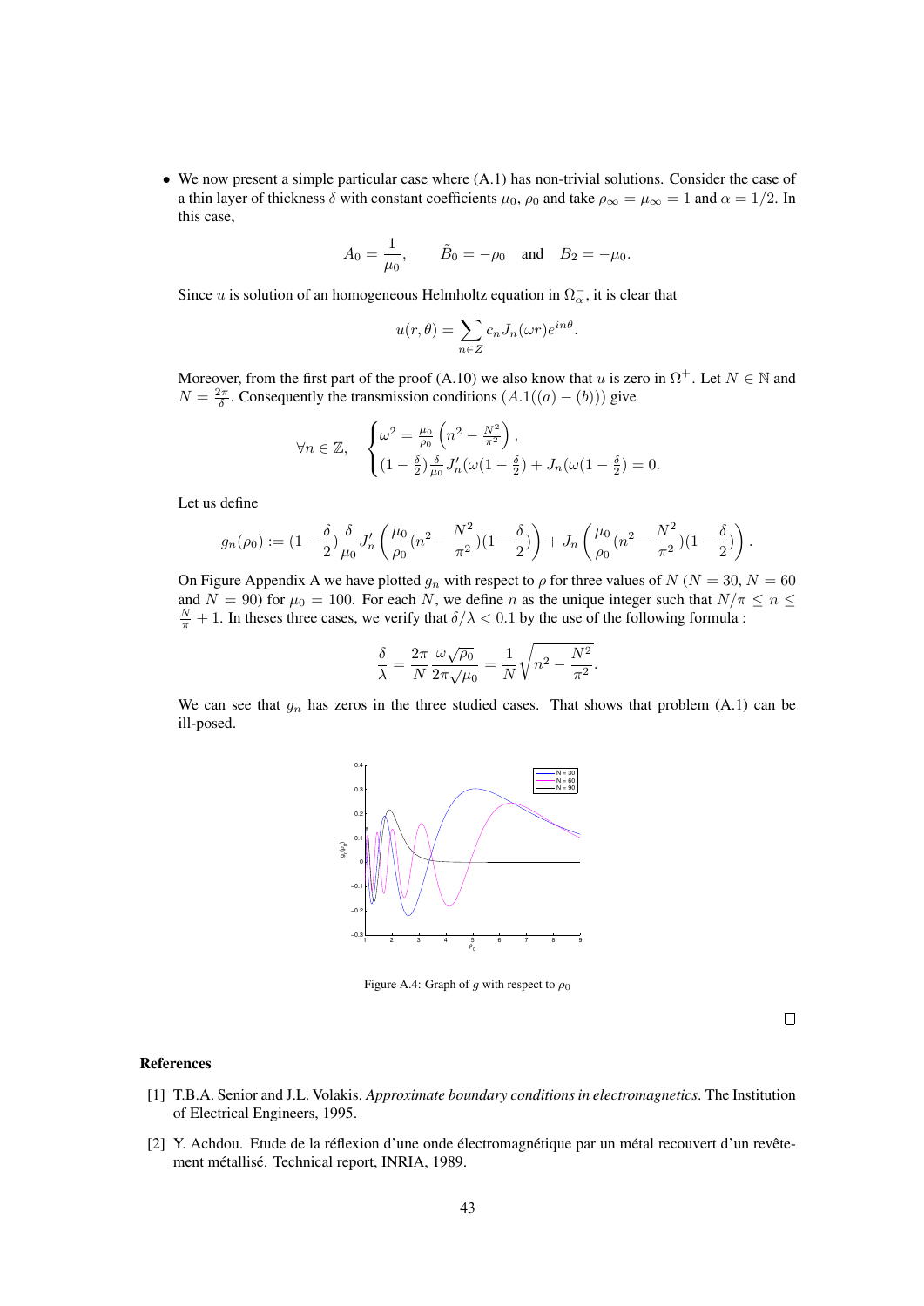- We now present a simple particular case where (A.1) has non-trivial solutions. Consider the case of a thin layer of thickness $\delta$ with constant coefficients $\mu_0$, $\rho_0$ and take $\rho_\infty = \mu_\infty = 1$ and $\alpha = 1/2$. In this case,

$$A_0 = \frac{1}{\mu_0}, \qquad \tilde{B}_0 = -\rho_0 \quad \text{and} \quad B_2 = -\mu_0.$$

Since $u$ is solution of an homogeneous Helmholtz equation in $\Omega_\alpha^-$, it is clear that

$$u(r,\theta) = \sum_{n \in Z} c_n J_n(\omega r) e^{in\theta}.$$

Moreover, from the first part of the proof (A.10) we also know that $u$ is zero in $\Omega^+$. Let $N \in \mathbb{N}$ and $N = \frac{2\pi}{\delta}$. Consequently the transmission conditions $(A.1((a)-(b)))$ give

$$\forall n \in \mathbb{Z}, \quad \begin{cases} \omega^2 = \frac{\mu_0}{\rho_0}\left(n^2 - \frac{N^2}{\pi^2}\right), \\ (1-\frac{\delta}{2})\frac{\delta}{\mu_0} J_n'(\omega(1-\frac{\delta}{2}) + J_n(\omega(1-\frac{\delta}{2}) = 0. \end{cases}$$

Let us define

$$g_n(\rho_0) := (1-\frac{\delta}{2})\frac{\delta}{\mu_0} J_n'\left(\frac{\mu_0}{\rho_0}(n^2 - \frac{N^2}{\pi^2})(1-\frac{\delta}{2})\right) + J_n\left(\frac{\mu_0}{\rho_0}(n^2 - \frac{N^2}{\pi^2})(1-\frac{\delta}{2})\right).$$

On Figure Appendix A we have plotted $g_n$ with respect to $\rho$ for three values of $N$ ($N = 30$, $N = 60$ and $N = 90$) for $\mu_0 = 100$. For each $N$, we define $n$ as the unique integer such that $N/\pi \leq n \leq \frac{N}{\pi} + 1$. In theses three cases, we verify that $\delta/\lambda < 0.1$ by the use of the following formula :

$$\frac{\delta}{\lambda} = \frac{2\pi}{N}\frac{\omega\sqrt{\rho_0}}{2\pi\sqrt{\mu_0}} = \frac{1}{N}\sqrt{n^2 - \frac{N^2}{\pi^2}}.$$

We can see that $g_n$ has zeros in the three studied cases. That shows that problem (A.1) can be ill-posed.

N = 30
N = 60
N = 90

$g_n(\rho_0)$

$\rho_0$

Figure A.4: Graph of $g$ with respect to $\rho_0$

□

## References

[1] T.B.A. Senior and J.L. Volakis. *Approximate boundary conditions in electromagnetics*. The Institution of Electrical Engineers, 1995.

[2] Y. Achdou. Etude de la réflexion d'une onde électromagnétique par un métal recouvert d'un revêtement métallisé. Technical report, INRIA, 1989.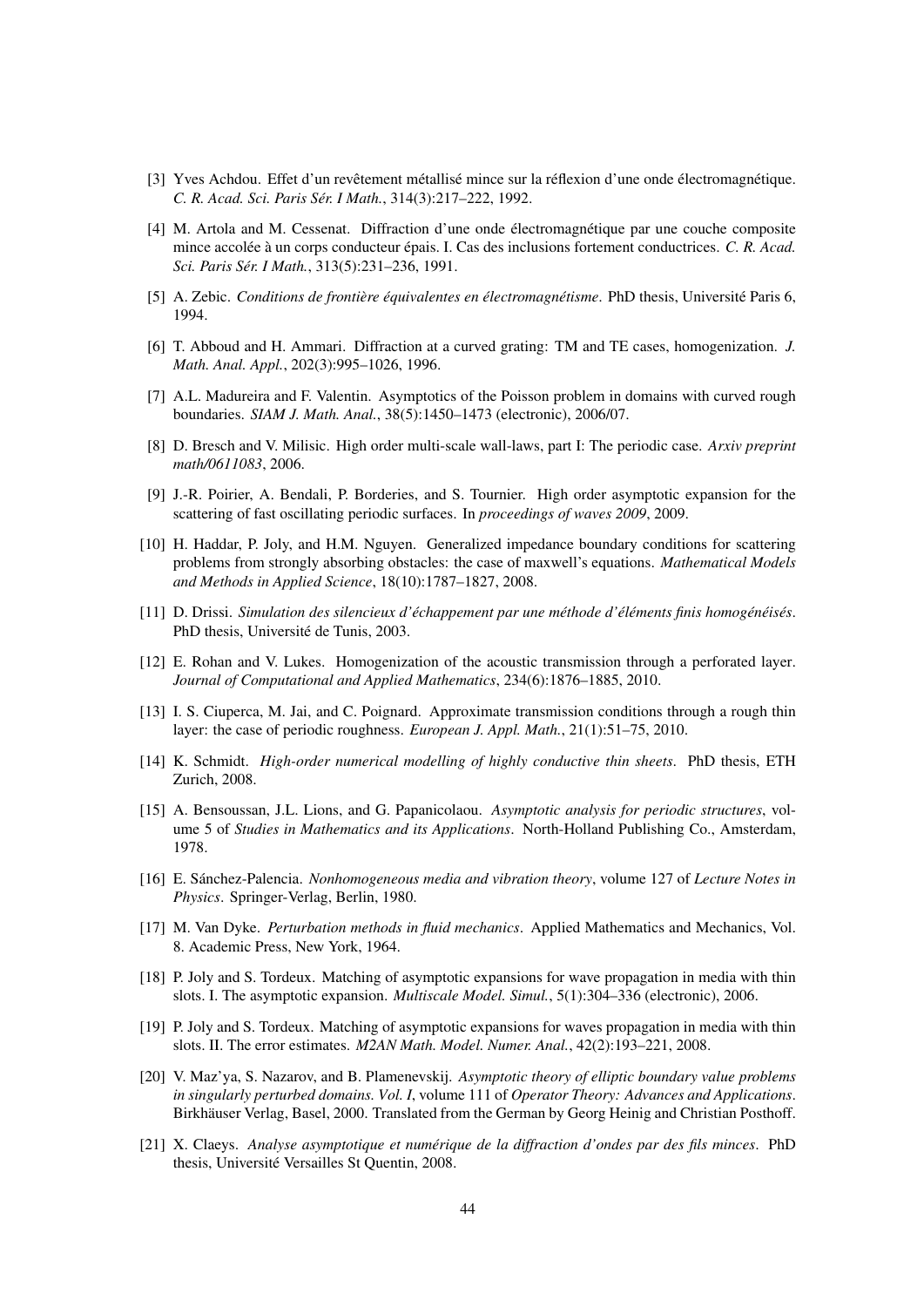[3] Yves Achdou. Effet d'un revêtement métallisé mince sur la réflexion d'une onde électromagnétique. *C. R. Acad. Sci. Paris Sér. I Math.*, 314(3):217–222, 1992.

[4] M. Artola and M. Cessenat. Diffraction d'une onde électromagnétique par une couche composite mince accolée à un corps conducteur épais. I. Cas des inclusions fortement conductrices. *C. R. Acad. Sci. Paris Sér. I Math.*, 313(5):231–236, 1991.

[5] A. Zebic. *Conditions de frontière équivalentes en électromagnétisme*. PhD thesis, Université Paris 6, 1994.

[6] T. Abboud and H. Ammari. Diffraction at a curved grating: TM and TE cases, homogenization. *J. Math. Anal. Appl.*, 202(3):995–1026, 1996.

[7] A.L. Madureira and F. Valentin. Asymptotics of the Poisson problem in domains with curved rough boundaries. *SIAM J. Math. Anal.*, 38(5):1450–1473 (electronic), 2006/07.

[8] D. Bresch and V. Milisic. High order multi-scale wall-laws, part I: The periodic case. *Arxiv preprint math/0611083*, 2006.

[9] J.-R. Poirier, A. Bendali, P. Borderies, and S. Tournier. High order asymptotic expansion for the scattering of fast oscillating periodic surfaces. In *proceedings of waves 2009*, 2009.

[10] H. Haddar, P. Joly, and H.M. Nguyen. Generalized impedance boundary conditions for scattering problems from strongly absorbing obstacles: the case of maxwell's equations. *Mathematical Models and Methods in Applied Science*, 18(10):1787–1827, 2008.

[11] D. Drissi. *Simulation des silencieux d'échappement par une méthode d'éléments finis homogénéisés*. PhD thesis, Université de Tunis, 2003.

[12] E. Rohan and V. Lukes. Homogenization of the acoustic transmission through a perforated layer. *Journal of Computational and Applied Mathematics*, 234(6):1876–1885, 2010.

[13] I. S. Ciuperca, M. Jai, and C. Poignard. Approximate transmission conditions through a rough thin layer: the case of periodic roughness. *European J. Appl. Math.*, 21(1):51–75, 2010.

[14] K. Schmidt. *High-order numerical modelling of highly conductive thin sheets*. PhD thesis, ETH Zurich, 2008.

[15] A. Bensoussan, J.L. Lions, and G. Papanicolaou. *Asymptotic analysis for periodic structures*, volume 5 of *Studies in Mathematics and its Applications*. North-Holland Publishing Co., Amsterdam, 1978.

[16] E. Sánchez-Palencia. *Nonhomogeneous media and vibration theory*, volume 127 of *Lecture Notes in Physics*. Springer-Verlag, Berlin, 1980.

[17] M. Van Dyke. *Perturbation methods in fluid mechanics*. Applied Mathematics and Mechanics, Vol. 8. Academic Press, New York, 1964.

[18] P. Joly and S. Tordeux. Matching of asymptotic expansions for wave propagation in media with thin slots. I. The asymptotic expansion. *Multiscale Model. Simul.*, 5(1):304–336 (electronic), 2006.

[19] P. Joly and S. Tordeux. Matching of asymptotic expansions for waves propagation in media with thin slots. II. The error estimates. *M2AN Math. Model. Numer. Anal.*, 42(2):193–221, 2008.

[20] V. Maz'ya, S. Nazarov, and B. Plamenevskij. *Asymptotic theory of elliptic boundary value problems in singularly perturbed domains. Vol. I*, volume 111 of *Operator Theory: Advances and Applications*. Birkhäuser Verlag, Basel, 2000. Translated from the German by Georg Heinig and Christian Posthoff.

[21] X. Claeys. *Analyse asymptotique et numérique de la diffraction d'ondes par des fils minces*. PhD thesis, Université Versailles St Quentin, 2008.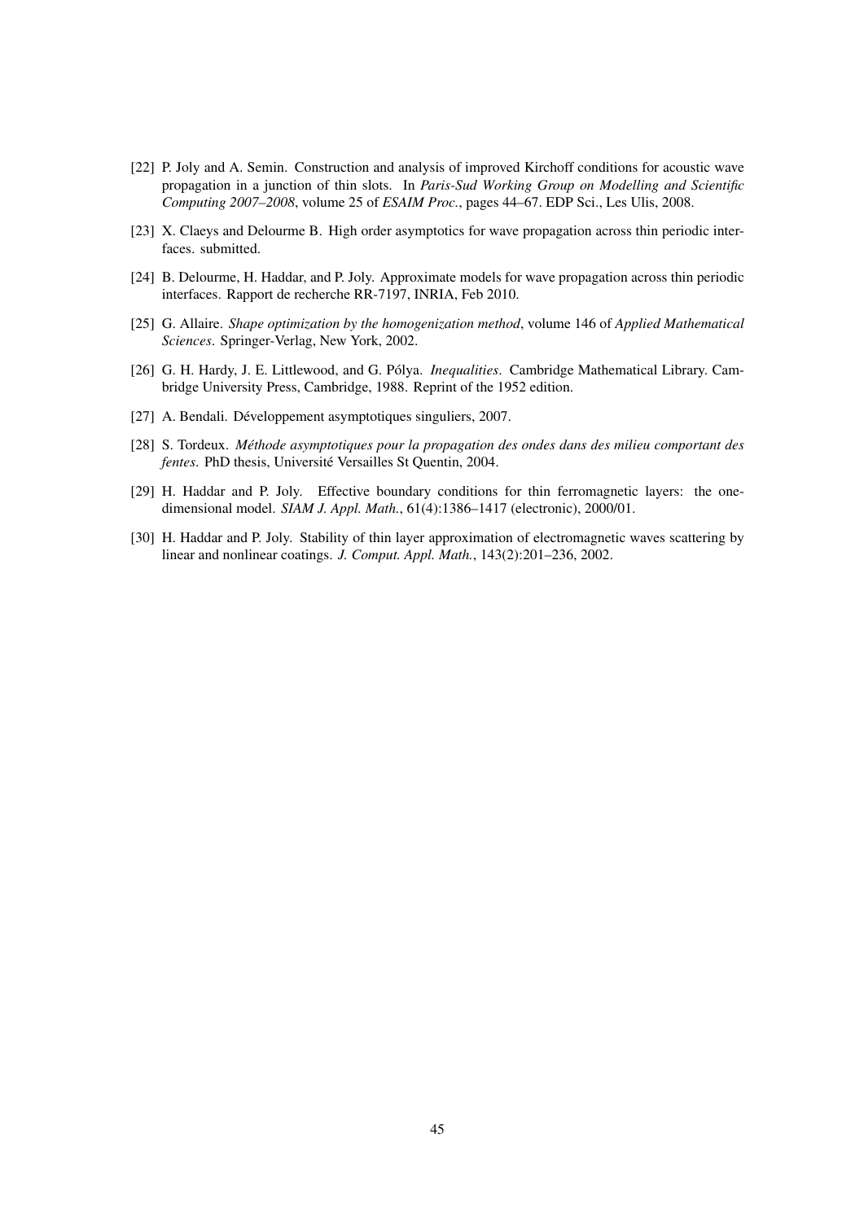[22] P. Joly and A. Semin. Construction and analysis of improved Kirchoff conditions for acoustic wave propagation in a junction of thin slots. In *Paris-Sud Working Group on Modelling and Scientific Computing 2007–2008*, volume 25 of *ESAIM Proc.*, pages 44–67. EDP Sci., Les Ulis, 2008.

[23] X. Claeys and Delourme B. High order asymptotics for wave propagation across thin periodic interfaces. submitted.

[24] B. Delourme, H. Haddar, and P. Joly. Approximate models for wave propagation across thin periodic interfaces. Rapport de recherche RR-7197, INRIA, Feb 2010.

[25] G. Allaire. *Shape optimization by the homogenization method*, volume 146 of *Applied Mathematical Sciences*. Springer-Verlag, New York, 2002.

[26] G. H. Hardy, J. E. Littlewood, and G. Pólya. *Inequalities*. Cambridge Mathematical Library. Cambridge University Press, Cambridge, 1988. Reprint of the 1952 edition.

[27] A. Bendali. Développement asymptotiques singuliers, 2007.

[28] S. Tordeux. *Méthode asymptotiques pour la propagation des ondes dans des milieu comportant des fentes*. PhD thesis, Université Versailles St Quentin, 2004.

[29] H. Haddar and P. Joly. Effective boundary conditions for thin ferromagnetic layers: the one-dimensional model. *SIAM J. Appl. Math.*, 61(4):1386–1417 (electronic), 2000/01.

[30] H. Haddar and P. Joly. Stability of thin layer approximation of electromagnetic waves scattering by linear and nonlinear coatings. *J. Comput. Appl. Math.*, 143(2):201–236, 2002.